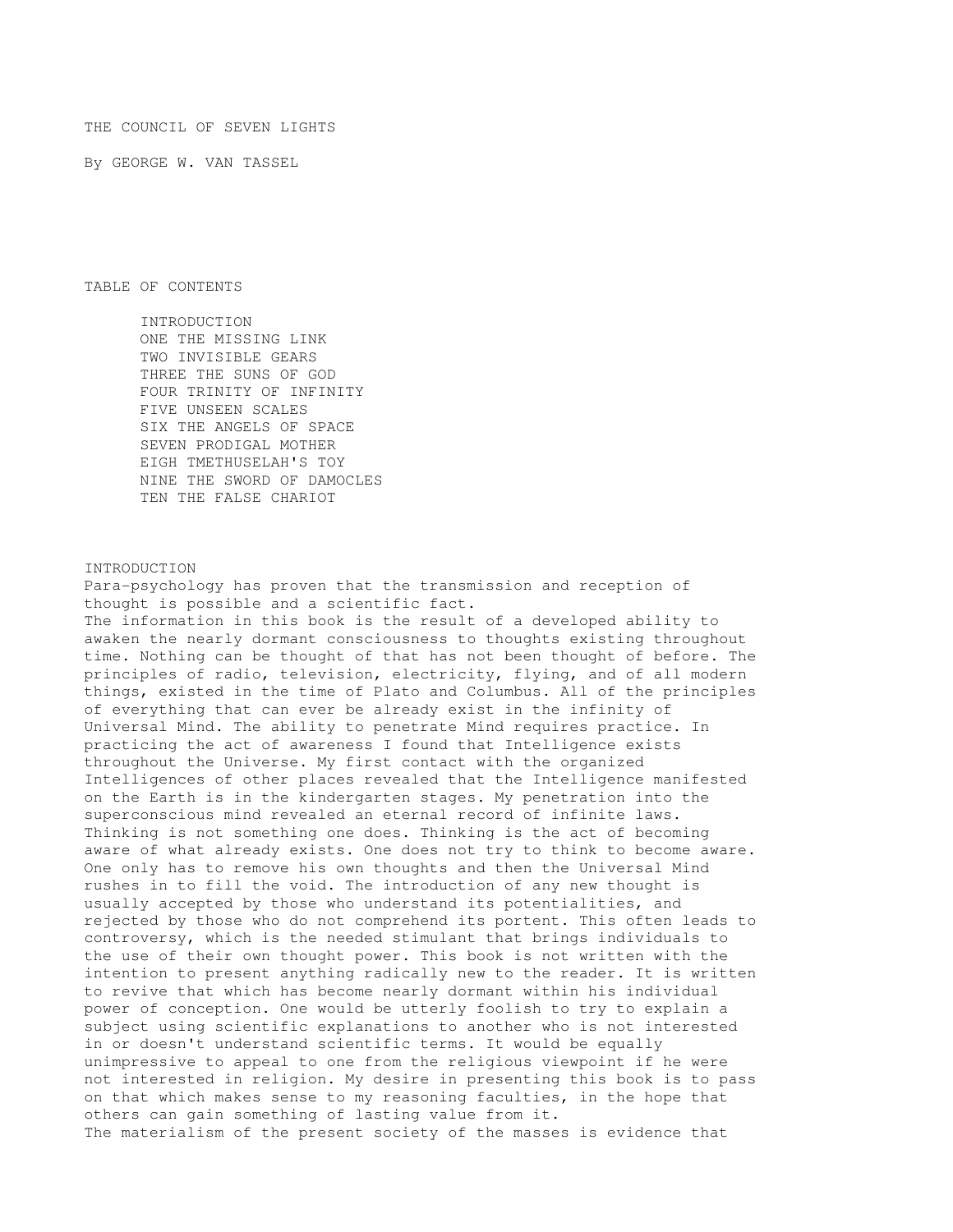# THE COUNCIL OF SEVEN LIGHTS

By GEORGE W. VAN TASSEL

## TABLE OF CONTENTS

- INTRODUCTION
- ONE THE MISSING LINK
- TWO INVISIBLE GEARS
- THREE THE SUNS OF GOD
- FOUR TRINITY OF INFINITY
- FIVE UNSEEN SCALES
- SIX THE ANGELS OF SPACE
- SEVEN PRODIGAL MOTHER
- EIGH TMETHUSELAH'S TOY
- NINE THE SWORD OF DAMOCLES
- TEN THE FALSE CHARIOT

## INTRODUCTION

Para-psychology has proven that the transmission and reception of thought is possible and a scientific fact.

The information in this book is the result of a developed ability to awaken the nearly dormant consciousness to thoughts existing throughout time. Nothing can be thought of that has not been thought of before. The principles of radio, television, electricity, flying, and of all modern things, existed in the time of Plato and Columbus. All of the principles of everything that can ever be already exist in the infinity of Universal Mind. The ability to penetrate Mind requires practice. In practicing the act of awareness I found that Intelligence exists throughout the Universe. My first contact with the organized Intelligences of other places revealed that the Intelligence manifested on the Earth is in the kindergarten stages. My penetration into the superconscious mind revealed an eternal record of infinite laws. Thinking is not something one does. Thinking is the act of becoming aware of what already exists. One does not try to think to become aware. One only has to remove his own thoughts and then the Universal Mind rushes in to fill the void. The introduction of any new thought is usually accepted by those who understand its potentialities, and rejected by those who do not comprehend its portent. This often leads to controversy, which is the needed stimulant that brings individuals to the use of their own thought power. This book is not written with the intention to present anything radically new to the reader. It is written to revive that which has become nearly dormant within his individual power of conception. One would be utterly foolish to try to explain a subject using scientific explanations to another who is not interested in or doesn't understand scientific terms. It would be equally unimpressive to appeal to one from the religious viewpoint if he were not interested in religion. My desire in presenting this book is to pass on that which makes sense to my reasoning faculties, in the hope that others can gain something of lasting value from it.

The materialism of the present society of the masses is evidence that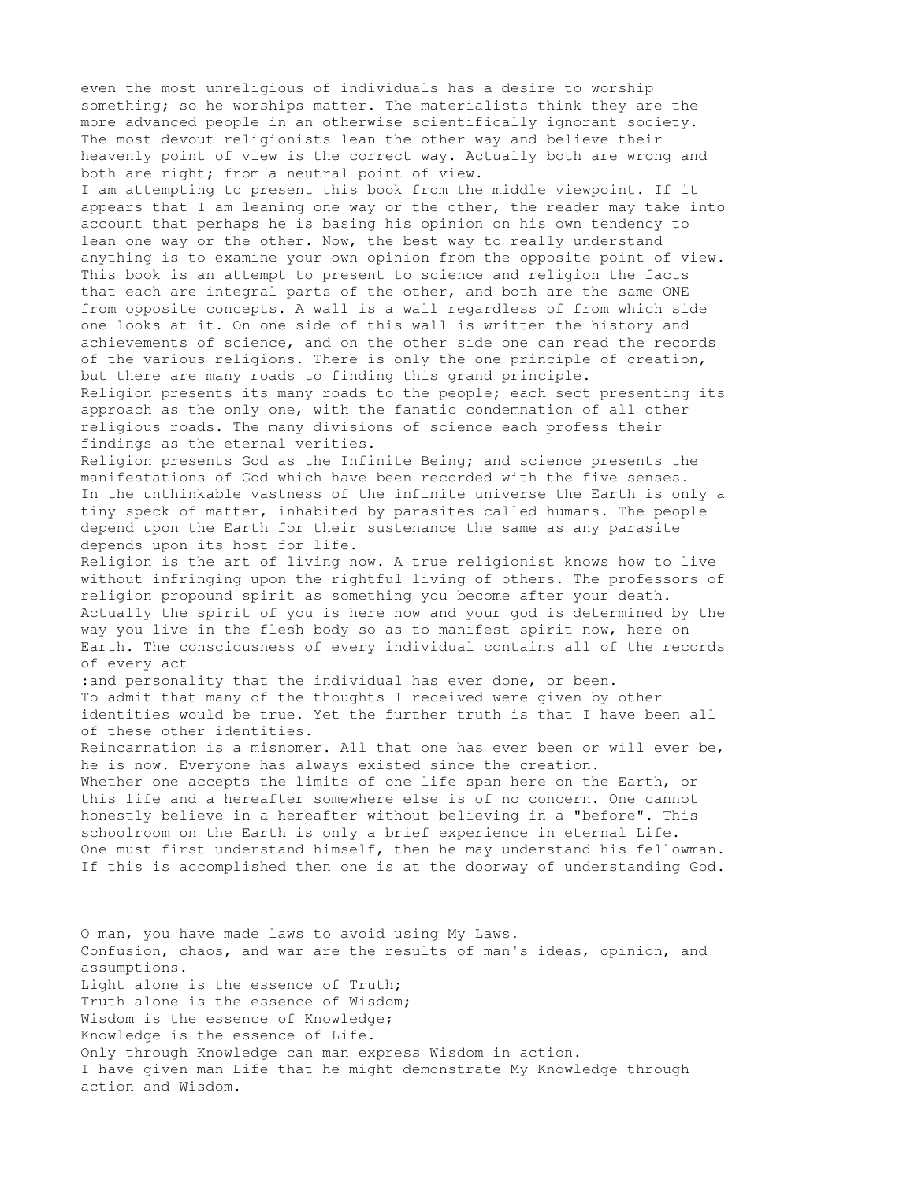even the most unreligious of individuals has a desire to worship something; so he worships matter. The materialists think they are the more advanced people in an otherwise scientifically ignorant society. The most devout religionists lean the other way and believe their heavenly point of view is the correct way. Actually both are wrong and both are right; from a neutral point of view.

I am attempting to present this book from the middle viewpoint. If it appears that I am leaning one way or the other, the reader may take into account that perhaps he is basing his opinion on his own tendency to lean one way or the other. Now, the best way to really understand anything is to examine your own opinion from the opposite point of view. This book is an attempt to present to science and religion the facts that each are integral parts of the other, and both are the same ONE from opposite concepts. A wall is a wall regardless of from which side one looks at it. On one side of this wall is written the history and achievements of science, and on the other side one can read the records of the various religions. There is only the one principle of creation, but there are many roads to finding this grand principle.

Religion presents its many roads to the people; each sect presenting its approach as the only one, with the fanatic condemnation of all other religious roads. The many divisions of science each profess their findings as the eternal verities.

Religion presents God as the Infinite Being; and science presents the manifestations of God which have been recorded with the five senses.

In the unthinkable vastness of the infinite universe the Earth is only a tiny speck of matter, inhabited by parasites called humans. The people depend upon the Earth for their sustenance the same as any parasite depends upon its host for life.

Religion is the art of living now. A true religionist knows how to live without infringing upon the rightful living of others. The professors of religion propound spirit as something you become after your death. Actually the spirit of you is here now and your god is determined by the way you live in the flesh body so as to manifest spirit now, here on Earth. The consciousness of every individual contains all of the records of every act
:and personality that the individual has ever done, or been.

To admit that many of the thoughts I received were given by other identities would be true. Yet the further truth is that I have been all of these other identities.

Reincarnation is a misnomer. All that one has ever been or will ever be, he is now. Everyone has always existed since the creation.

Whether one accepts the limits of one life span here on the Earth, or this life and a hereafter somewhere else is of no concern. One cannot honestly believe in a hereafter without believing in a "before". This schoolroom on the Earth is only a brief experience in eternal Life.

One must first understand himself, then he may understand his fellowman. If this is accomplished then one is at the doorway of understanding God.

O man, you have made laws to avoid using My Laws.
Confusion, chaos, and war are the results of man's ideas, opinion, and assumptions.
Light alone is the essence of Truth;
Truth alone is the essence of Wisdom;
Wisdom is the essence of Knowledge;
Knowledge is the essence of Life.
Only through Knowledge can man express Wisdom in action.
I have given man Life that he might demonstrate My Knowledge through action and Wisdom.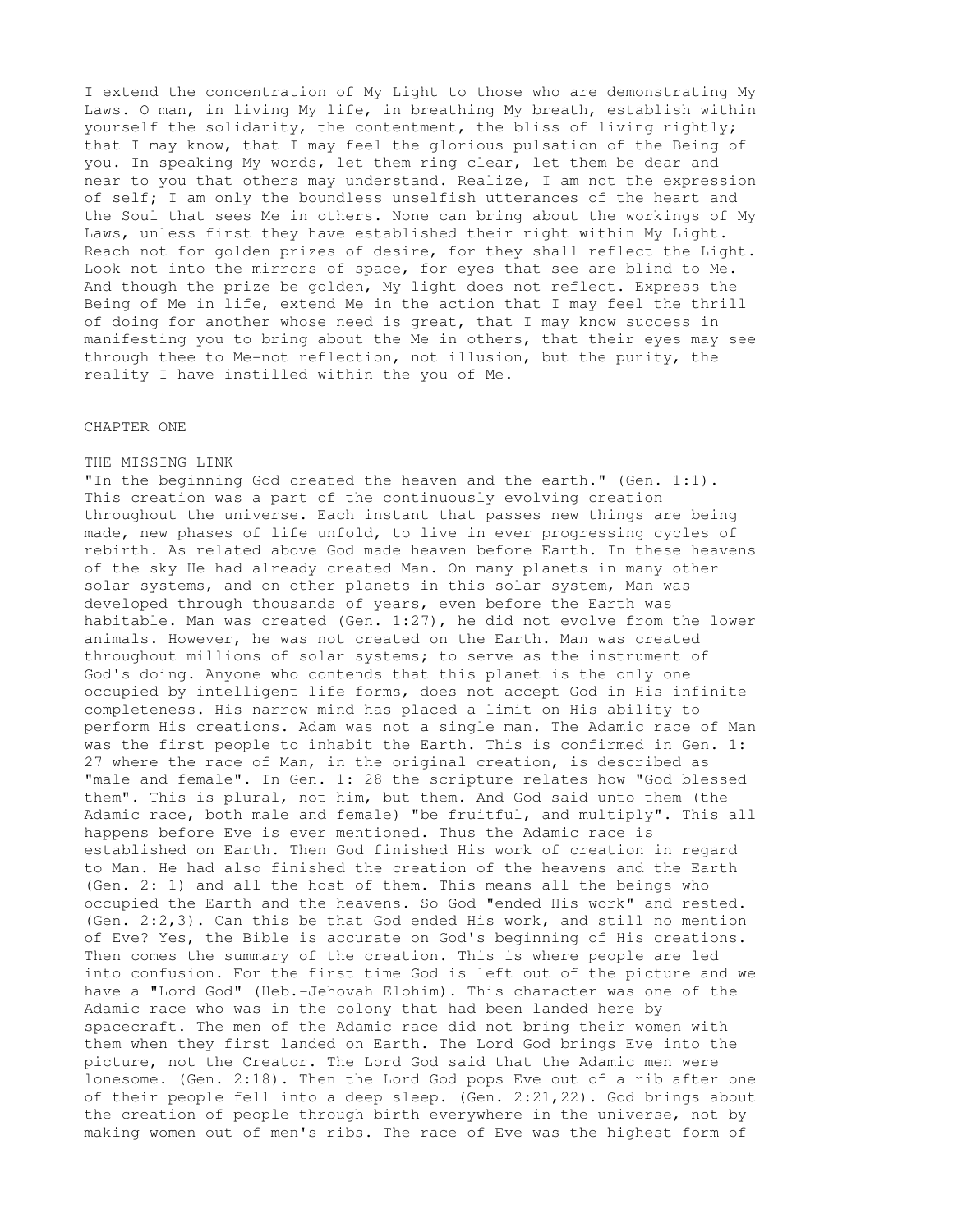I extend the concentration of My Light to those who are demonstrating My Laws. O man, in living My life, in breathing My breath, establish within yourself the solidarity, the contentment, the bliss of living rightly; that I may know, that I may feel the glorious pulsation of the Being of you. In speaking My words, let them ring clear, let them be dear and near to you that others may understand. Realize, I am not the expression of self; I am only the boundless unselfish utterances of the heart and the Soul that sees Me in others. None can bring about the workings of My Laws, unless first they have established their right within My Light. Reach not for golden prizes of desire, for they shall reflect the Light. Look not into the mirrors of space, for eyes that see are blind to Me. And though the prize be golden, My light does not reflect. Express the Being of Me in life, extend Me in the action that I may feel the thrill of doing for another whose need is great, that I may know success in manifesting you to bring about the Me in others, that their eyes may see through thee to Me-not reflection, not illusion, but the purity, the reality I have instilled within the you of Me.

# CHAPTER ONE

## THE MISSING LINK

"In the beginning God created the heaven and the earth." (Gen. 1:1). This creation was a part of the continuously evolving creation throughout the universe. Each instant that passes new things are being made, new phases of life unfold, to live in ever progressing cycles of rebirth. As related above God made heaven before Earth. In these heavens of the sky He had already created Man. On many planets in many other solar systems, and on other planets in this solar system, Man was developed through thousands of years, even before the Earth was habitable. Man was created (Gen. 1:27), he did not evolve from the lower animals. However, he was not created on the Earth. Man was created throughout millions of solar systems; to serve as the instrument of God's doing. Anyone who contends that this planet is the only one occupied by intelligent life forms, does not accept God in His infinite completeness. His narrow mind has placed a limit on His ability to perform His creations. Adam was not a single man. The Adamic race of Man was the first people to inhabit the Earth. This is confirmed in Gen. 1: 27 where the race of Man, in the original creation, is described as "male and female". In Gen. 1: 28 the scripture relates how "God blessed them". This is plural, not him, but them. And God said unto them (the Adamic race, both male and female) "be fruitful, and multiply". This all happens before Eve is ever mentioned. Thus the Adamic race is established on Earth. Then God finished His work of creation in regard to Man. He had also finished the creation of the heavens and the Earth (Gen. 2: 1) and all the host of them. This means all the beings who occupied the Earth and the heavens. So God "ended His work" and rested. (Gen. 2:2,3). Can this be that God ended His work, and still no mention of Eve? Yes, the Bible is accurate on God's beginning of His creations. Then comes the summary of the creation. This is where people are led into confusion. For the first time God is left out of the picture and we have a "Lord God" (Heb.-Jehovah Elohim). This character was one of the Adamic race who was in the colony that had been landed here by spacecraft. The men of the Adamic race did not bring their women with them when they first landed on Earth. The Lord God brings Eve into the picture, not the Creator. The Lord God said that the Adamic men were lonesome. (Gen. 2:18). Then the Lord God pops Eve out of a rib after one of their people fell into a deep sleep. (Gen. 2:21,22). God brings about the creation of people through birth everywhere in the universe, not by making women out of men's ribs. The race of Eve was the highest form of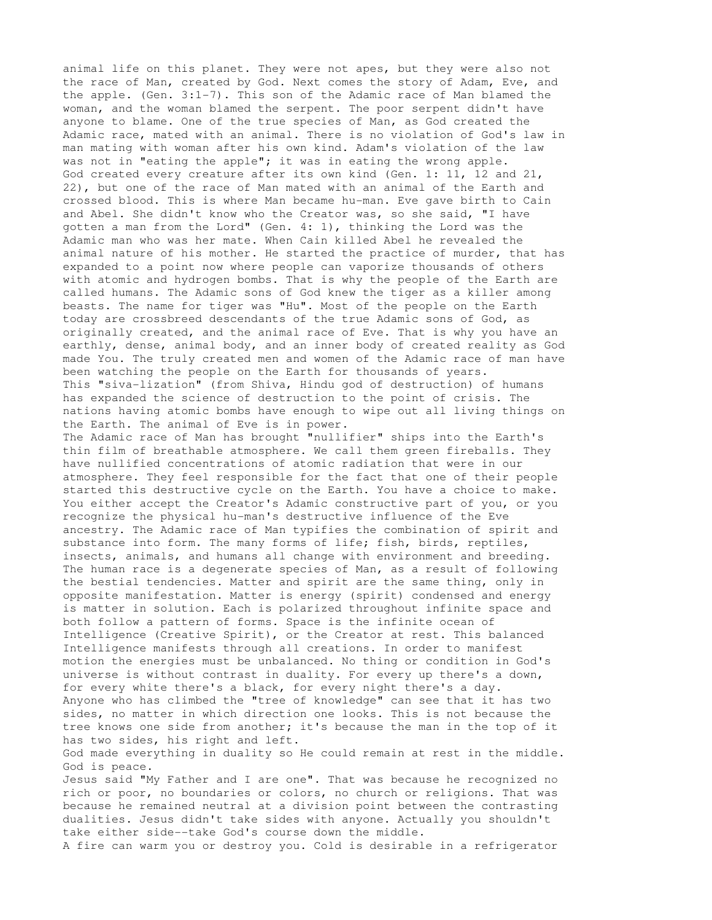animal life on this planet. They were not apes, but they were also not the race of Man, created by God. Next comes the story of Adam, Eve, and the apple. (Gen. 3:1-7). This son of the Adamic race of Man blamed the woman, and the woman blamed the serpent. The poor serpent didn't have anyone to blame. One of the true species of Man, as God created the Adamic race, mated with an animal. There is no violation of God's law in man mating with woman after his own kind. Adam's violation of the law was not in "eating the apple"; it was in eating the wrong apple.

God created every creature after its own kind (Gen. 1: 11, 12 and 21, 22), but one of the race of Man mated with an animal of the Earth and crossed blood. This is where Man became hu-man. Eve gave birth to Cain and Abel. She didn't know who the Creator was, so she said, "I have gotten a man from the Lord" (Gen. 4: 1), thinking the Lord was the Adamic man who was her mate. When Cain killed Abel he revealed the animal nature of his mother. He started the practice of murder, that has expanded to a point now where people can vaporize thousands of others with atomic and hydrogen bombs. That is why the people of the Earth are called humans. The Adamic sons of God knew the tiger as a killer among beasts. The name for tiger was "Hu". Most of the people on the Earth today are crossbreed descendants of the true Adamic sons of God, as originally created, and the animal race of Eve. That is why you have an earthly, dense, animal body, and an inner body of created reality as God made You. The truly created men and women of the Adamic race of man have been watching the people on the Earth for thousands of years.

This "siva-lization" (from Shiva, Hindu god of destruction) of humans has expanded the science of destruction to the point of crisis. The nations having atomic bombs have enough to wipe out all living things on the Earth. The animal of Eve is in power.

The Adamic race of Man has brought "nullifier" ships into the Earth's thin film of breathable atmosphere. We call them green fireballs. They have nullified concentrations of atomic radiation that were in our atmosphere. They feel responsible for the fact that one of their people started this destructive cycle on the Earth. You have a choice to make. You either accept the Creator's Adamic constructive part of you, or you recognize the physical hu-man's destructive influence of the Eve ancestry. The Adamic race of Man typifies the combination of spirit and substance into form. The many forms of life; fish, birds, reptiles, insects, animals, and humans all change with environment and breeding. The human race is a degenerate species of Man, as a result of following the bestial tendencies. Matter and spirit are the same thing, only in opposite manifestation. Matter is energy (spirit) condensed and energy is matter in solution. Each is polarized throughout infinite space and both follow a pattern of forms. Space is the infinite ocean of Intelligence (Creative Spirit), or the Creator at rest. This balanced Intelligence manifests through all creations. In order to manifest motion the energies must be unbalanced. No thing or condition in God's universe is without contrast in duality. For every up there's a down, for every white there's a black, for every night there's a day.

Anyone who has climbed the "tree of knowledge" can see that it has two sides, no matter in which direction one looks. This is not because the tree knows one side from another; it's because the man in the top of it has two sides, his right and left.

God made everything in duality so He could remain at rest in the middle. God is peace.

Jesus said "My Father and I are one". That was because he recognized no rich or poor, no boundaries or colors, no church or religions. That was because he remained neutral at a division point between the contrasting dualities. Jesus didn't take sides with anyone. Actually you shouldn't take either side--take God's course down the middle.

A fire can warm you or destroy you. Cold is desirable in a refrigerator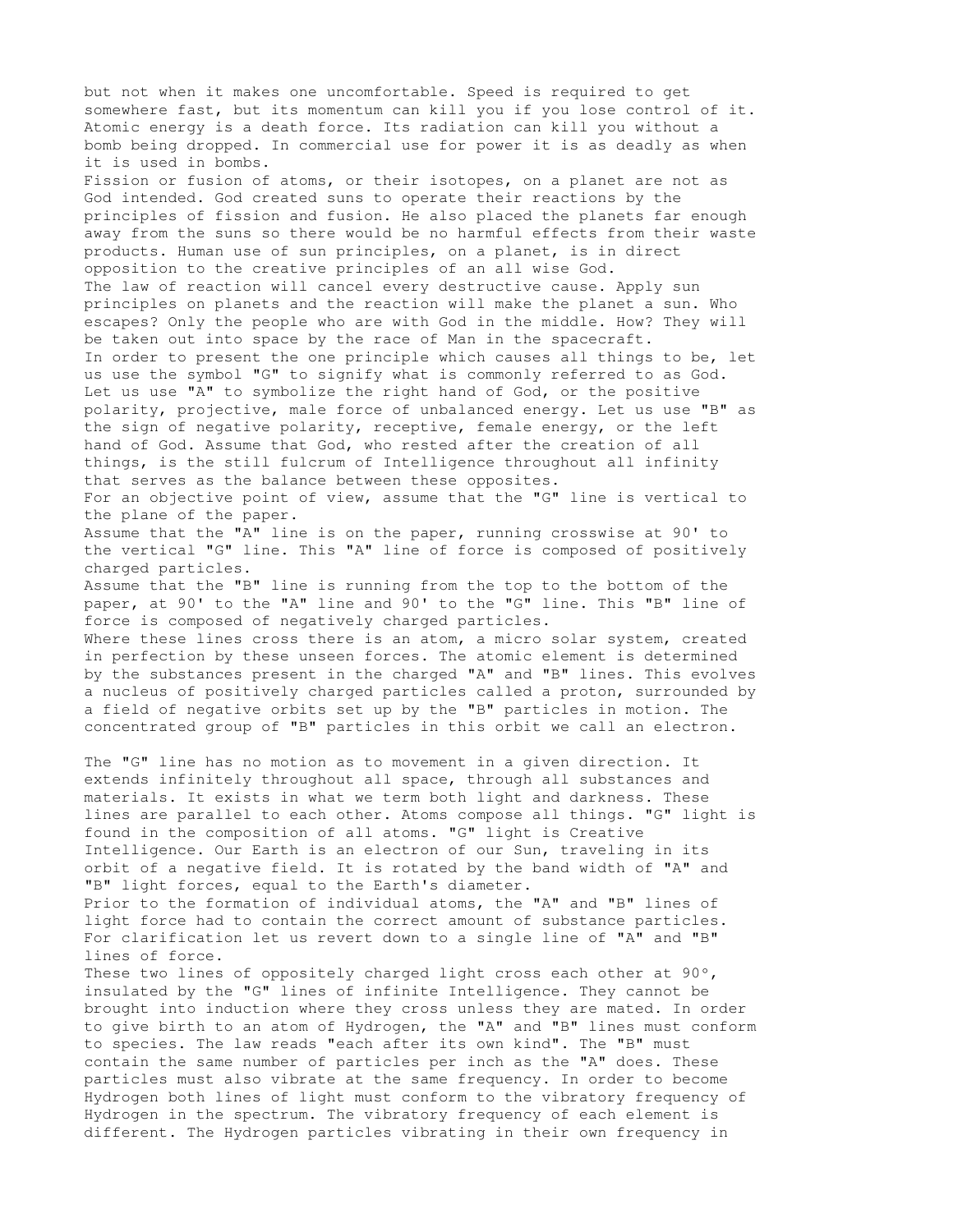but not when it makes one uncomfortable. Speed is required to get somewhere fast, but its momentum can kill you if you lose control of it. Atomic energy is a death force. Its radiation can kill you without a bomb being dropped. In commercial use for power it is as deadly as when it is used in bombs.

Fission or fusion of atoms, or their isotopes, on a planet are not as God intended. God created suns to operate their reactions by the principles of fission and fusion. He also placed the planets far enough away from the suns so there would be no harmful effects from their waste products. Human use of sun principles, on a planet, is in direct opposition to the creative principles of an all wise God.

The law of reaction will cancel every destructive cause. Apply sun principles on planets and the reaction will make the planet a sun. Who escapes? Only the people who are with God in the middle. How? They will be taken out into space by the race of Man in the spacecraft.

In order to present the one principle which causes all things to be, let us use the symbol "G" to signify what is commonly referred to as God. Let us use "A" to symbolize the right hand of God, or the positive polarity, projective, male force of unbalanced energy. Let us use "B" as the sign of negative polarity, receptive, female energy, or the left hand of God. Assume that God, who rested after the creation of all things, is the still fulcrum of Intelligence throughout all infinity that serves as the balance between these opposites.

For an objective point of view, assume that the "G" line is vertical to the plane of the paper.

Assume that the "A" line is on the paper, running crosswise at 90' to the vertical "G" line. This "A" line of force is composed of positively charged particles.

Assume that the "B" line is running from the top to the bottom of the paper, at 90' to the "A" line and 90' to the "G" line. This "B" line of force is composed of negatively charged particles.

Where these lines cross there is an atom, a micro solar system, created in perfection by these unseen forces. The atomic element is determined by the substances present in the charged "A" and "B" lines. This evolves a nucleus of positively charged particles called a proton, surrounded by a field of negative orbits set up by the "B" particles in motion. The concentrated group of "B" particles in this orbit we call an electron.

The "G" line has no motion as to movement in a given direction. It extends infinitely throughout all space, through all substances and materials. It exists in what we term both light and darkness. These lines are parallel to each other. Atoms compose all things. "G" light is found in the composition of all atoms. "G" light is Creative Intelligence. Our Earth is an electron of our Sun, traveling in its orbit of a negative field. It is rotated by the band width of "A" and "B" light forces, equal to the Earth's diameter.

Prior to the formation of individual atoms, the "A" and "B" lines of light force had to contain the correct amount of substance particles. For clarification let us revert down to a single line of "A" and "B" lines of force.

These two lines of oppositely charged light cross each other at 90°, insulated by the "G" lines of infinite Intelligence. They cannot be brought into induction where they cross unless they are mated. In order to give birth to an atom of Hydrogen, the "A" and "B" lines must conform to species. The law reads "each after its own kind". The "B" must contain the same number of particles per inch as the "A" does. These particles must also vibrate at the same frequency. In order to become Hydrogen both lines of light must conform to the vibratory frequency of Hydrogen in the spectrum. The vibratory frequency of each element is different. The Hydrogen particles vibrating in their own frequency in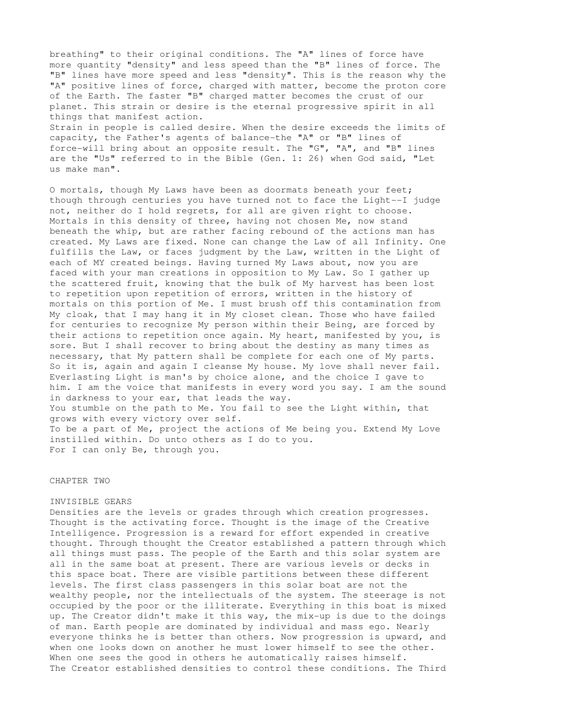breathing" to their original conditions. The "A" lines of force have more quantity "density" and less speed than the "B" lines of force. The "B" lines have more speed and less "density". This is the reason why the "A" positive lines of force, charged with matter, become the proton core of the Earth. The faster "B" charged matter becomes the crust of our planet. This strain or desire is the eternal progressive spirit in all things that manifest action.

Strain in people is called desire. When the desire exceeds the limits of capacity, the Father's agents of balance-the "A" or "B" lines of force-will bring about an opposite result. The "G", "A", and "B" lines are the "Us" referred to in the Bible (Gen. 1: 26) when God said, "Let us make man".

O mortals, though My Laws have been as doormats beneath your feet; though through centuries you have turned not to face the Light--I judge not, neither do I hold regrets, for all are given right to choose. Mortals in this density of three, having not chosen Me, now stand beneath the whip, but are rather facing rebound of the actions man has created. My Laws are fixed. None can change the Law of all Infinity. One fulfills the Law, or faces judgment by the Law, written in the Light of each of MY created beings. Having turned My Laws about, now you are faced with your man creations in opposition to My Law. So I gather up the scattered fruit, knowing that the bulk of My harvest has been lost to repetition upon repetition of errors, written in the history of mortals on this portion of Me. I must brush off this contamination from My cloak, that I may hang it in My closet clean. Those who have failed for centuries to recognize My person within their Being, are forced by their actions to repetition once again. My heart, manifested by you, is sore. But I shall recover to bring about the destiny as many times as necessary, that My pattern shall be complete for each one of My parts. So it is, again and again I cleanse My house. My love shall never fail. Everlasting Light is man's by choice alone, and the choice I gave to him. I am the voice that manifests in every word you say. I am the sound in darkness to your ear, that leads the way.

You stumble on the path to Me. You fail to see the Light within, that grows with every victory over self.

To be a part of Me, project the actions of Me being you. Extend My Love instilled within. Do unto others as I do to you.

For I can only Be, through you.

## CHAPTER TWO

### INVISIBLE GEARS

Densities are the levels or grades through which creation progresses. Thought is the activating force. Thought is the image of the Creative Intelligence. Progression is a reward for effort expended in creative thought. Through thought the Creator established a pattern through which all things must pass. The people of the Earth and this solar system are all in the same boat at present. There are various levels or decks in this space boat. There are visible partitions between these different levels. The first class passengers in this solar boat are not the wealthy people, nor the intellectuals of the system. The steerage is not occupied by the poor or the illiterate. Everything in this boat is mixed up. The Creator didn't make it this way, the mix-up is due to the doings of man. Earth people are dominated by individual and mass ego. Nearly everyone thinks he is better than others. Now progression is upward, and when one looks down on another he must lower himself to see the other. When one sees the good in others he automatically raises himself.

The Creator established densities to control these conditions. The Third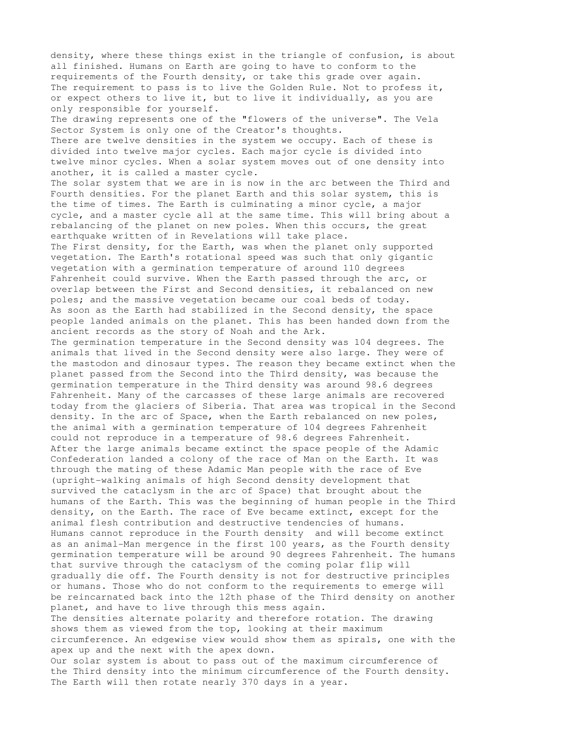density, where these things exist in the triangle of confusion, is about all finished. Humans on Earth are going to have to conform to the requirements of the Fourth density, or take this grade over again. The requirement to pass is to live the Golden Rule. Not to profess it, or expect others to live it, but to live it individually, as you are only responsible for yourself.

The drawing represents one of the "flowers of the universe". The Vela Sector System is only one of the Creator's thoughts.

There are twelve densities in the system we occupy. Each of these is divided into twelve major cycles. Each major cycle is divided into twelve minor cycles. When a solar system moves out of one density into another, it is called a master cycle.

The solar system that we are in is now in the arc between the Third and Fourth densities. For the planet Earth and this solar system, this is the time of times. The Earth is culminating a minor cycle, a major cycle, and a master cycle all at the same time. This will bring about a rebalancing of the planet on new poles. When this occurs, the great earthquake written of in Revelations will take place.

The First density, for the Earth, was when the planet only supported vegetation. The Earth's rotational speed was such that only gigantic vegetation with a germination temperature of around 110 degrees Fahrenheit could survive. When the Earth passed through the arc, or overlap between the First and Second densities, it rebalanced on new poles; and the massive vegetation became our coal beds of today.

As soon as the Earth had stabilized in the Second density, the space people landed animals on the planet. This has been handed down from the ancient records as the story of Noah and the Ark.

The germination temperature in the Second density was 104 degrees. The animals that lived in the Second density were also large. They were of the mastodon and dinosaur types. The reason they became extinct when the planet passed from the Second into the Third density, was because the germination temperature in the Third density was around 98.6 degrees Fahrenheit. Many of the carcasses of these large animals are recovered today from the glaciers of Siberia. That area was tropical in the Second density. In the arc of Space, when the Earth rebalanced on new poles, the animal with a germination temperature of 104 degrees Fahrenheit could not reproduce in a temperature of 98.6 degrees Fahrenheit.

After the large animals became extinct the space people of the Adamic Confederation landed a colony of the race of Man on the Earth. It was through the mating of these Adamic Man people with the race of Eve (upright-walking animals of high Second density development that survived the cataclysm in the arc of Space) that brought about the humans of the Earth. This was the beginning of human people in the Third density, on the Earth. The race of Eve became extinct, except for the animal flesh contribution and destructive tendencies of humans.

Humans cannot reproduce in the Fourth density and will become extinct as an animal-Man mergence in the first 100 years, as the Fourth density germination temperature will be around 90 degrees Fahrenheit. The humans that survive through the cataclysm of the coming polar flip will gradually die off. The Fourth density is not for destructive principles or humans. Those who do not conform to the requirements to emerge will be reincarnated back into the 12th phase of the Third density on another planet, and have to live through this mess again.

The densities alternate polarity and therefore rotation. The drawing shows them as viewed from the top, looking at their maximum circumference. An edgewise view would show them as spirals, one with the apex up and the next with the apex down.

Our solar system is about to pass out of the maximum circumference of the Third density into the minimum circumference of the Fourth density. The Earth will then rotate nearly 370 days in a year.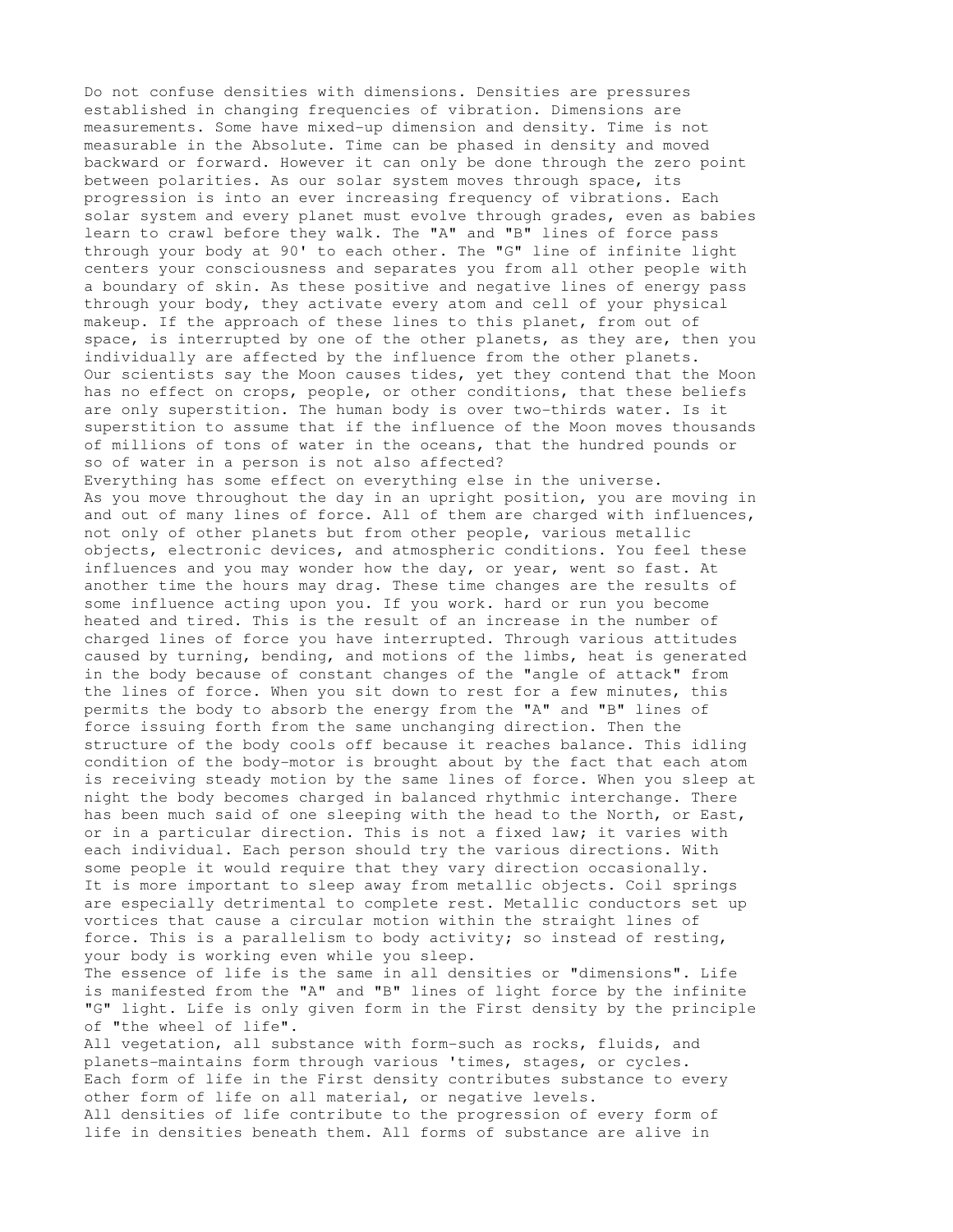Do not confuse densities with dimensions. Densities are pressures established in changing frequencies of vibration. Dimensions are measurements. Some have mixed-up dimension and density. Time is not measurable in the Absolute. Time can be phased in density and moved backward or forward. However it can only be done through the zero point between polarities. As our solar system moves through space, its progression is into an ever increasing frequency of vibrations. Each solar system and every planet must evolve through grades, even as babies learn to crawl before they walk. The "A" and "B" lines of force pass through your body at 90' to each other. The "G" line of infinite light centers your consciousness and separates you from all other people with a boundary of skin. As these positive and negative lines of energy pass through your body, they activate every atom and cell of your physical makeup. If the approach of these lines to this planet, from out of space, is interrupted by one of the other planets, as they are, then you individually are affected by the influence from the other planets. Our scientists say the Moon causes tides, yet they contend that the Moon has no effect on crops, people, or other conditions, that these beliefs are only superstition. The human body is over two-thirds water. Is it superstition to assume that if the influence of the Moon moves thousands of millions of tons of water in the oceans, that the hundred pounds or so of water in a person is not also affected?

Everything has some effect on everything else in the universe.

As you move throughout the day in an upright position, you are moving in and out of many lines of force. All of them are charged with influences, not only of other planets but from other people, various metallic objects, electronic devices, and atmospheric conditions. You feel these influences and you may wonder how the day, or year, went so fast. At another time the hours may drag. These time changes are the results of some influence acting upon you. If you work. hard or run you become heated and tired. This is the result of an increase in the number of charged lines of force you have interrupted. Through various attitudes caused by turning, bending, and motions of the limbs, heat is generated in the body because of constant changes of the "angle of attack" from the lines of force. When you sit down to rest for a few minutes, this permits the body to absorb the energy from the "A" and "B" lines of force issuing forth from the same unchanging direction. Then the structure of the body cools off because it reaches balance. This idling condition of the body-motor is brought about by the fact that each atom is receiving steady motion by the same lines of force. When you sleep at night the body becomes charged in balanced rhythmic interchange. There has been much said of one sleeping with the head to the North, or East, or in a particular direction. This is not a fixed law; it varies with each individual. Each person should try the various directions. With some people it would require that they vary direction occasionally.

It is more important to sleep away from metallic objects. Coil springs are especially detrimental to complete rest. Metallic conductors set up vortices that cause a circular motion within the straight lines of force. This is a parallelism to body activity; so instead of resting, your body is working even while you sleep.

The essence of life is the same in all densities or "dimensions". Life is manifested from the "A" and "B" lines of light force by the infinite "G" light. Life is only given form in the First density by the principle of "the wheel of life".

All vegetation, all substance with form-such as rocks, fluids, and planets-maintains form through various 'times, stages, or cycles.

Each form of life in the First density contributes substance to every other form of life on all material, or negative levels.

All densities of life contribute to the progression of every form of life in densities beneath them. All forms of substance are alive in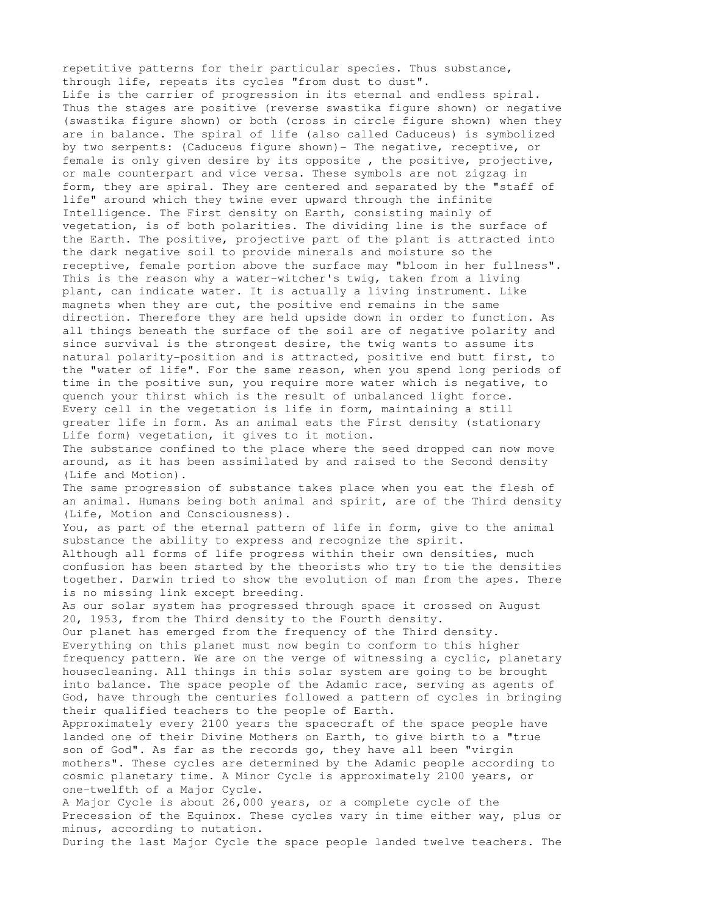repetitive patterns for their particular species. Thus substance, through life, repeats its cycles "from dust to dust".

Life is the carrier of progression in its eternal and endless spiral. Thus the stages are positive (reverse swastika figure shown) or negative (swastika figure shown) or both (cross in circle figure shown) when they are in balance. The spiral of life (also called Caduceus) is symbolized by two serpents: (Caduceus figure shown)- The negative, receptive, or female is only given desire by its opposite , the positive, projective, or male counterpart and vice versa. These symbols are not zigzag in form, they are spiral. They are centered and separated by the "staff of life" around which they twine ever upward through the infinite Intelligence. The First density on Earth, consisting mainly of vegetation, is of both polarities. The dividing line is the surface of the Earth. The positive, projective part of the plant is attracted into the dark negative soil to provide minerals and moisture so the receptive, female portion above the surface may "bloom in her fullness". This is the reason why a water-witcher's twig, taken from a living plant, can indicate water. It is actually a living instrument. Like magnets when they are cut, the positive end remains in the same direction. Therefore they are held upside down in order to function. As all things beneath the surface of the soil are of negative polarity and since survival is the strongest desire, the twig wants to assume its natural polarity-position and is attracted, positive end butt first, to the "water of life". For the same reason, when you spend long periods of time in the positive sun, you require more water which is negative, to quench your thirst which is the result of unbalanced light force. Every cell in the vegetation is life in form, maintaining a still greater life in form. As an animal eats the First density (stationary Life form) vegetation, it gives to it motion.

The substance confined to the place where the seed dropped can now move around, as it has been assimilated by and raised to the Second density (Life and Motion).

The same progression of substance takes place when you eat the flesh of an animal. Humans being both animal and spirit, are of the Third density (Life, Motion and Consciousness).

You, as part of the eternal pattern of life in form, give to the animal substance the ability to express and recognize the spirit.

Although all forms of life progress within their own densities, much confusion has been started by the theorists who try to tie the densities together. Darwin tried to show the evolution of man from the apes. There is no missing link except breeding.

As our solar system has progressed through space it crossed on August 20, 1953, from the Third density to the Fourth density.

Our planet has emerged from the frequency of the Third density. Everything on this planet must now begin to conform to this higher frequency pattern. We are on the verge of witnessing a cyclic, planetary housecleaning. All things in this solar system are going to be brought into balance. The space people of the Adamic race, serving as agents of God, have through the centuries followed a pattern of cycles in bringing their qualified teachers to the people of Earth.

Approximately every 2100 years the spacecraft of the space people have landed one of their Divine Mothers on Earth, to give birth to a "true son of God". As far as the records go, they have all been "virgin mothers". These cycles are determined by the Adamic people according to cosmic planetary time. A Minor Cycle is approximately 2100 years, or one-twelfth of a Major Cycle.

A Major Cycle is about 26,000 years, or a complete cycle of the Precession of the Equinox. These cycles vary in time either way, plus or minus, according to nutation.

During the last Major Cycle the space people landed twelve teachers. The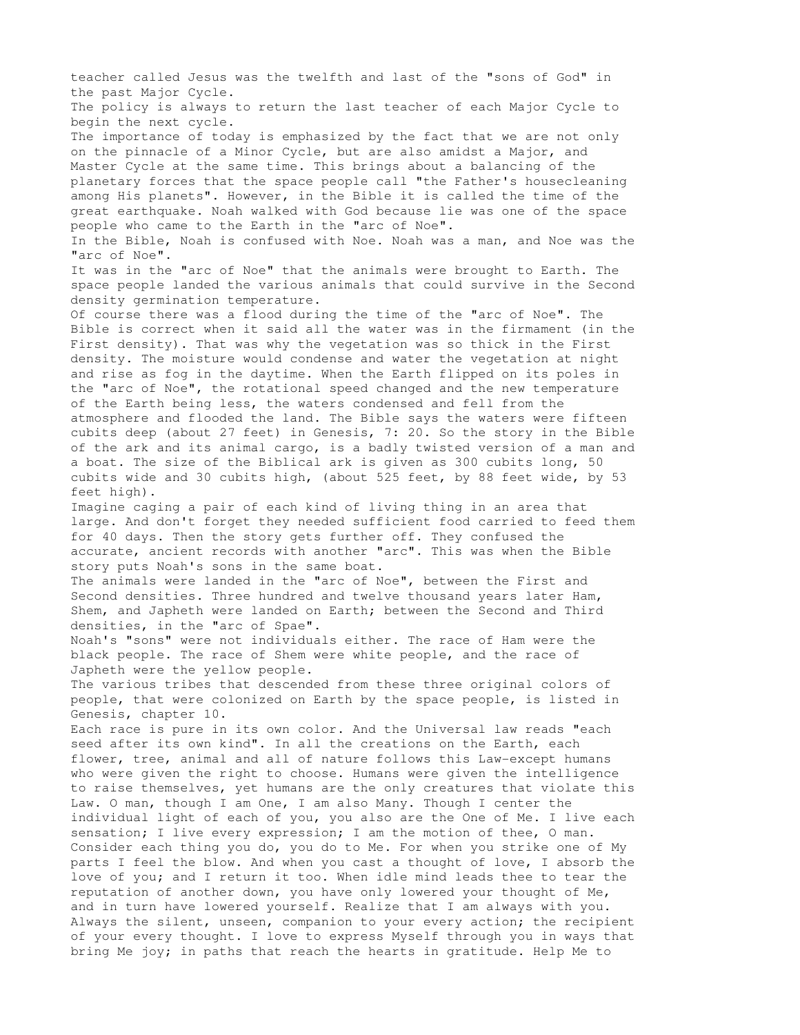teacher called Jesus was the twelfth and last of the "sons of God" in the past Major Cycle.

The policy is always to return the last teacher of each Major Cycle to begin the next cycle.

The importance of today is emphasized by the fact that we are not only on the pinnacle of a Minor Cycle, but are also amidst a Major, and Master Cycle at the same time. This brings about a balancing of the planetary forces that the space people call "the Father's housecleaning among His planets". However, in the Bible it is called the time of the great earthquake. Noah walked with God because lie was one of the space people who came to the Earth in the "arc of Noe".

In the Bible, Noah is confused with Noe. Noah was a man, and Noe was the "arc of Noe".

It was in the "arc of Noe" that the animals were brought to Earth. The space people landed the various animals that could survive in the Second density germination temperature.

Of course there was a flood during the time of the "arc of Noe". The Bible is correct when it said all the water was in the firmament (in the First density). That was why the vegetation was so thick in the First density. The moisture would condense and water the vegetation at night and rise as fog in the daytime. When the Earth flipped on its poles in the "arc of Noe", the rotational speed changed and the new temperature of the Earth being less, the waters condensed and fell from the atmosphere and flooded the land. The Bible says the waters were fifteen cubits deep (about 27 feet) in Genesis, 7: 20. So the story in the Bible of the ark and its animal cargo, is a badly twisted version of a man and a boat. The size of the Biblical ark is given as 300 cubits long, 50 cubits wide and 30 cubits high, (about 525 feet, by 88 feet wide, by 53 feet high).

Imagine caging a pair of each kind of living thing in an area that large. And don't forget they needed sufficient food carried to feed them for 40 days. Then the story gets further off. They confused the accurate, ancient records with another "arc". This was when the Bible story puts Noah's sons in the same boat.

The animals were landed in the "arc of Noe", between the First and Second densities. Three hundred and twelve thousand years later Ham, Shem, and Japheth were landed on Earth; between the Second and Third densities, in the "arc of Spae".

Noah's "sons" were not individuals either. The race of Ham were the black people. The race of Shem were white people, and the race of Japheth were the yellow people.

The various tribes that descended from these three original colors of people, that were colonized on Earth by the space people, is listed in Genesis, chapter 10.

Each race is pure in its own color. And the Universal law reads "each seed after its own kind". In all the creations on the Earth, each flower, tree, animal and all of nature follows this Law-except humans who were given the right to choose. Humans were given the intelligence to raise themselves, yet humans are the only creatures that violate this Law. O man, though I am One, I am also Many. Though I center the individual light of each of you, you also are the One of Me. I live each sensation; I live every expression; I am the motion of thee, O man. Consider each thing you do, you do to Me. For when you strike one of My parts I feel the blow. And when you cast a thought of love, I absorb the love of you; and I return it too. When idle mind leads thee to tear the reputation of another down, you have only lowered your thought of Me, and in turn have lowered yourself. Realize that I am always with you. Always the silent, unseen, companion to your every action; the recipient of your every thought. I love to express Myself through you in ways that bring Me joy; in paths that reach the hearts in gratitude. Help Me to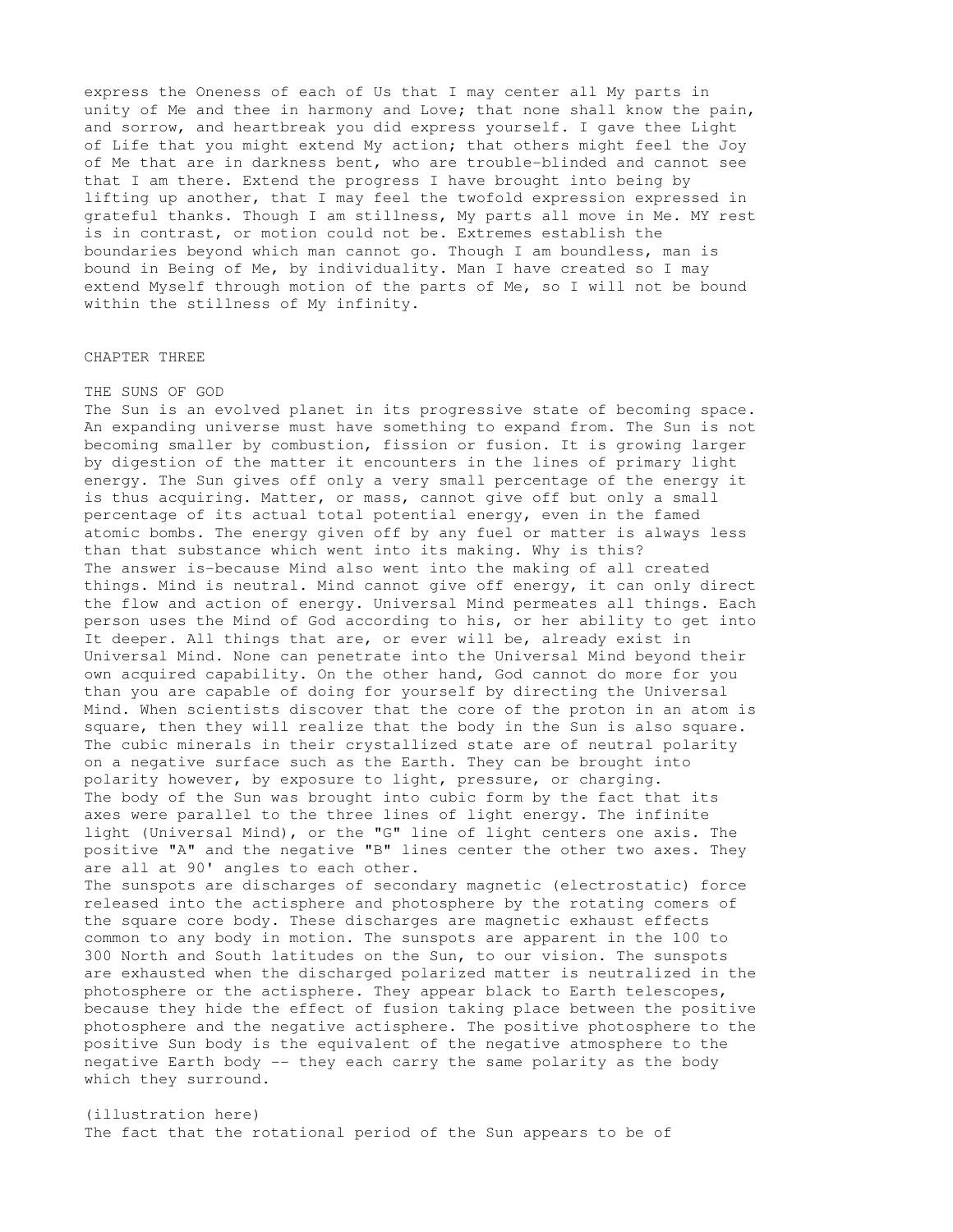express the Oneness of each of Us that I may center all My parts in unity of Me and thee in harmony and Love; that none shall know the pain, and sorrow, and heartbreak you did express yourself. I gave thee Light of Life that you might extend My action; that others might feel the Joy of Me that are in darkness bent, who are trouble-blinded and cannot see that I am there. Extend the progress I have brought into being by lifting up another, that I may feel the twofold expression expressed in grateful thanks. Though I am stillness, My parts all move in Me. MY rest is in contrast, or motion could not be. Extremes establish the boundaries beyond which man cannot go. Though I am boundless, man is bound in Being of Me, by individuality. Man I have created so I may extend Myself through motion of the parts of Me, so I will not be bound within the stillness of My infinity.

## CHAPTER THREE

### THE SUNS OF GOD

The Sun is an evolved planet in its progressive state of becoming space. An expanding universe must have something to expand from. The Sun is not becoming smaller by combustion, fission or fusion. It is growing larger by digestion of the matter it encounters in the lines of primary light energy. The Sun gives off only a very small percentage of the energy it is thus acquiring. Matter, or mass, cannot give off but only a small percentage of its actual total potential energy, even in the famed atomic bombs. The energy given off by any fuel or matter is always less than that substance which went into its making. Why is this?

The answer is-because Mind also went into the making of all created things. Mind is neutral. Mind cannot give off energy, it can only direct the flow and action of energy. Universal Mind permeates all things. Each person uses the Mind of God according to his, or her ability to get into It deeper. All things that are, or ever will be, already exist in Universal Mind. None can penetrate into the Universal Mind beyond their own acquired capability. On the other hand, God cannot do more for you than you are capable of doing for yourself by directing the Universal Mind. When scientists discover that the core of the proton in an atom is square, then they will realize that the body in the Sun is also square. The cubic minerals in their crystallized state are of neutral polarity on a negative surface such as the Earth. They can be brought into polarity however, by exposure to light, pressure, or charging.

The body of the Sun was brought into cubic form by the fact that its axes were parallel to the three lines of light energy. The infinite light (Universal Mind), or the "G" line of light centers one axis. The positive "A" and the negative "B" lines center the other two axes. They are all at 90' angles to each other.

The sunspots are discharges of secondary magnetic (electrostatic) force released into the actisphere and photosphere by the rotating comers of the square core body. These discharges are magnetic exhaust effects common to any body in motion. The sunspots are apparent in the 100 to 300 North and South latitudes on the Sun, to our vision. The sunspots are exhausted when the discharged polarized matter is neutralized in the photosphere or the actisphere. They appear black to Earth telescopes, because they hide the effect of fusion taking place between the positive photosphere and the negative actisphere. The positive photosphere to the positive Sun body is the equivalent of the negative atmosphere to the negative Earth body -- they each carry the same polarity as the body which they surround.

(illustration here)

The fact that the rotational period of the Sun appears to be of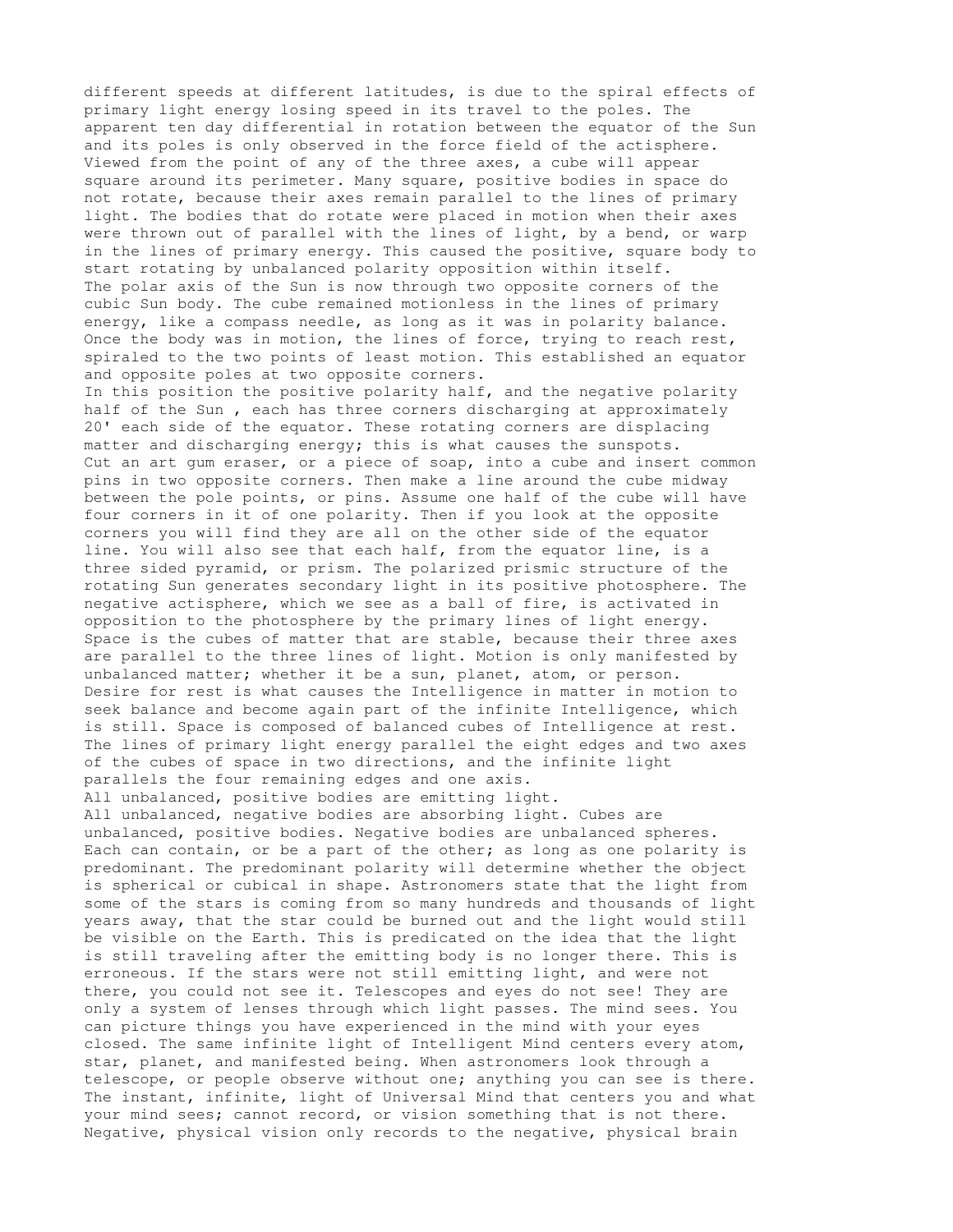different speeds at different latitudes, is due to the spiral effects of primary light energy losing speed in its travel to the poles. The apparent ten day differential in rotation between the equator of the Sun and its poles is only observed in the force field of the actisphere. Viewed from the point of any of the three axes, a cube will appear square around its perimeter. Many square, positive bodies in space do not rotate, because their axes remain parallel to the lines of primary light. The bodies that do rotate were placed in motion when their axes were thrown out of parallel with the lines of light, by a bend, or warp in the lines of primary energy. This caused the positive, square body to start rotating by unbalanced polarity opposition within itself.

The polar axis of the Sun is now through two opposite corners of the cubic Sun body. The cube remained motionless in the lines of primary energy, like a compass needle, as long as it was in polarity balance. Once the body was in motion, the lines of force, trying to reach rest, spiraled to the two points of least motion. This established an equator and opposite poles at two opposite corners.

In this position the positive polarity half, and the negative polarity half of the Sun , each has three corners discharging at approximately 20' each side of the equator. These rotating corners are displacing matter and discharging energy; this is what causes the sunspots.

Cut an art gum eraser, or a piece of soap, into a cube and insert common pins in two opposite corners. Then make a line around the cube midway between the pole points, or pins. Assume one half of the cube will have four corners in it of one polarity. Then if you look at the opposite corners you will find they are all on the other side of the equator line. You will also see that each half, from the equator line, is a three sided pyramid, or prism. The polarized prismic structure of the rotating Sun generates secondary light in its positive photosphere. The negative actisphere, which we see as a ball of fire, is activated in opposition to the photosphere by the primary lines of light energy.

Space is the cubes of matter that are stable, because their three axes are parallel to the three lines of light. Motion is only manifested by unbalanced matter; whether it be a sun, planet, atom, or person. Desire for rest is what causes the Intelligence in matter in motion to seek balance and become again part of the infinite Intelligence, which is still. Space is composed of balanced cubes of Intelligence at rest. The lines of primary light energy parallel the eight edges and two axes of the cubes of space in two directions, and the infinite light parallels the four remaining edges and one axis.

All unbalanced, positive bodies are emitting light.

All unbalanced, negative bodies are absorbing light. Cubes are unbalanced, positive bodies. Negative bodies are unbalanced spheres. Each can contain, or be a part of the other; as long as one polarity is predominant. The predominant polarity will determine whether the object is spherical or cubical in shape. Astronomers state that the light from some of the stars is coming from so many hundreds and thousands of light years away, that the star could be burned out and the light would still be visible on the Earth. This is predicated on the idea that the light is still traveling after the emitting body is no longer there. This is erroneous. If the stars were not still emitting light, and were not there, you could not see it. Telescopes and eyes do not see! They are only a system of lenses through which light passes. The mind sees. You can picture things you have experienced in the mind with your eyes closed. The same infinite light of Intelligent Mind centers every atom, star, planet, and manifested being. When astronomers look through a telescope, or people observe without one; anything you can see is there. The instant, infinite, light of Universal Mind that centers you and what your mind sees; cannot record, or vision something that is not there. Negative, physical vision only records to the negative, physical brain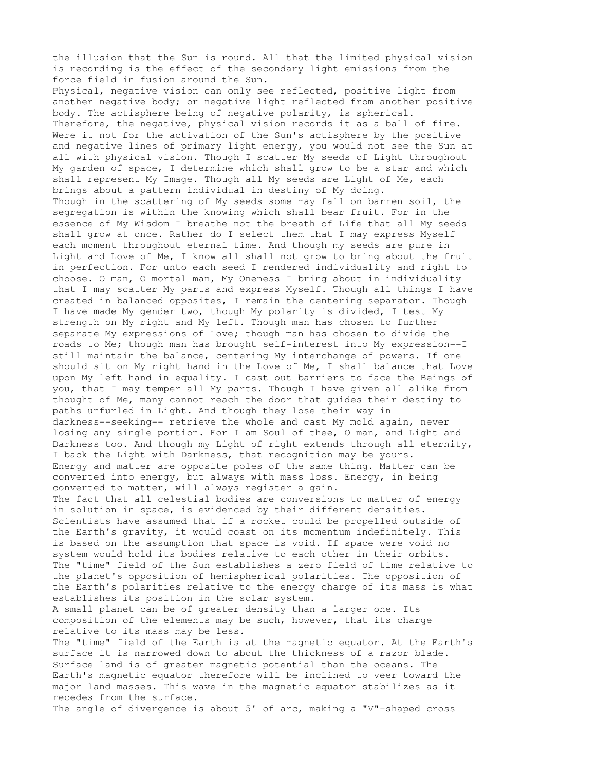the illusion that the Sun is round. All that the limited physical vision is recording is the effect of the secondary light emissions from the force field in fusion around the Sun.

Physical, negative vision can only see reflected, positive light from another negative body; or negative light reflected from another positive body. The actisphere being of negative polarity, is spherical. Therefore, the negative, physical vision records it as a ball of fire. Were it not for the activation of the Sun's actisphere by the positive and negative lines of primary light energy, you would not see the Sun at all with physical vision. Though I scatter My seeds of Light throughout My garden of space, I determine which shall grow to be a star and which shall represent My Image. Though all My seeds are Light of Me, each brings about a pattern individual in destiny of My doing.

Though in the scattering of My seeds some may fall on barren soil, the segregation is within the knowing which shall bear fruit. For in the essence of My Wisdom I breathe not the breath of Life that all My seeds shall grow at once. Rather do I select them that I may express Myself each moment throughout eternal time. And though my seeds are pure in Light and Love of Me, I know all shall not grow to bring about the fruit in perfection. For unto each seed I rendered individuality and right to choose. O man, O mortal man, My Oneness I bring about in individuality that I may scatter My parts and express Myself. Though all things I have created in balanced opposites, I remain the centering separator. Though I have made My gender two, though My polarity is divided, I test My strength on My right and My left. Though man has chosen to further separate My expressions of Love; though man has chosen to divide the roads to Me; though man has brought self-interest into My expression--I still maintain the balance, centering My interchange of powers. If one should sit on My right hand in the Love of Me, I shall balance that Love upon My left hand in equality. I cast out barriers to face the Beings of you, that I may temper all My parts. Though I have given all alike from thought of Me, many cannot reach the door that guides their destiny to paths unfurled in Light. And though they lose their way in darkness--seeking-- retrieve the whole and cast My mold again, never losing any single portion. For I am Soul of thee, O man, and Light and Darkness too. And though my Light of right extends through all eternity, I back the Light with Darkness, that recognition may be yours.

Energy and matter are opposite poles of the same thing. Matter can be converted into energy, but always with mass loss. Energy, in being converted to matter, will always register a gain.

The fact that all celestial bodies are conversions to matter of energy in solution in space, is evidenced by their different densities. Scientists have assumed that if a rocket could be propelled outside of the Earth's gravity, it would coast on its momentum indefinitely. This is based on the assumption that space is void. If space were void no system would hold its bodies relative to each other in their orbits. The "time" field of the Sun establishes a zero field of time relative to the planet's opposition of hemispherical polarities. The opposition of the Earth's polarities relative to the energy charge of its mass is what establishes its position in the solar system.

A small planet can be of greater density than a larger one. Its composition of the elements may be such, however, that its charge relative to its mass may be less.

The "time" field of the Earth is at the magnetic equator. At the Earth's surface it is narrowed down to about the thickness of a razor blade. Surface land is of greater magnetic potential than the oceans. The Earth's magnetic equator therefore will be inclined to veer toward the major land masses. This wave in the magnetic equator stabilizes as it recedes from the surface.

The angle of divergence is about 5' of arc, making a "V"-shaped cross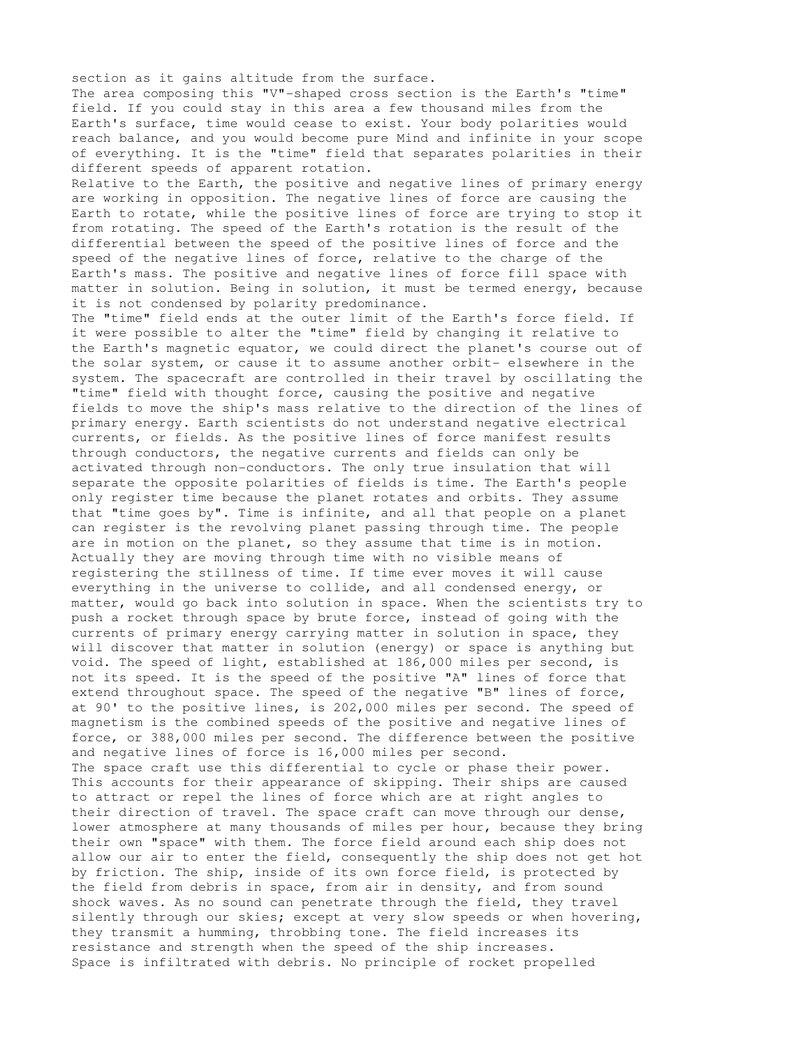section as it gains altitude from the surface.

The area composing this "V"-shaped cross section is the Earth's "time" field. If you could stay in this area a few thousand miles from the Earth's surface, time would cease to exist. Your body polarities would reach balance, and you would become pure Mind and infinite in your scope of everything. It is the "time" field that separates polarities in their different speeds of apparent rotation.

Relative to the Earth, the positive and negative lines of primary energy are working in opposition. The negative lines of force are causing the Earth to rotate, while the positive lines of force are trying to stop it from rotating. The speed of the Earth's rotation is the result of the differential between the speed of the positive lines of force and the speed of the negative lines of force, relative to the charge of the Earth's mass. The positive and negative lines of force fill space with matter in solution. Being in solution, it must be termed energy, because it is not condensed by polarity predominance.

The "time" field ends at the outer limit of the Earth's force field. If it were possible to alter the "time" field by changing it relative to the Earth's magnetic equator, we could direct the planet's course out of the solar system, or cause it to assume another orbit- elsewhere in the system. The spacecraft are controlled in their travel by oscillating the "time" field with thought force, causing the positive and negative fields to move the ship's mass relative to the direction of the lines of primary energy. Earth scientists do not understand negative electrical currents, or fields. As the positive lines of force manifest results through conductors, the negative currents and fields can only be activated through non-conductors. The only true insulation that will separate the opposite polarities of fields is time. The Earth's people only register time because the planet rotates and orbits. They assume that "time goes by". Time is infinite, and all that people on a planet can register is the revolving planet passing through time. The people are in motion on the planet, so they assume that time is in motion. Actually they are moving through time with no visible means of registering the stillness of time. If time ever moves it will cause everything in the universe to collide, and all condensed energy, or matter, would go back into solution in space. When the scientists try to push a rocket through space by brute force, instead of going with the currents of primary energy carrying matter in solution in space, they will discover that matter in solution (energy) or space is anything but void. The speed of light, established at 186,000 miles per second, is not its speed. It is the speed of the positive "A" lines of force that extend throughout space. The speed of the negative "B" lines of force, at 90' to the positive lines, is 202,000 miles per second. The speed of magnetism is the combined speeds of the positive and negative lines of force, or 388,000 miles per second. The difference between the positive and negative lines of force is 16,000 miles per second.

The space craft use this differential to cycle or phase their power. This accounts for their appearance of skipping. Their ships are caused to attract or repel the lines of force which are at right angles to their direction of travel. The space craft can move through our dense, lower atmosphere at many thousands of miles per hour, because they bring their own "space" with them. The force field around each ship does not allow our air to enter the field, consequently the ship does not get hot by friction. The ship, inside of its own force field, is protected by the field from debris in space, from air in density, and from sound shock waves. As no sound can penetrate through the field, they travel silently through our skies; except at very slow speeds or when hovering, they transmit a humming, throbbing tone. The field increases its resistance and strength when the speed of the ship increases.

Space is infiltrated with debris. No principle of rocket propelled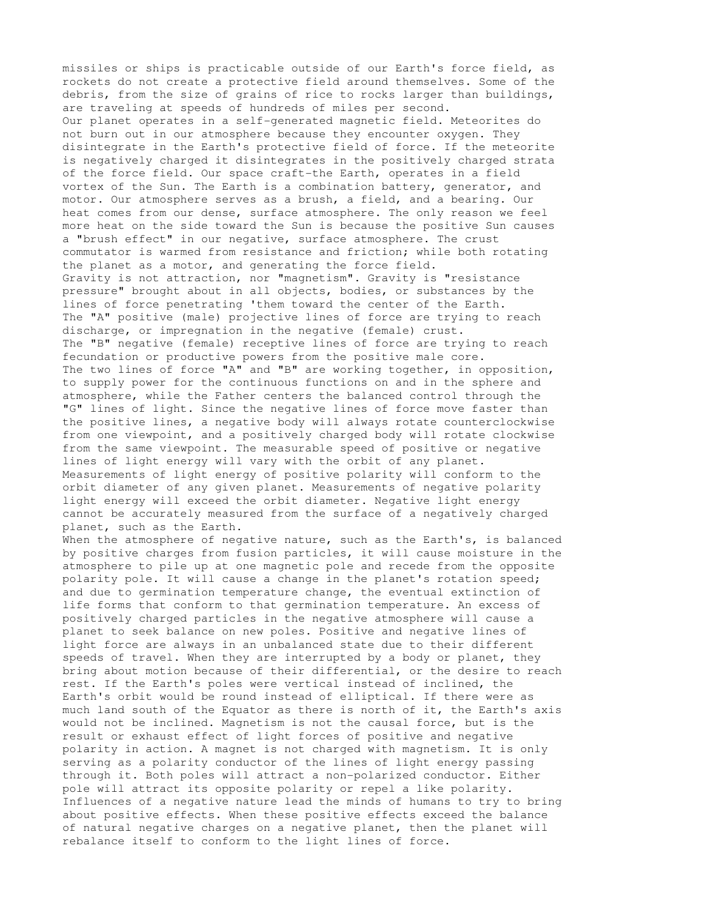missiles or ships is practicable outside of our Earth's force field, as rockets do not create a protective field around themselves. Some of the debris, from the size of grains of rice to rocks larger than buildings, are traveling at speeds of hundreds of miles per second.

Our planet operates in a self-generated magnetic field. Meteorites do not burn out in our atmosphere because they encounter oxygen. They disintegrate in the Earth's protective field of force. If the meteorite is negatively charged it disintegrates in the positively charged strata of the force field. Our space craft-the Earth, operates in a field vortex of the Sun. The Earth is a combination battery, generator, and motor. Our atmosphere serves as a brush, a field, and a bearing. Our heat comes from our dense, surface atmosphere. The only reason we feel more heat on the side toward the Sun is because the positive Sun causes a "brush effect" in our negative, surface atmosphere. The crust commutator is warmed from resistance and friction; while both rotating the planet as a motor, and generating the force field.

Gravity is not attraction, nor "magnetism". Gravity is "resistance pressure" brought about in all objects, bodies, or substances by the lines of force penetrating 'them toward the center of the Earth.

The "A" positive (male) projective lines of force are trying to reach discharge, or impregnation in the negative (female) crust.

The "B" negative (female) receptive lines of force are trying to reach fecundation or productive powers from the positive male core.

The two lines of force "A" and "B" are working together, in opposition, to supply power for the continuous functions on and in the sphere and atmosphere, while the Father centers the balanced control through the "G" lines of light. Since the negative lines of force move faster than the positive lines, a negative body will always rotate counterclockwise from one viewpoint, and a positively charged body will rotate clockwise from the same viewpoint. The measurable speed of positive or negative lines of light energy will vary with the orbit of any planet. Measurements of light energy of positive polarity will conform to the orbit diameter of any given planet. Measurements of negative polarity light energy will exceed the orbit diameter. Negative light energy cannot be accurately measured from the surface of a negatively charged planet, such as the Earth.

When the atmosphere of negative nature, such as the Earth's, is balanced by positive charges from fusion particles, it will cause moisture in the atmosphere to pile up at one magnetic pole and recede from the opposite polarity pole. It will cause a change in the planet's rotation speed; and due to germination temperature change, the eventual extinction of life forms that conform to that germination temperature. An excess of positively charged particles in the negative atmosphere will cause a planet to seek balance on new poles. Positive and negative lines of light force are always in an unbalanced state due to their different speeds of travel. When they are interrupted by a body or planet, they bring about motion because of their differential, or the desire to reach rest. If the Earth's poles were vertical instead of inclined, the Earth's orbit would be round instead of elliptical. If there were as much land south of the Equator as there is north of it, the Earth's axis would not be inclined. Magnetism is not the causal force, but is the result or exhaust effect of light forces of positive and negative polarity in action. A magnet is not charged with magnetism. It is only serving as a polarity conductor of the lines of light energy passing through it. Both poles will attract a non-polarized conductor. Either pole will attract its opposite polarity or repel a like polarity.

Influences of a negative nature lead the minds of humans to try to bring about positive effects. When these positive effects exceed the balance of natural negative charges on a negative planet, then the planet will rebalance itself to conform to the light lines of force.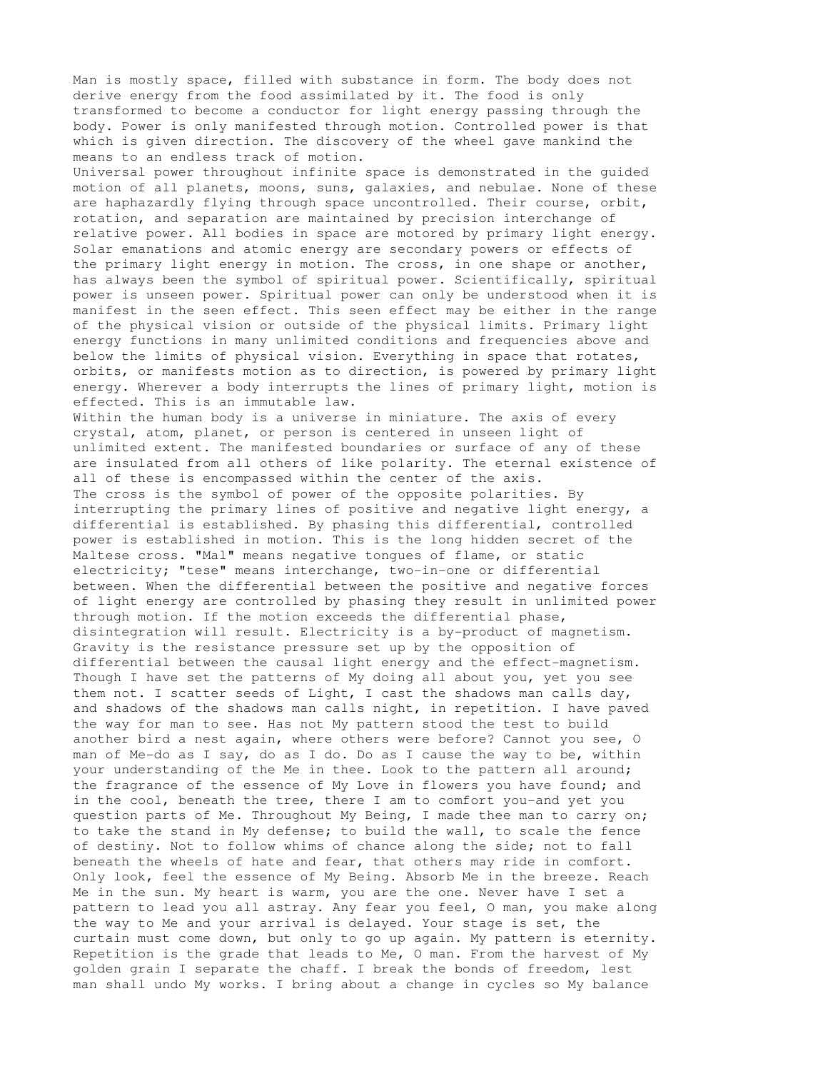Man is mostly space, filled with substance in form. The body does not derive energy from the food assimilated by it. The food is only transformed to become a conductor for light energy passing through the body. Power is only manifested through motion. Controlled power is that which is given direction. The discovery of the wheel gave mankind the means to an endless track of motion.

Universal power throughout infinite space is demonstrated in the guided motion of all planets, moons, suns, galaxies, and nebulae. None of these are haphazardly flying through space uncontrolled. Their course, orbit, rotation, and separation are maintained by precision interchange of relative power. All bodies in space are motored by primary light energy. Solar emanations and atomic energy are secondary powers or effects of the primary light energy in motion. The cross, in one shape or another, has always been the symbol of spiritual power. Scientifically, spiritual power is unseen power. Spiritual power can only be understood when it is manifest in the seen effect. This seen effect may be either in the range of the physical vision or outside of the physical limits. Primary light energy functions in many unlimited conditions and frequencies above and below the limits of physical vision. Everything in space that rotates, orbits, or manifests motion as to direction, is powered by primary light energy. Wherever a body interrupts the lines of primary light, motion is effected. This is an immutable law.

Within the human body is a universe in miniature. The axis of every crystal, atom, planet, or person is centered in unseen light of unlimited extent. The manifested boundaries or surface of any of these are insulated from all others of like polarity. The eternal existence of all of these is encompassed within the center of the axis.

The cross is the symbol of power of the opposite polarities. By interrupting the primary lines of positive and negative light energy, a differential is established. By phasing this differential, controlled power is established in motion. This is the long hidden secret of the Maltese cross. "Mal" means negative tongues of flame, or static electricity; "tese" means interchange, two-in-one or differential between. When the differential between the positive and negative forces of light energy are controlled by phasing they result in unlimited power through motion. If the motion exceeds the differential phase, disintegration will result. Electricity is a by-product of magnetism. Gravity is the resistance pressure set up by the opposition of differential between the causal light energy and the effect-magnetism. Though I have set the patterns of My doing all about you, yet you see them not. I scatter seeds of Light, I cast the shadows man calls day, and shadows of the shadows man calls night, in repetition. I have paved the way for man to see. Has not My pattern stood the test to build another bird a nest again, where others were before? Cannot you see, O man of Me-do as I say, do as I do. Do as I cause the way to be, within your understanding of the Me in thee. Look to the pattern all around; the fragrance of the essence of My Love in flowers you have found; and in the cool, beneath the tree, there I am to comfort you-and yet you question parts of Me. Throughout My Being, I made thee man to carry on; to take the stand in My defense; to build the wall, to scale the fence of destiny. Not to follow whims of chance along the side; not to fall beneath the wheels of hate and fear, that others may ride in comfort. Only look, feel the essence of My Being. Absorb Me in the breeze. Reach Me in the sun. My heart is warm, you are the one. Never have I set a pattern to lead you all astray. Any fear you feel, O man, you make along the way to Me and your arrival is delayed. Your stage is set, the curtain must come down, but only to go up again. My pattern is eternity. Repetition is the grade that leads to Me, O man. From the harvest of My golden grain I separate the chaff. I break the bonds of freedom, lest man shall undo My works. I bring about a change in cycles so My balance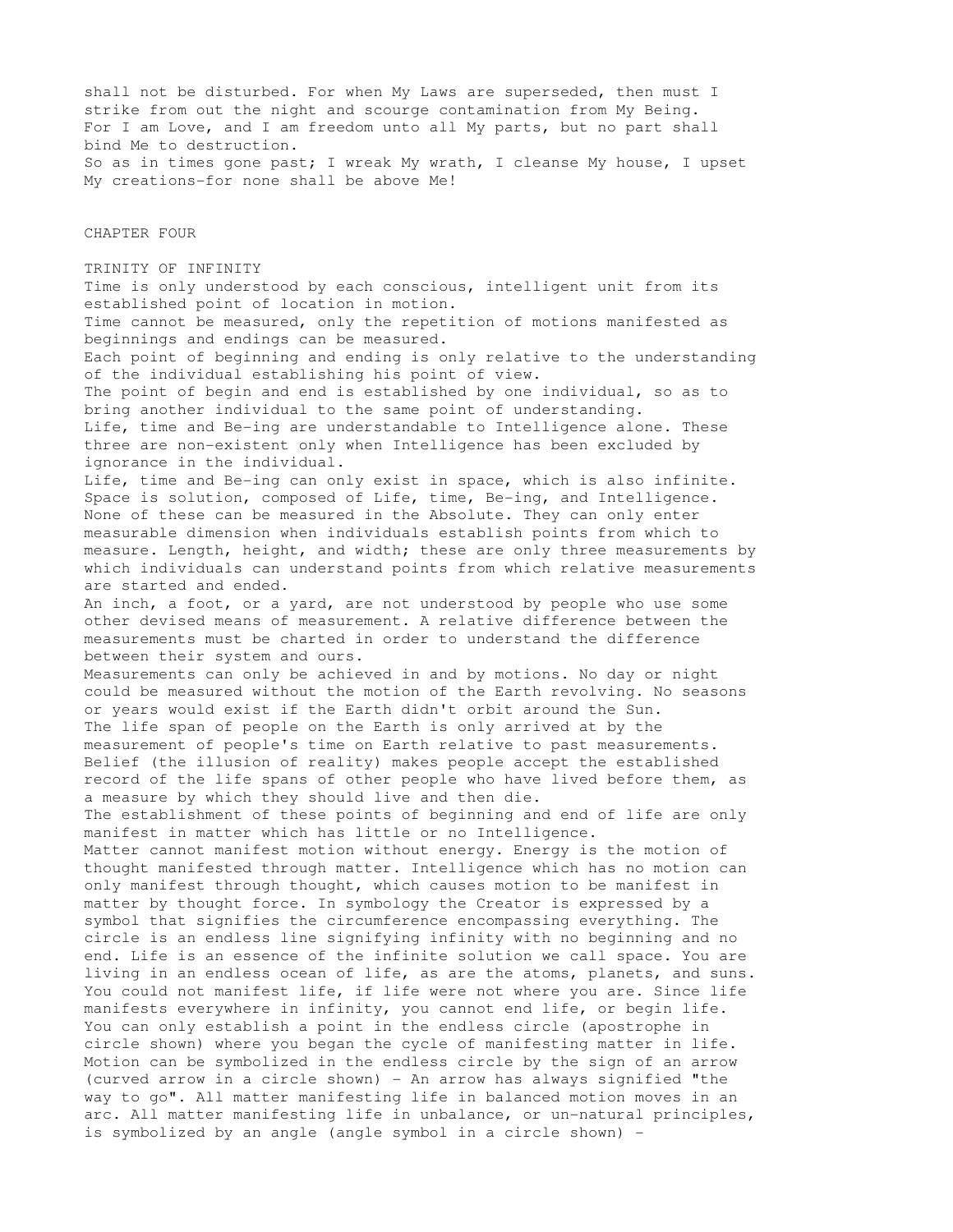shall not be disturbed. For when My Laws are superseded, then must I strike from out the night and scourge contamination from My Being. For I am Love, and I am freedom unto all My parts, but no part shall bind Me to destruction.

So as in times gone past; I wreak My wrath, I cleanse My house, I upset My creations-for none shall be above Me!

# CHAPTER FOUR

## TRINITY OF INFINITY

Time is only understood by each conscious, intelligent unit from its established point of location in motion.

Time cannot be measured, only the repetition of motions manifested as beginnings and endings can be measured.

Each point of beginning and ending is only relative to the understanding of the individual establishing his point of view.

The point of begin and end is established by one individual, so as to bring another individual to the same point of understanding.

Life, time and Be-ing are understandable to Intelligence alone. These three are non-existent only when Intelligence has been excluded by ignorance in the individual.

Life, time and Be-ing can only exist in space, which is also infinite. Space is solution, composed of Life, time, Be-ing, and Intelligence. None of these can be measured in the Absolute. They can only enter measurable dimension when individuals establish points from which to measure. Length, height, and width; these are only three measurements by which individuals can understand points from which relative measurements are started and ended.

An inch, a foot, or a yard, are not understood by people who use some other devised means of measurement. A relative difference between the measurements must be charted in order to understand the difference between their system and ours.

Measurements can only be achieved in and by motions. No day or night could be measured without the motion of the Earth revolving. No seasons or years would exist if the Earth didn't orbit around the Sun.

The life span of people on the Earth is only arrived at by the measurement of people's time on Earth relative to past measurements. Belief (the illusion of reality) makes people accept the established record of the life spans of other people who have lived before them, as a measure by which they should live and then die.

The establishment of these points of beginning and end of life are only manifest in matter which has little or no Intelligence.

Matter cannot manifest motion without energy. Energy is the motion of thought manifested through matter. Intelligence which has no motion can only manifest through thought, which causes motion to be manifest in matter by thought force. In symbology the Creator is expressed by a symbol that signifies the circumference encompassing everything. The circle is an endless line signifying infinity with no beginning and no end. Life is an essence of the infinite solution we call space. You are living in an endless ocean of life, as are the atoms, planets, and suns. You could not manifest life, if life were not where you are. Since life manifests everywhere in infinity, you cannot end life, or begin life. You can only establish a point in the endless circle (apostrophe in circle shown) where you began the cycle of manifesting matter in life. Motion can be symbolized in the endless circle by the sign of an arrow (curved arrow in a circle shown) - An arrow has always signified "the way to go". All matter manifesting life in balanced motion moves in an arc. All matter manifesting life in unbalance, or un-natural principles, is symbolized by an angle (angle symbol in a circle shown) -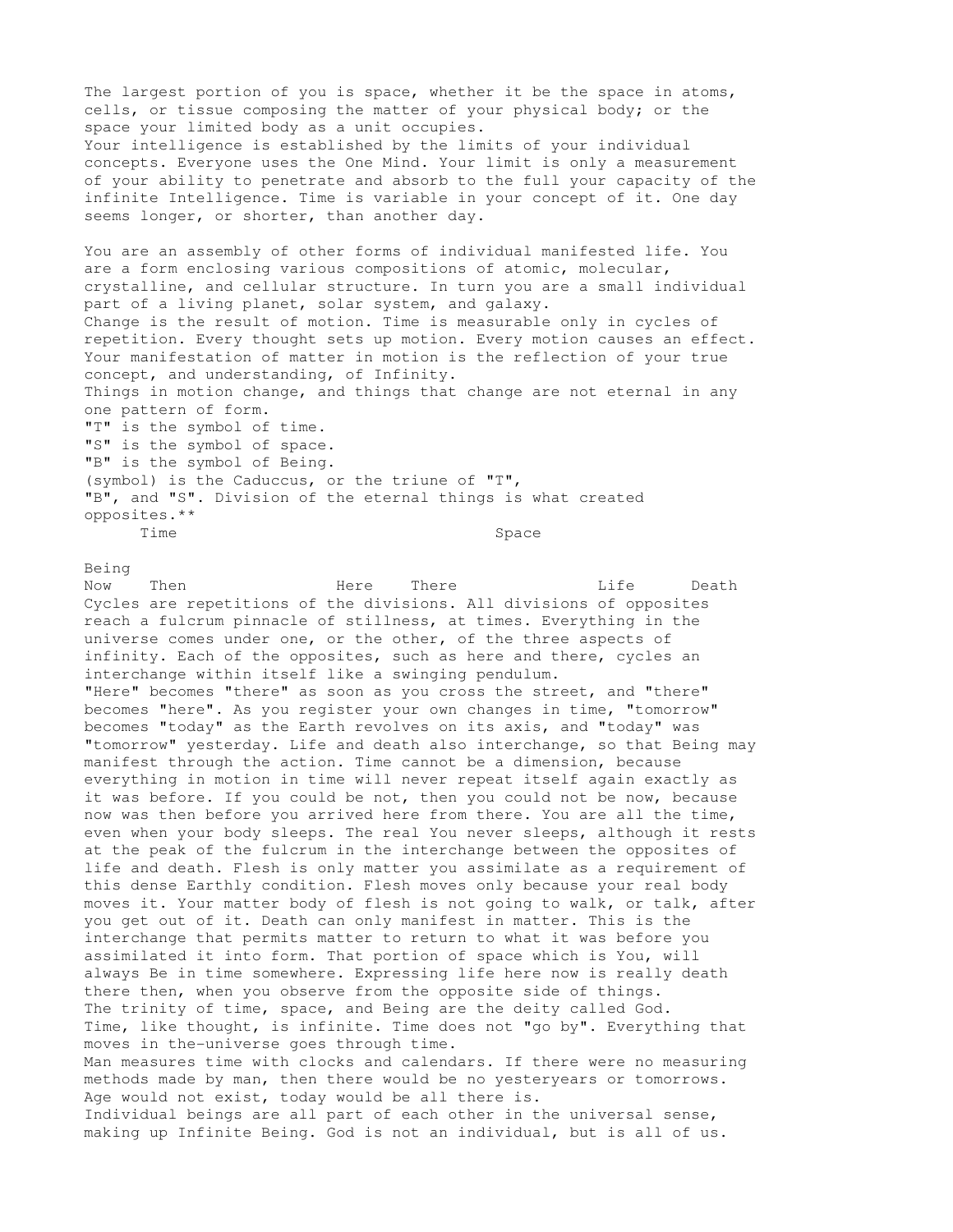The largest portion of you is space, whether it be the space in atoms, cells, or tissue composing the matter of your physical body; or the space your limited body as a unit occupies.

Your intelligence is established by the limits of your individual concepts. Everyone uses the One Mind. Your limit is only a measurement of your ability to penetrate and absorb to the full your capacity of the infinite Intelligence. Time is variable in your concept of it. One day seems longer, or shorter, than another day.

You are an assembly of other forms of individual manifested life. You are a form enclosing various compositions of atomic, molecular, crystalline, and cellular structure. In turn you are a small individual part of a living planet, solar system, and galaxy.

Change is the result of motion. Time is measurable only in cycles of repetition. Every thought sets up motion. Every motion causes an effect. Your manifestation of matter in motion is the reflection of your true concept, and understanding, of Infinity.

Things in motion change, and things that change are not eternal in any one pattern of form.

"T" is the symbol of time.
"S" is the symbol of space.
"B" is the symbol of Being.
(symbol) is the Caduccus, or the triune of "T", "B", and "S". Division of the eternal things is what created opposites.**

| Time | | Space | | Being | |
|---|---|---|---|---|---|
| Now | Then | Here | There | Life | Death |

Cycles are repetitions of the divisions. All divisions of opposites reach a fulcrum pinnacle of stillness, at times. Everything in the universe comes under one, or the other, of the three aspects of infinity. Each of the opposites, such as here and there, cycles an interchange within itself like a swinging pendulum.

"Here" becomes "there" as soon as you cross the street, and "there" becomes "here". As you register your own changes in time, "tomorrow" becomes "today" as the Earth revolves on its axis, and "today" was "tomorrow" yesterday. Life and death also interchange, so that Being may manifest through the action. Time cannot be a dimension, because everything in motion in time will never repeat itself again exactly as it was before. If you could be not, then you could not be now, because now was then before you arrived here from there. You are all the time, even when your body sleeps. The real You never sleeps, although it rests at the peak of the fulcrum in the interchange between the opposites of life and death. Flesh is only matter you assimilate as a requirement of this dense Earthly condition. Flesh moves only because your real body moves it. Your matter body of flesh is not going to walk, or talk, after you get out of it. Death can only manifest in matter. This is the interchange that permits matter to return to what it was before you assimilated it into form. That portion of space which is You, will always Be in time somewhere. Expressing life here now is really death there then, when you observe from the opposite side of things.

The trinity of time, space, and Being are the deity called God.

Time, like thought, is infinite. Time does not "go by". Everything that moves in the-universe goes through time.

Man measures time with clocks and calendars. If there were no measuring methods made by man, then there would be no yesteryears or tomorrows. Age would not exist, today would be all there is.

Individual beings are all part of each other in the universal sense, making up Infinite Being. God is not an individual, but is all of us.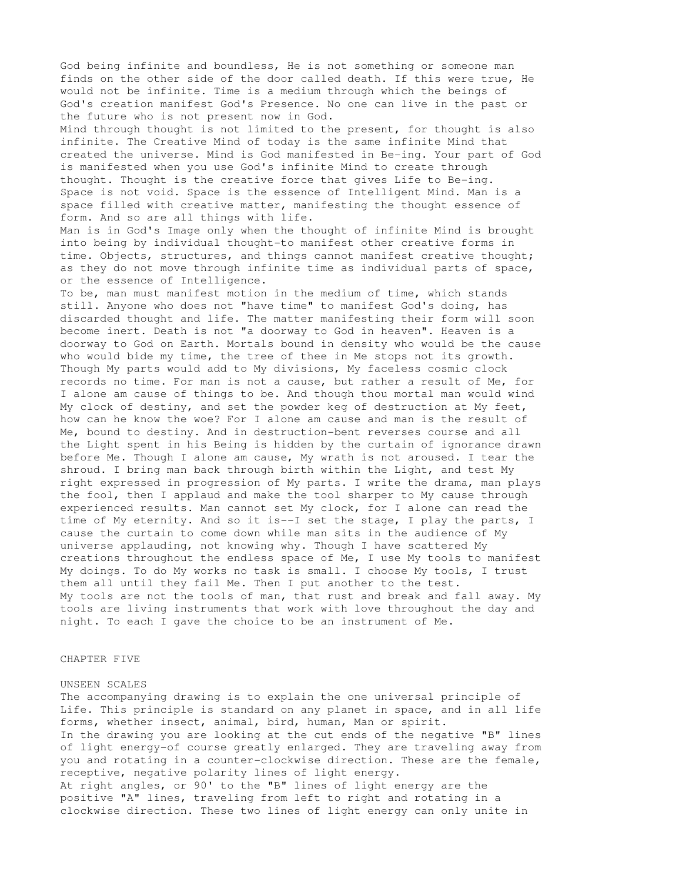God being infinite and boundless, He is not something or someone man finds on the other side of the door called death. If this were true, He would not be infinite. Time is a medium through which the beings of God's creation manifest God's Presence. No one can live in the past or the future who is not present now in God.

Mind through thought is not limited to the present, for thought is also infinite. The Creative Mind of today is the same infinite Mind that created the universe. Mind is God manifested in Be-ing. Your part of God is manifested when you use God's infinite Mind to create through thought. Thought is the creative force that gives Life to Be-ing.

Space is not void. Space is the essence of Intelligent Mind. Man is a space filled with creative matter, manifesting the thought essence of form. And so are all things with life.

Man is in God's Image only when the thought of infinite Mind is brought into being by individual thought-to manifest other creative forms in time. Objects, structures, and things cannot manifest creative thought; as they do not move through infinite time as individual parts of space, or the essence of Intelligence.

To be, man must manifest motion in the medium of time, which stands still. Anyone who does not "have time" to manifest God's doing, has discarded thought and life. The matter manifesting their form will soon become inert. Death is not "a doorway to God in heaven". Heaven is a doorway to God on Earth. Mortals bound in density who would be the cause who would bide my time, the tree of thee in Me stops not its growth. Though My parts would add to My divisions, My faceless cosmic clock records no time. For man is not a cause, but rather a result of Me, for I alone am cause of things to be. And though thou mortal man would wind My clock of destiny, and set the powder keg of destruction at My feet, how can he know the woe? For I alone am cause and man is the result of Me, bound to destiny. And in destruction-bent reverses course and all the Light spent in his Being is hidden by the curtain of ignorance drawn before Me. Though I alone am cause, My wrath is not aroused. I tear the shroud. I bring man back through birth within the Light, and test My right expressed in progression of My parts. I write the drama, man plays the fool, then I applaud and make the tool sharper to My cause through experienced results. Man cannot set My clock, for I alone can read the time of My eternity. And so it is--I set the stage, I play the parts, I cause the curtain to come down while man sits in the audience of My universe applauding, not knowing why. Though I have scattered My creations throughout the endless space of Me, I use My tools to manifest My doings. To do My works no task is small. I choose My tools, I trust them all until they fail Me. Then I put another to the test.

My tools are not the tools of man, that rust and break and fall away. My tools are living instruments that work with love throughout the day and night. To each I gave the choice to be an instrument of Me.

# CHAPTER FIVE

## UNSEEN SCALES

The accompanying drawing is to explain the one universal principle of Life. This principle is standard on any planet in space, and in all life forms, whether insect, animal, bird, human, Man or spirit.

In the drawing you are looking at the cut ends of the negative "B" lines of light energy-of course greatly enlarged. They are traveling away from you and rotating in a counter-clockwise direction. These are the female, receptive, negative polarity lines of light energy.

At right angles, or 90' to the "B" lines of light energy are the positive "A" lines, traveling from left to right and rotating in a clockwise direction. These two lines of light energy can only unite in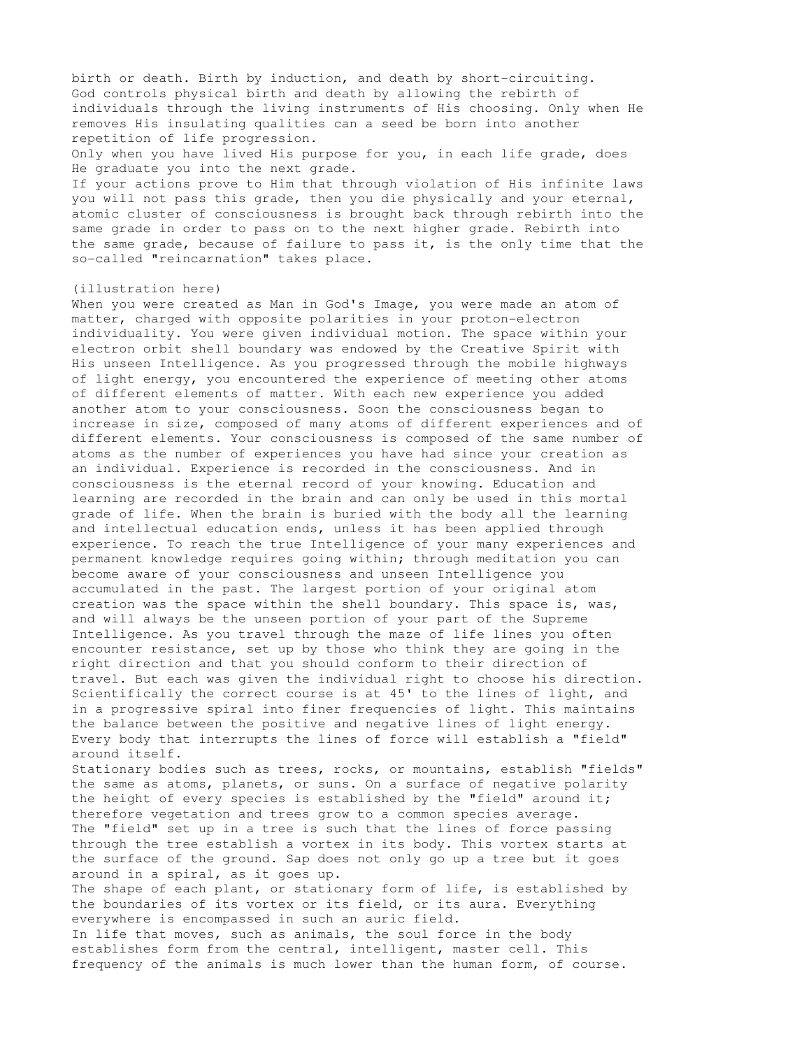birth or death. Birth by induction, and death by short-circuiting. God controls physical birth and death by allowing the rebirth of individuals through the living instruments of His choosing. Only when He removes His insulating qualities can a seed be born into another repetition of life progression.

Only when you have lived His purpose for you, in each life grade, does He graduate you into the next grade.

If your actions prove to Him that through violation of His infinite laws you will not pass this grade, then you die physically and your eternal, atomic cluster of consciousness is brought back through rebirth into the same grade in order to pass on to the next higher grade. Rebirth into the same grade, because of failure to pass it, is the only time that the so-called "reincarnation" takes place.

(illustration here)

When you were created as Man in God's Image, you were made an atom of matter, charged with opposite polarities in your proton-electron individuality. You were given individual motion. The space within your electron orbit shell boundary was endowed by the Creative Spirit with His unseen Intelligence. As you progressed through the mobile highways of light energy, you encountered the experience of meeting other atoms of different elements of matter. With each new experience you added another atom to your consciousness. Soon the consciousness began to increase in size, composed of many atoms of different experiences and of different elements. Your consciousness is composed of the same number of atoms as the number of experiences you have had since your creation as an individual. Experience is recorded in the consciousness. And in consciousness is the eternal record of your knowing. Education and learning are recorded in the brain and can only be used in this mortal grade of life. When the brain is buried with the body all the learning and intellectual education ends, unless it has been applied through experience. To reach the true Intelligence of your many experiences and permanent knowledge requires going within; through meditation you can become aware of your consciousness and unseen Intelligence you accumulated in the past. The largest portion of your original atom creation was the space within the shell boundary. This space is, was, and will always be the unseen portion of your part of the Supreme Intelligence. As you travel through the maze of life lines you often encounter resistance, set up by those who think they are going in the right direction and that you should conform to their direction of travel. But each was given the individual right to choose his direction. Scientifically the correct course is at 45' to the lines of light, and in a progressive spiral into finer frequencies of light. This maintains the balance between the positive and negative lines of light energy. Every body that interrupts the lines of force will establish a "field" around itself.

Stationary bodies such as trees, rocks, or mountains, establish "fields" the same as atoms, planets, or suns. On a surface of negative polarity the height of every species is established by the "field" around it; therefore vegetation and trees grow to a common species average.

The "field" set up in a tree is such that the lines of force passing through the tree establish a vortex in its body. This vortex starts at the surface of the ground. Sap does not only go up a tree but it goes around in a spiral, as it goes up.

The shape of each plant, or stationary form of life, is established by the boundaries of its vortex or its field, or its aura. Everything everywhere is encompassed in such an auric field.

In life that moves, such as animals, the soul force in the body establishes form from the central, intelligent, master cell. This frequency of the animals is much lower than the human form, of course.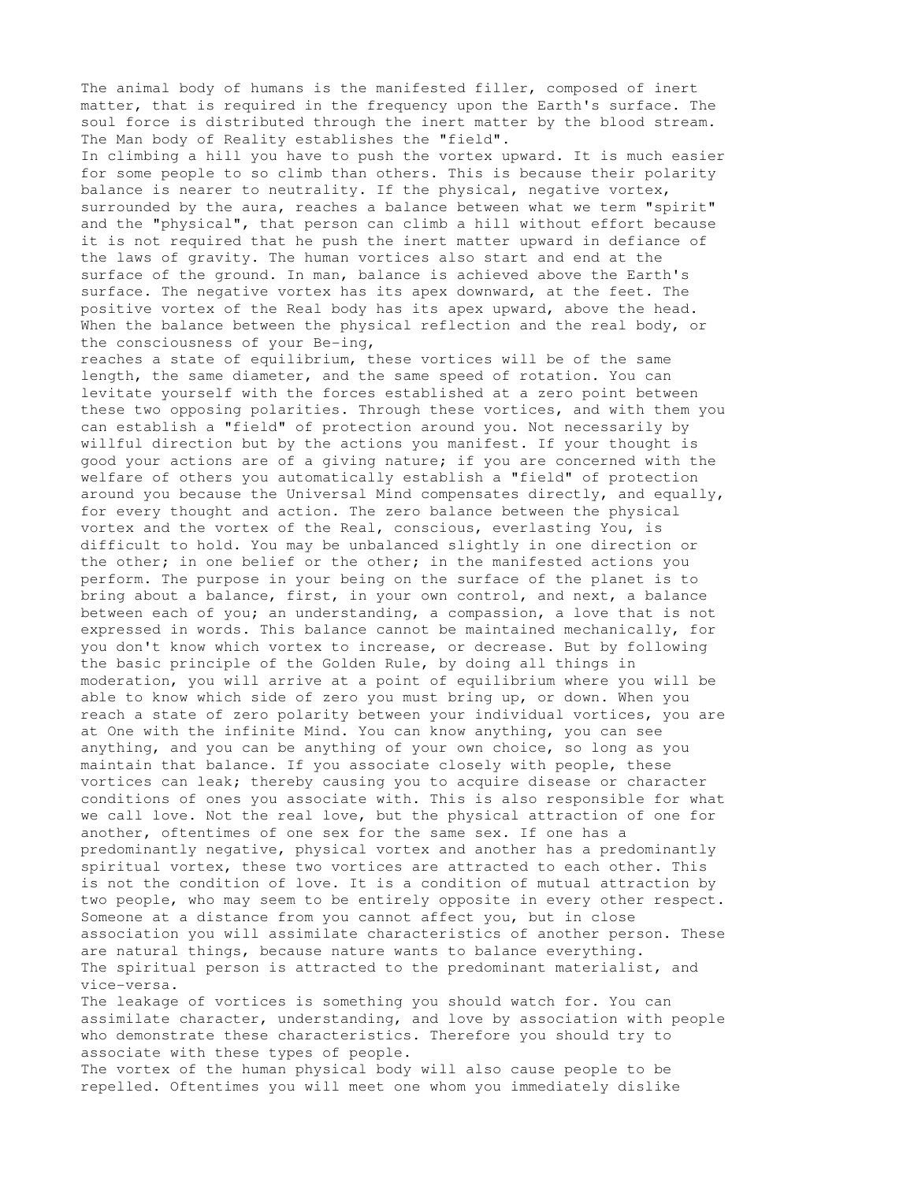The animal body of humans is the manifested filler, composed of inert matter, that is required in the frequency upon the Earth's surface. The soul force is distributed through the inert matter by the blood stream. The Man body of Reality establishes the "field".

In climbing a hill you have to push the vortex upward. It is much easier for some people to so climb than others. This is because their polarity balance is nearer to neutrality. If the physical, negative vortex, surrounded by the aura, reaches a balance between what we term "spirit" and the "physical", that person can climb a hill without effort because it is not required that he push the inert matter upward in defiance of the laws of gravity. The human vortices also start and end at the surface of the ground. In man, balance is achieved above the Earth's surface. The negative vortex has its apex downward, at the feet. The positive vortex of the Real body has its apex upward, above the head. When the balance between the physical reflection and the real body, or the consciousness of your Be-ing,
reaches a state of equilibrium, these vortices will be of the same length, the same diameter, and the same speed of rotation. You can levitate yourself with the forces established at a zero point between these two opposing polarities. Through these vortices, and with them you can establish a "field" of protection around you. Not necessarily by willful direction but by the actions you manifest. If your thought is good your actions are of a giving nature; if you are concerned with the welfare of others you automatically establish a "field" of protection around you because the Universal Mind compensates directly, and equally, for every thought and action. The zero balance between the physical vortex and the vortex of the Real, conscious, everlasting You, is difficult to hold. You may be unbalanced slightly in one direction or the other; in one belief or the other; in the manifested actions you perform. The purpose in your being on the surface of the planet is to bring about a balance, first, in your own control, and next, a balance between each of you; an understanding, a compassion, a love that is not expressed in words. This balance cannot be maintained mechanically, for you don't know which vortex to increase, or decrease. But by following the basic principle of the Golden Rule, by doing all things in moderation, you will arrive at a point of equilibrium where you will be able to know which side of zero you must bring up, or down. When you reach a state of zero polarity between your individual vortices, you are at One with the infinite Mind. You can know anything, you can see anything, and you can be anything of your own choice, so long as you maintain that balance. If you associate closely with people, these vortices can leak; thereby causing you to acquire disease or character conditions of ones you associate with. This is also responsible for what we call love. Not the real love, but the physical attraction of one for another, oftentimes of one sex for the same sex. If one has a predominantly negative, physical vortex and another has a predominantly spiritual vortex, these two vortices are attracted to each other. This is not the condition of love. It is a condition of mutual attraction by two people, who may seem to be entirely opposite in every other respect. Someone at a distance from you cannot affect you, but in close association you will assimilate characteristics of another person. These are natural things, because nature wants to balance everything.

The spiritual person is attracted to the predominant materialist, and vice-versa.

The leakage of vortices is something you should watch for. You can assimilate character, understanding, and love by association with people who demonstrate these characteristics. Therefore you should try to associate with these types of people.

The vortex of the human physical body will also cause people to be repelled. Oftentimes you will meet one whom you immediately dislike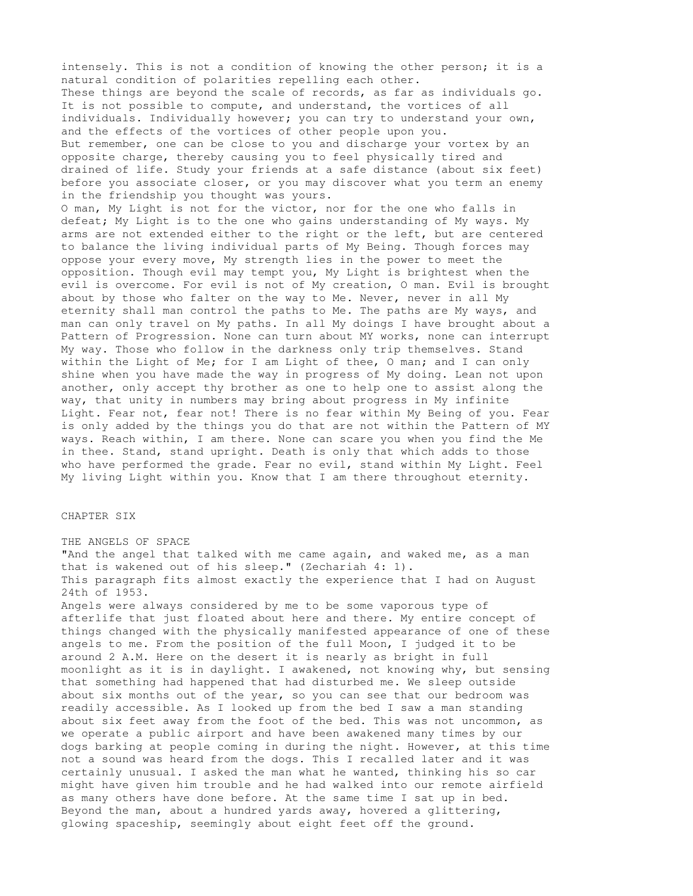intensely. This is not a condition of knowing the other person; it is a natural condition of polarities repelling each other.

These things are beyond the scale of records, as far as individuals go. It is not possible to compute, and understand, the vortices of all individuals. Individually however; you can try to understand your own, and the effects of the vortices of other people upon you.

But remember, one can be close to you and discharge your vortex by an opposite charge, thereby causing you to feel physically tired and drained of life. Study your friends at a safe distance (about six feet) before you associate closer, or you may discover what you term an enemy in the friendship you thought was yours.

O man, My Light is not for the victor, nor for the one who falls in defeat; My Light is to the one who gains understanding of My ways. My arms are not extended either to the right or the left, but are centered to balance the living individual parts of My Being. Though forces may oppose your every move, My strength lies in the power to meet the opposition. Though evil may tempt you, My Light is brightest when the evil is overcome. For evil is not of My creation, O man. Evil is brought about by those who falter on the way to Me. Never, never in all My eternity shall man control the paths to Me. The paths are My ways, and man can only travel on My paths. In all My doings I have brought about a Pattern of Progression. None can turn about MY works, none can interrupt My way. Those who follow in the darkness only trip themselves. Stand within the Light of Me; for I am Light of thee, O man; and I can only shine when you have made the way in progress of My doing. Lean not upon another, only accept thy brother as one to help one to assist along the way, that unity in numbers may bring about progress in My infinite Light. Fear not, fear not! There is no fear within My Being of you. Fear is only added by the things you do that are not within the Pattern of MY ways. Reach within, I am there. None can scare you when you find the Me in thee. Stand, stand upright. Death is only that which adds to those who have performed the grade. Fear no evil, stand within My Light. Feel My living Light within you. Know that I am there throughout eternity.

## CHAPTER SIX

### THE ANGELS OF SPACE

"And the angel that talked with me came again, and waked me, as a man that is wakened out of his sleep." (Zechariah 4: 1).

This paragraph fits almost exactly the experience that I had on August 24th of 1953.

Angels were always considered by me to be some vaporous type of afterlife that just floated about here and there. My entire concept of things changed with the physically manifested appearance of one of these angels to me. From the position of the full Moon, I judged it to be around 2 A.M. Here on the desert it is nearly as bright in full moonlight as it is in daylight. I awakened, not knowing why, but sensing that something had happened that had disturbed me. We sleep outside about six months out of the year, so you can see that our bedroom was readily accessible. As I looked up from the bed I saw a man standing about six feet away from the foot of the bed. This was not uncommon, as we operate a public airport and have been awakened many times by our dogs barking at people coming in during the night. However, at this time not a sound was heard from the dogs. This I recalled later and it was certainly unusual. I asked the man what he wanted, thinking his so car might have given him trouble and he had walked into our remote airfield as many others have done before. At the same time I sat up in bed. Beyond the man, about a hundred yards away, hovered a glittering, glowing spaceship, seemingly about eight feet off the ground.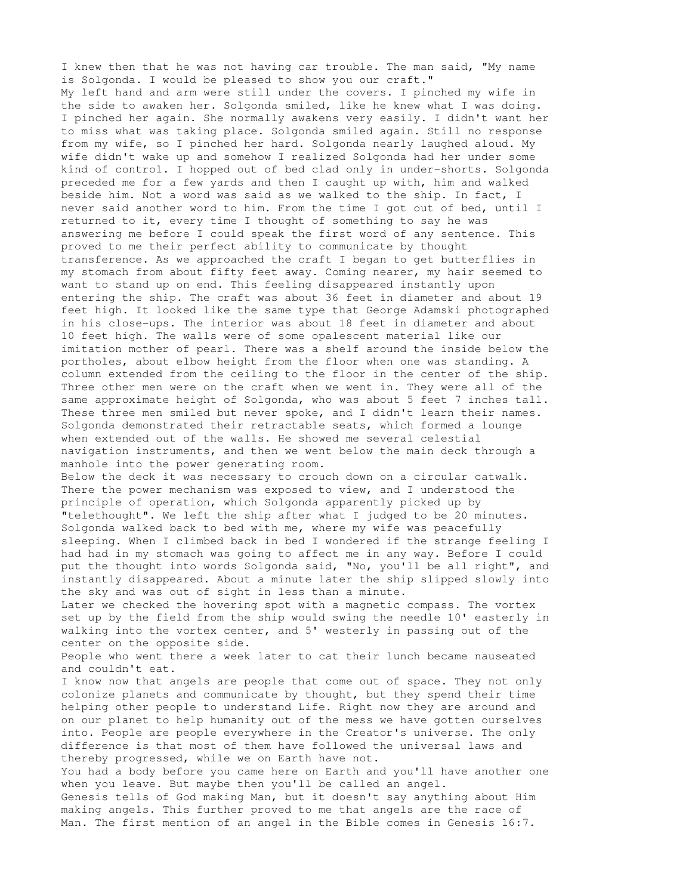I knew then that he was not having car trouble. The man said, "My name is Solgonda. I would be pleased to show you our craft."

My left hand and arm were still under the covers. I pinched my wife in the side to awaken her. Solgonda smiled, like he knew what I was doing. I pinched her again. She normally awakens very easily. I didn't want her to miss what was taking place. Solgonda smiled again. Still no response from my wife, so I pinched her hard. Solgonda nearly laughed aloud. My wife didn't wake up and somehow I realized Solgonda had her under some kind of control. I hopped out of bed clad only in under-shorts. Solgonda preceded me for a few yards and then I caught up with, him and walked beside him. Not a word was said as we walked to the ship. In fact, I never said another word to him. From the time I got out of bed, until I returned to it, every time I thought of something to say he was answering me before I could speak the first word of any sentence. This proved to me their perfect ability to communicate by thought transference. As we approached the craft I began to get butterflies in my stomach from about fifty feet away. Coming nearer, my hair seemed to want to stand up on end. This feeling disappeared instantly upon entering the ship. The craft was about 36 feet in diameter and about 19 feet high. It looked like the same type that George Adamski photographed in his close-ups. The interior was about 18 feet in diameter and about 10 feet high. The walls were of some opalescent material like our imitation mother of pearl. There was a shelf around the inside below the portholes, about elbow height from the floor when one was standing. A column extended from the ceiling to the floor in the center of the ship. Three other men were on the craft when we went in. They were all of the same approximate height of Solgonda, who was about 5 feet 7 inches tall. These three men smiled but never spoke, and I didn't learn their names. Solgonda demonstrated their retractable seats, which formed a lounge when extended out of the walls. He showed me several celestial navigation instruments, and then we went below the main deck through a manhole into the power generating room.

Below the deck it was necessary to crouch down on a circular catwalk. There the power mechanism was exposed to view, and I understood the principle of operation, which Solgonda apparently picked up by "telethought". We left the ship after what I judged to be 20 minutes. Solgonda walked back to bed with me, where my wife was peacefully sleeping. When I climbed back in bed I wondered if the strange feeling I had had in my stomach was going to affect me in any way. Before I could put the thought into words Solgonda said, "No, you'll be all right", and instantly disappeared. About a minute later the ship slipped slowly into the sky and was out of sight in less than a minute.

Later we checked the hovering spot with a magnetic compass. The vortex set up by the field from the ship would swing the needle 10' easterly in walking into the vortex center, and 5' westerly in passing out of the center on the opposite side.

People who went there a week later to cat their lunch became nauseated and couldn't eat.

I know now that angels are people that come out of space. They not only colonize planets and communicate by thought, but they spend their time helping other people to understand Life. Right now they are around and on our planet to help humanity out of the mess we have gotten ourselves into. People are people everywhere in the Creator's universe. The only difference is that most of them have followed the universal laws and thereby progressed, while we on Earth have not.

You had a body before you came here on Earth and you'll have another one when you leave. But maybe then you'll be called an angel.

Genesis tells of God making Man, but it doesn't say anything about Him making angels. This further proved to me that angels are the race of Man. The first mention of an angel in the Bible comes in Genesis 16:7.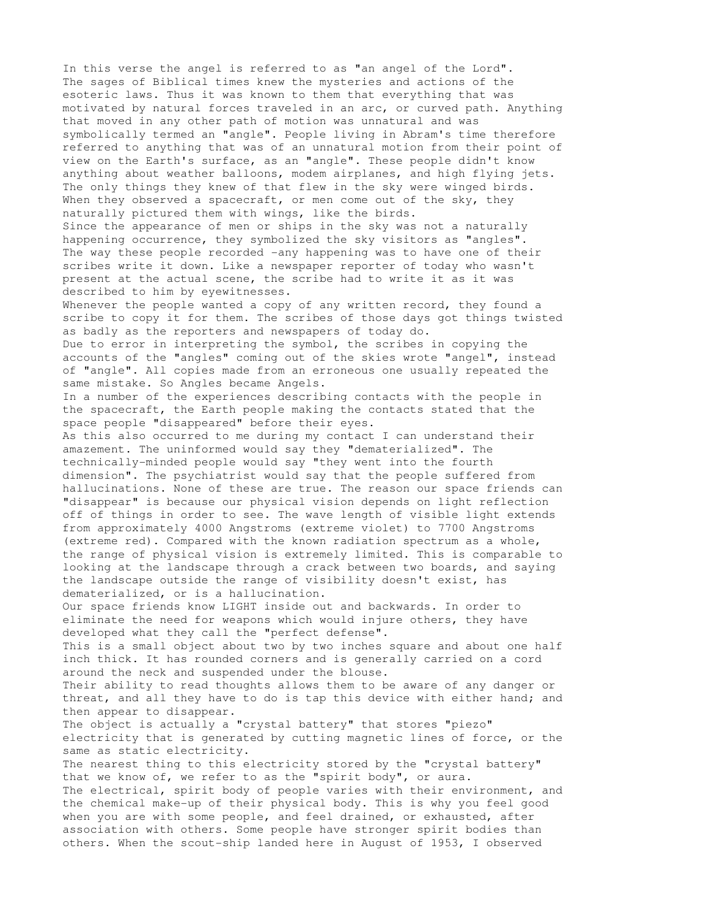In this verse the angel is referred to as "an angel of the Lord". The sages of Biblical times knew the mysteries and actions of the esoteric laws. Thus it was known to them that everything that was motivated by natural forces traveled in an arc, or curved path. Anything that moved in any other path of motion was unnatural and was symbolically termed an "angle". People living in Abram's time therefore referred to anything that was of an unnatural motion from their point of view on the Earth's surface, as an "angle". These people didn't know anything about weather balloons, modem airplanes, and high flying jets. The only things they knew of that flew in the sky were winged birds. When they observed a spacecraft, or men come out of the sky, they naturally pictured them with wings, like the birds.

Since the appearance of men or ships in the sky was not a naturally happening occurrence, they symbolized the sky visitors as "angles". The way these people recorded -any happening was to have one of their scribes write it down. Like a newspaper reporter of today who wasn't present at the actual scene, the scribe had to write it as it was described to him by eyewitnesses.

Whenever the people wanted a copy of any written record, they found a scribe to copy it for them. The scribes of those days got things twisted as badly as the reporters and newspapers of today do.

Due to error in interpreting the symbol, the scribes in copying the accounts of the "angles" coming out of the skies wrote "angel", instead of "angle". All copies made from an erroneous one usually repeated the same mistake. So Angles became Angels.

In a number of the experiences describing contacts with the people in the spacecraft, the Earth people making the contacts stated that the space people "disappeared" before their eyes.

As this also occurred to me during my contact I can understand their amazement. The uninformed would say they "dematerialized". The technically-minded people would say "they went into the fourth dimension". The psychiatrist would say that the people suffered from hallucinations. None of these are true. The reason our space friends can "disappear" is because our physical vision depends on light reflection off of things in order to see. The wave length of visible light extends from approximately 4000 Angstroms (extreme violet) to 7700 Angstroms (extreme red). Compared with the known radiation spectrum as a whole, the range of physical vision is extremely limited. This is comparable to looking at the landscape through a crack between two boards, and saying the landscape outside the range of visibility doesn't exist, has dematerialized, or is a hallucination.

Our space friends know LIGHT inside out and backwards. In order to eliminate the need for weapons which would injure others, they have developed what they call the "perfect defense".

This is a small object about two by two inches square and about one half inch thick. It has rounded corners and is generally carried on a cord around the neck and suspended under the blouse.

Their ability to read thoughts allows them to be aware of any danger or threat, and all they have to do is tap this device with either hand; and then appear to disappear.

The object is actually a "crystal battery" that stores "piezo" electricity that is generated by cutting magnetic lines of force, or the same as static electricity.

The nearest thing to this electricity stored by the "crystal battery" that we know of, we refer to as the "spirit body", or aura.

The electrical, spirit body of people varies with their environment, and the chemical make-up of their physical body. This is why you feel good when you are with some people, and feel drained, or exhausted, after association with others. Some people have stronger spirit bodies than others. When the scout-ship landed here in August of 1953, I observed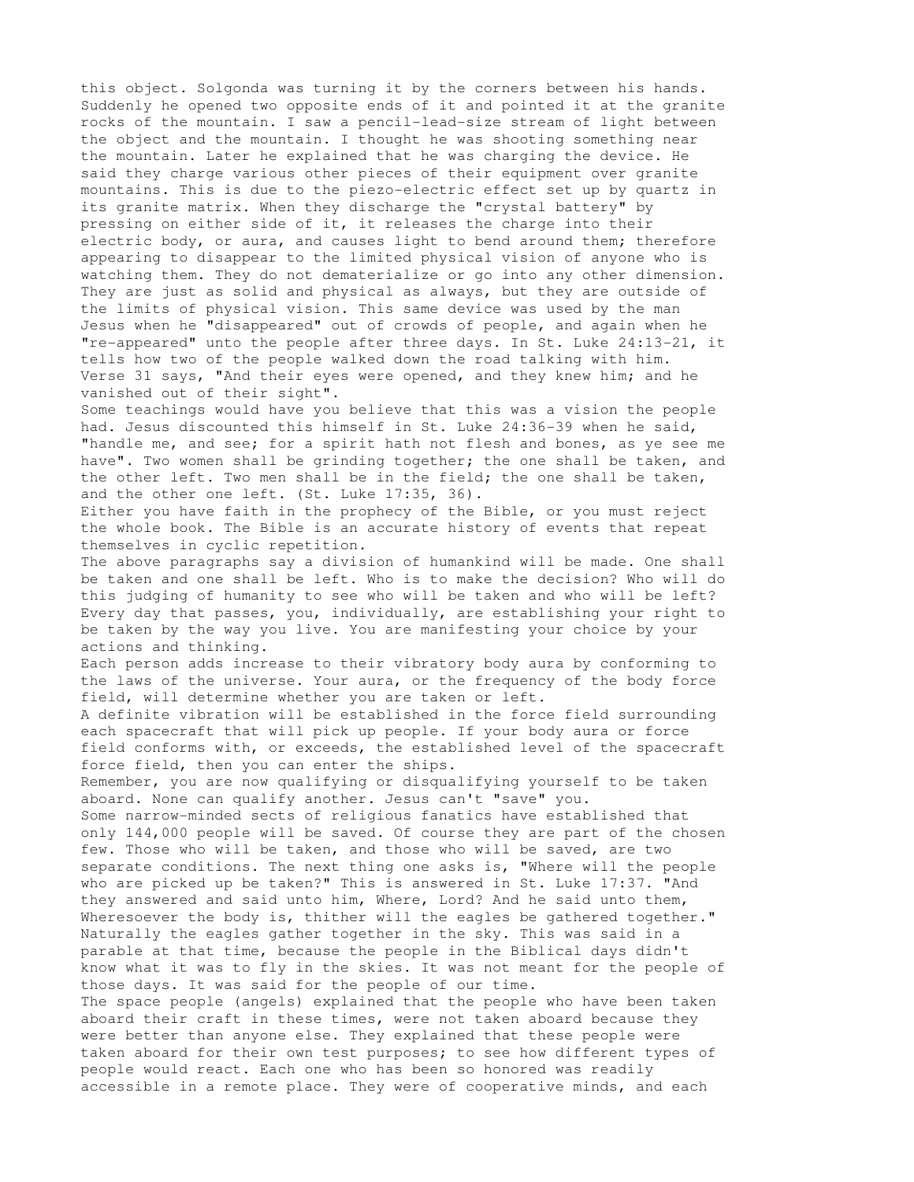this object. Solgonda was turning it by the corners between his hands. Suddenly he opened two opposite ends of it and pointed it at the granite rocks of the mountain. I saw a pencil-lead-size stream of light between the object and the mountain. I thought he was shooting something near the mountain. Later he explained that he was charging the device. He said they charge various other pieces of their equipment over granite mountains. This is due to the piezo-electric effect set up by quartz in its granite matrix. When they discharge the "crystal battery" by pressing on either side of it, it releases the charge into their electric body, or aura, and causes light to bend around them; therefore appearing to disappear to the limited physical vision of anyone who is watching them. They do not dematerialize or go into any other dimension. They are just as solid and physical as always, but they are outside of the limits of physical vision. This same device was used by the man Jesus when he "disappeared" out of crowds of people, and again when he "re-appeared" unto the people after three days. In St. Luke 24:13-21, it tells how two of the people walked down the road talking with him. Verse 31 says, "And their eyes were opened, and they knew him; and he vanished out of their sight".

Some teachings would have you believe that this was a vision the people had. Jesus discounted this himself in St. Luke 24:36-39 when he said, "handle me, and see; for a spirit hath not flesh and bones, as ye see me have". Two women shall be grinding together; the one shall be taken, and the other left. Two men shall be in the field; the one shall be taken, and the other one left. (St. Luke 17:35, 36).

Either you have faith in the prophecy of the Bible, or you must reject the whole book. The Bible is an accurate history of events that repeat themselves in cyclic repetition.

The above paragraphs say a division of humankind will be made. One shall be taken and one shall be left. Who is to make the decision? Who will do this judging of humanity to see who will be taken and who will be left? Every day that passes, you, individually, are establishing your right to be taken by the way you live. You are manifesting your choice by your actions and thinking.

Each person adds increase to their vibratory body aura by conforming to the laws of the universe. Your aura, or the frequency of the body force field, will determine whether you are taken or left.

A definite vibration will be established in the force field surrounding each spacecraft that will pick up people. If your body aura or force field conforms with, or exceeds, the established level of the spacecraft force field, then you can enter the ships.

Remember, you are now qualifying or disqualifying yourself to be taken aboard. None can qualify another. Jesus can't "save" you.

Some narrow-minded sects of religious fanatics have established that only 144,000 people will be saved. Of course they are part of the chosen few. Those who will be taken, and those who will be saved, are two separate conditions. The next thing one asks is, "Where will the people who are picked up be taken?" This is answered in St. Luke 17:37. "And they answered and said unto him, Where, Lord? And he said unto them, Wheresoever the body is, thither will the eagles be gathered together." Naturally the eagles gather together in the sky. This was said in a parable at that time, because the people in the Biblical days didn't know what it was to fly in the skies. It was not meant for the people of those days. It was said for the people of our time.

The space people (angels) explained that the people who have been taken aboard their craft in these times, were not taken aboard because they were better than anyone else. They explained that these people were taken aboard for their own test purposes; to see how different types of people would react. Each one who has been so honored was readily accessible in a remote place. They were of cooperative minds, and each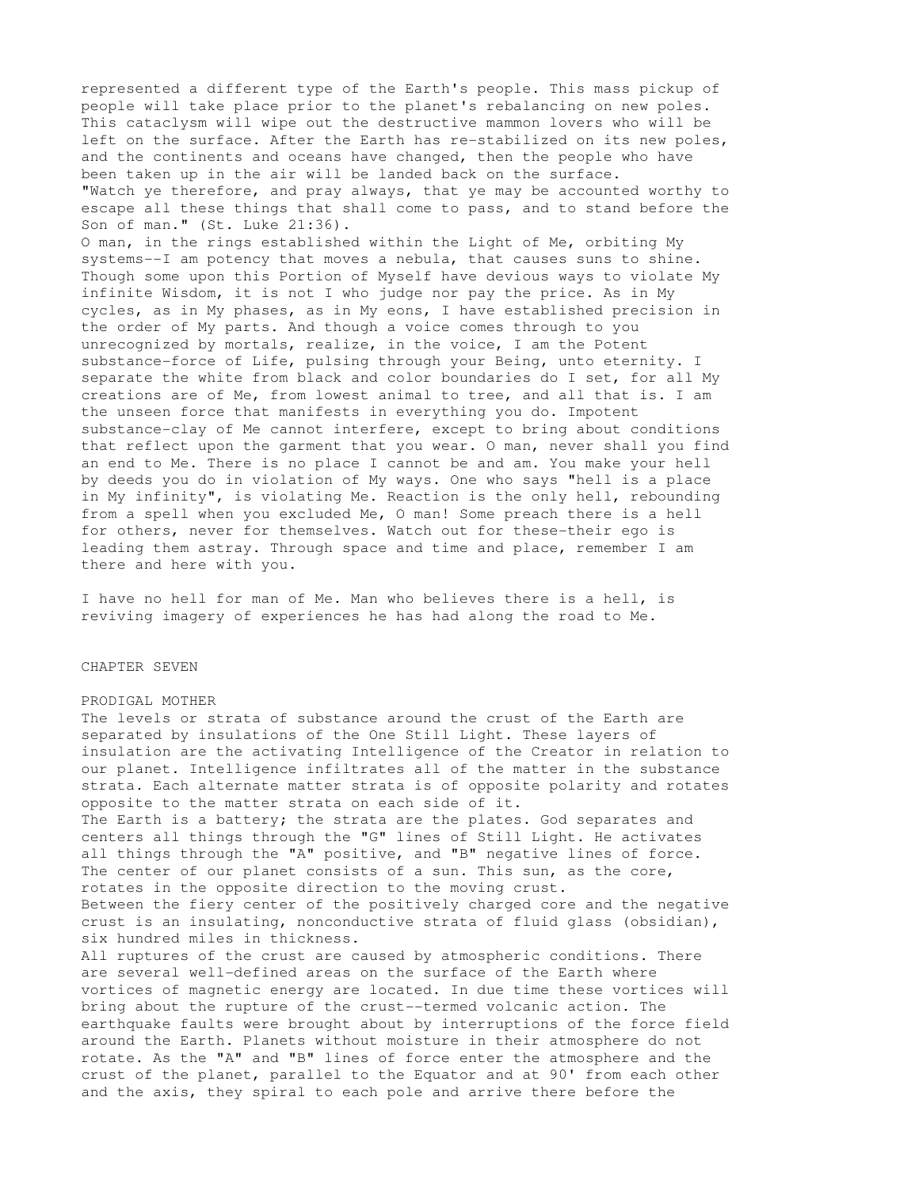represented a different type of the Earth's people. This mass pickup of people will take place prior to the planet's rebalancing on new poles. This cataclysm will wipe out the destructive mammon lovers who will be left on the surface. After the Earth has re-stabilized on its new poles, and the continents and oceans have changed, then the people who have been taken up in the air will be landed back on the surface.

"Watch ye therefore, and pray always, that ye may be accounted worthy to escape all these things that shall come to pass, and to stand before the Son of man." (St. Luke 21:36).

O man, in the rings established within the Light of Me, orbiting My systems--I am potency that moves a nebula, that causes suns to shine. Though some upon this Portion of Myself have devious ways to violate My infinite Wisdom, it is not I who judge nor pay the price. As in My cycles, as in My phases, as in My eons, I have established precision in the order of My parts. And though a voice comes through to you unrecognized by mortals, realize, in the voice, I am the Potent substance-force of Life, pulsing through your Being, unto eternity. I separate the white from black and color boundaries do I set, for all My creations are of Me, from lowest animal to tree, and all that is. I am the unseen force that manifests in everything you do. Impotent substance-clay of Me cannot interfere, except to bring about conditions that reflect upon the garment that you wear. O man, never shall you find an end to Me. There is no place I cannot be and am. You make your hell by deeds you do in violation of My ways. One who says "hell is a place in My infinity", is violating Me. Reaction is the only hell, rebounding from a spell when you excluded Me, O man! Some preach there is a hell for others, never for themselves. Watch out for these-their ego is leading them astray. Through space and time and place, remember I am there and here with you.

I have no hell for man of Me. Man who believes there is a hell, is reviving imagery of experiences he has had along the road to Me.

## CHAPTER SEVEN

### PRODIGAL MOTHER

The levels or strata of substance around the crust of the Earth are separated by insulations of the One Still Light. These layers of insulation are the activating Intelligence of the Creator in relation to our planet. Intelligence infiltrates all of the matter in the substance strata. Each alternate matter strata is of opposite polarity and rotates opposite to the matter strata on each side of it.

The Earth is a battery; the strata are the plates. God separates and centers all things through the "G" lines of Still Light. He activates all things through the "A" positive, and "B" negative lines of force. The center of our planet consists of a sun. This sun, as the core, rotates in the opposite direction to the moving crust.

Between the fiery center of the positively charged core and the negative crust is an insulating, nonconductive strata of fluid glass (obsidian), six hundred miles in thickness.

All ruptures of the crust are caused by atmospheric conditions. There are several well-defined areas on the surface of the Earth where vortices of magnetic energy are located. In due time these vortices will bring about the rupture of the crust--termed volcanic action. The earthquake faults were brought about by interruptions of the force field around the Earth. Planets without moisture in their atmosphere do not rotate. As the "A" and "B" lines of force enter the atmosphere and the crust of the planet, parallel to the Equator and at 90' from each other and the axis, they spiral to each pole and arrive there before the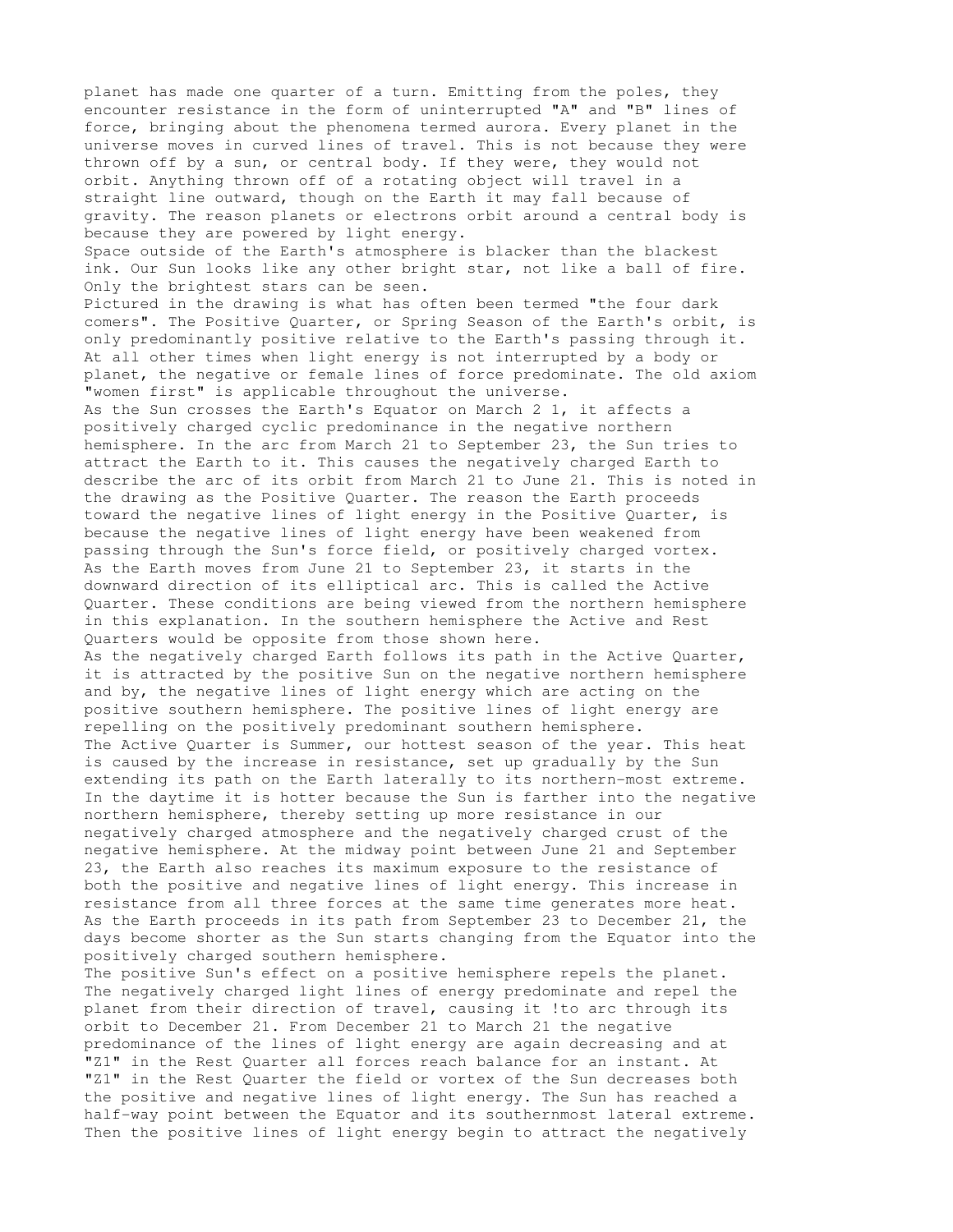planet has made one quarter of a turn. Emitting from the poles, they encounter resistance in the form of uninterrupted "A" and "B" lines of force, bringing about the phenomena termed aurora. Every planet in the universe moves in curved lines of travel. This is not because they were thrown off by a sun, or central body. If they were, they would not orbit. Anything thrown off of a rotating object will travel in a straight line outward, though on the Earth it may fall because of gravity. The reason planets or electrons orbit around a central body is because they are powered by light energy.

Space outside of the Earth's atmosphere is blacker than the blackest ink. Our Sun looks like any other bright star, not like a ball of fire. Only the brightest stars can be seen.

Pictured in the drawing is what has often been termed "the four dark comers". The Positive Quarter, or Spring Season of the Earth's orbit, is only predominantly positive relative to the Earth's passing through it. At all other times when light energy is not interrupted by a body or planet, the negative or female lines of force predominate. The old axiom "women first" is applicable throughout the universe.

As the Sun crosses the Earth's Equator on March 2 1, it affects a positively charged cyclic predominance in the negative northern hemisphere. In the arc from March 21 to September 23, the Sun tries to attract the Earth to it. This causes the negatively charged Earth to describe the arc of its orbit from March 21 to June 21. This is noted in the drawing as the Positive Quarter. The reason the Earth proceeds toward the negative lines of light energy in the Positive Quarter, is because the negative lines of light energy have been weakened from passing through the Sun's force field, or positively charged vortex.

As the Earth moves from June 21 to September 23, it starts in the downward direction of its elliptical arc. This is called the Active Quarter. These conditions are being viewed from the northern hemisphere in this explanation. In the southern hemisphere the Active and Rest Quarters would be opposite from those shown here.

As the negatively charged Earth follows its path in the Active Quarter, it is attracted by the positive Sun on the negative northern hemisphere and by, the negative lines of light energy which are acting on the positive southern hemisphere. The positive lines of light energy are repelling on the positively predominant southern hemisphere.

The Active Quarter is Summer, our hottest season of the year. This heat is caused by the increase in resistance, set up gradually by the Sun extending its path on the Earth laterally to its northern-most extreme. In the daytime it is hotter because the Sun is farther into the negative northern hemisphere, thereby setting up more resistance in our negatively charged atmosphere and the negatively charged crust of the negative hemisphere. At the midway point between June 21 and September 23, the Earth also reaches its maximum exposure to the resistance of both the positive and negative lines of light energy. This increase in resistance from all three forces at the same time generates more heat.

As the Earth proceeds in its path from September 23 to December 21, the days become shorter as the Sun starts changing from the Equator into the positively charged southern hemisphere.

The positive Sun's effect on a positive hemisphere repels the planet. The negatively charged light lines of energy predominate and repel the planet from their direction of travel, causing it !to arc through its orbit to December 21. From December 21 to March 21 the negative predominance of the lines of light energy are again decreasing and at "Z1" in the Rest Quarter all forces reach balance for an instant. At "Z1" in the Rest Quarter the field or vortex of the Sun decreases both the positive and negative lines of light energy. The Sun has reached a half-way point between the Equator and its southernmost lateral extreme. Then the positive lines of light energy begin to attract the negatively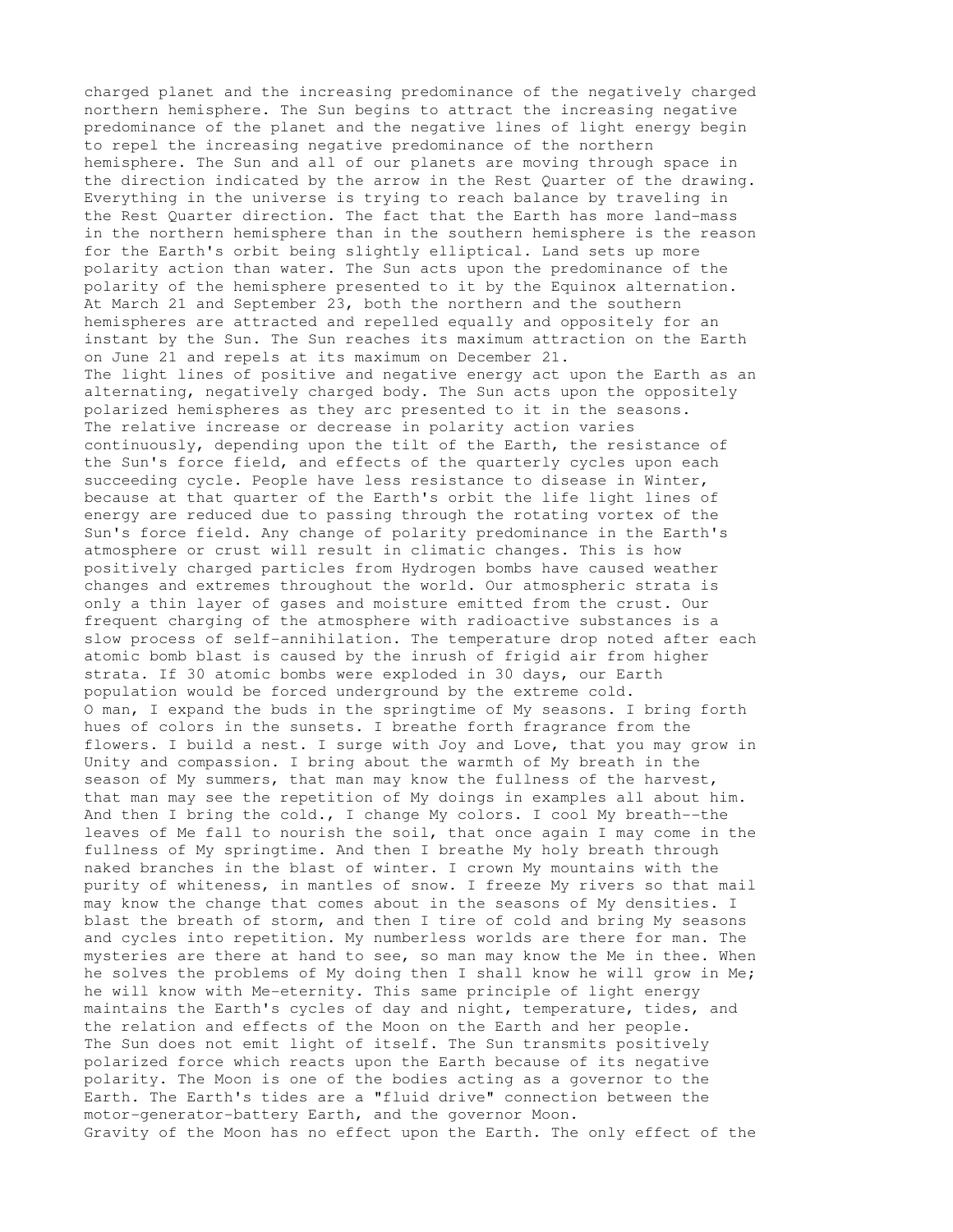charged planet and the increasing predominance of the negatively charged northern hemisphere. The Sun begins to attract the increasing negative predominance of the planet and the negative lines of light energy begin to repel the increasing negative predominance of the northern hemisphere. The Sun and all of our planets are moving through space in the direction indicated by the arrow in the Rest Quarter of the drawing. Everything in the universe is trying to reach balance by traveling in the Rest Quarter direction. The fact that the Earth has more land-mass in the northern hemisphere than in the southern hemisphere is the reason for the Earth's orbit being slightly elliptical. Land sets up more polarity action than water. The Sun acts upon the predominance of the polarity of the hemisphere presented to it by the Equinox alternation. At March 21 and September 23, both the northern and the southern hemispheres are attracted and repelled equally and oppositely for an instant by the Sun. The Sun reaches its maximum attraction on the Earth on June 21 and repels at its maximum on December 21.

The light lines of positive and negative energy act upon the Earth as an alternating, negatively charged body. The Sun acts upon the oppositely polarized hemispheres as they arc presented to it in the seasons. The relative increase or decrease in polarity action varies continuously, depending upon the tilt of the Earth, the resistance of the Sun's force field, and effects of the quarterly cycles upon each succeeding cycle. People have less resistance to disease in Winter, because at that quarter of the Earth's orbit the life light lines of energy are reduced due to passing through the rotating vortex of the Sun's force field. Any change of polarity predominance in the Earth's atmosphere or crust will result in climatic changes. This is how positively charged particles from Hydrogen bombs have caused weather changes and extremes throughout the world. Our atmospheric strata is only a thin layer of gases and moisture emitted from the crust. Our frequent charging of the atmosphere with radioactive substances is a slow process of self-annihilation. The temperature drop noted after each atomic bomb blast is caused by the inrush of frigid air from higher strata. If 30 atomic bombs were exploded in 30 days, our Earth population would be forced underground by the extreme cold.

O man, I expand the buds in the springtime of My seasons. I bring forth hues of colors in the sunsets. I breathe forth fragrance from the flowers. I build a nest. I surge with Joy and Love, that you may grow in Unity and compassion. I bring about the warmth of My breath in the season of My summers, that man may know the fullness of the harvest, that man may see the repetition of My doings in examples all about him. And then I bring the cold., I change My colors. I cool My breath--the leaves of Me fall to nourish the soil, that once again I may come in the fullness of My springtime. And then I breathe My holy breath through naked branches in the blast of winter. I crown My mountains with the purity of whiteness, in mantles of snow. I freeze My rivers so that mail may know the change that comes about in the seasons of My densities. I blast the breath of storm, and then I tire of cold and bring My seasons and cycles into repetition. My numberless worlds are there for man. The mysteries are there at hand to see, so man may know the Me in thee. When he solves the problems of My doing then I shall know he will grow in Me; he will know with Me-eternity. This same principle of light energy maintains the Earth's cycles of day and night, temperature, tides, and the relation and effects of the Moon on the Earth and her people.

The Sun does not emit light of itself. The Sun transmits positively polarized force which reacts upon the Earth because of its negative polarity. The Moon is one of the bodies acting as a governor to the Earth. The Earth's tides are a "fluid drive" connection between the motor-generator-battery Earth, and the governor Moon.

Gravity of the Moon has no effect upon the Earth. The only effect of the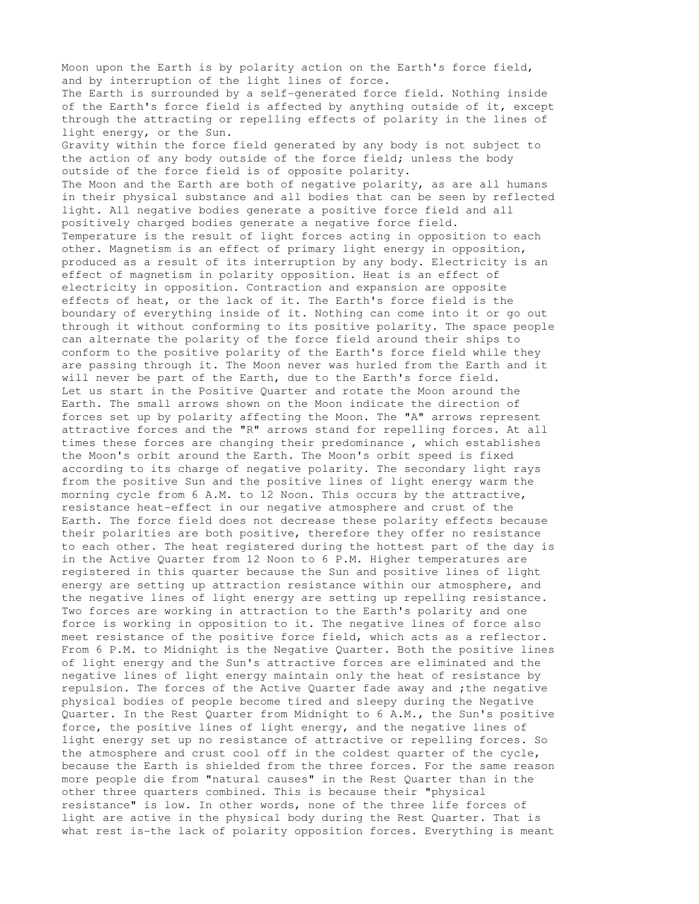Moon upon the Earth is by polarity action on the Earth's force field, and by interruption of the light lines of force.

The Earth is surrounded by a self-generated force field. Nothing inside of the Earth's force field is affected by anything outside of it, except through the attracting or repelling effects of polarity in the lines of light energy, or the Sun.

Gravity within the force field generated by any body is not subject to the action of any body outside of the force field; unless the body outside of the force field is of opposite polarity.

The Moon and the Earth are both of negative polarity, as are all humans in their physical substance and all bodies that can be seen by reflected light. All negative bodies generate a positive force field and all positively charged bodies generate a negative force field.

Temperature is the result of light forces acting in opposition to each other. Magnetism is an effect of primary light energy in opposition, produced as a result of its interruption by any body. Electricity is an effect of magnetism in polarity opposition. Heat is an effect of electricity in opposition. Contraction and expansion are opposite effects of heat, or the lack of it. The Earth's force field is the boundary of everything inside of it. Nothing can come into it or go out through it without conforming to its positive polarity. The space people can alternate the polarity of the force field around their ships to conform to the positive polarity of the Earth's force field while they are passing through it. The Moon never was hurled from the Earth and it will never be part of the Earth, due to the Earth's force field.

Let us start in the Positive Quarter and rotate the Moon around the Earth. The small arrows shown on the Moon indicate the direction of forces set up by polarity affecting the Moon. The "A" arrows represent attractive forces and the "R" arrows stand for repelling forces. At all times these forces are changing their predominance , which establishes the Moon's orbit around the Earth. The Moon's orbit speed is fixed according to its charge of negative polarity. The secondary light rays from the positive Sun and the positive lines of light energy warm the morning cycle from 6 A.M. to 12 Noon. This occurs by the attractive, resistance heat-effect in our negative atmosphere and crust of the Earth. The force field does not decrease these polarity effects because their polarities are both positive, therefore they offer no resistance to each other. The heat registered during the hottest part of the day is in the Active Quarter from 12 Noon to 6 P.M. Higher temperatures are registered in this quarter because the Sun and positive lines of light energy are setting up attraction resistance within our atmosphere, and the negative lines of light energy are setting up repelling resistance. Two forces are working in attraction to the Earth's polarity and one force is working in opposition to it. The negative lines of force also meet resistance of the positive force field, which acts as a reflector. From 6 P.M. to Midnight is the Negative Quarter. Both the positive lines of light energy and the Sun's attractive forces are eliminated and the negative lines of light energy maintain only the heat of resistance by repulsion. The forces of the Active Quarter fade away and ;the negative physical bodies of people become tired and sleepy during the Negative Quarter. In the Rest Quarter from Midnight to 6 A.M., the Sun's positive force, the positive lines of light energy, and the negative lines of light energy set up no resistance of attractive or repelling forces. So the atmosphere and crust cool off in the coldest quarter of the cycle, because the Earth is shielded from the three forces. For the same reason more people die from "natural causes" in the Rest Quarter than in the other three quarters combined. This is because their "physical resistance" is low. In other words, none of the three life forces of light are active in the physical body during the Rest Quarter. That is what rest is-the lack of polarity opposition forces. Everything is meant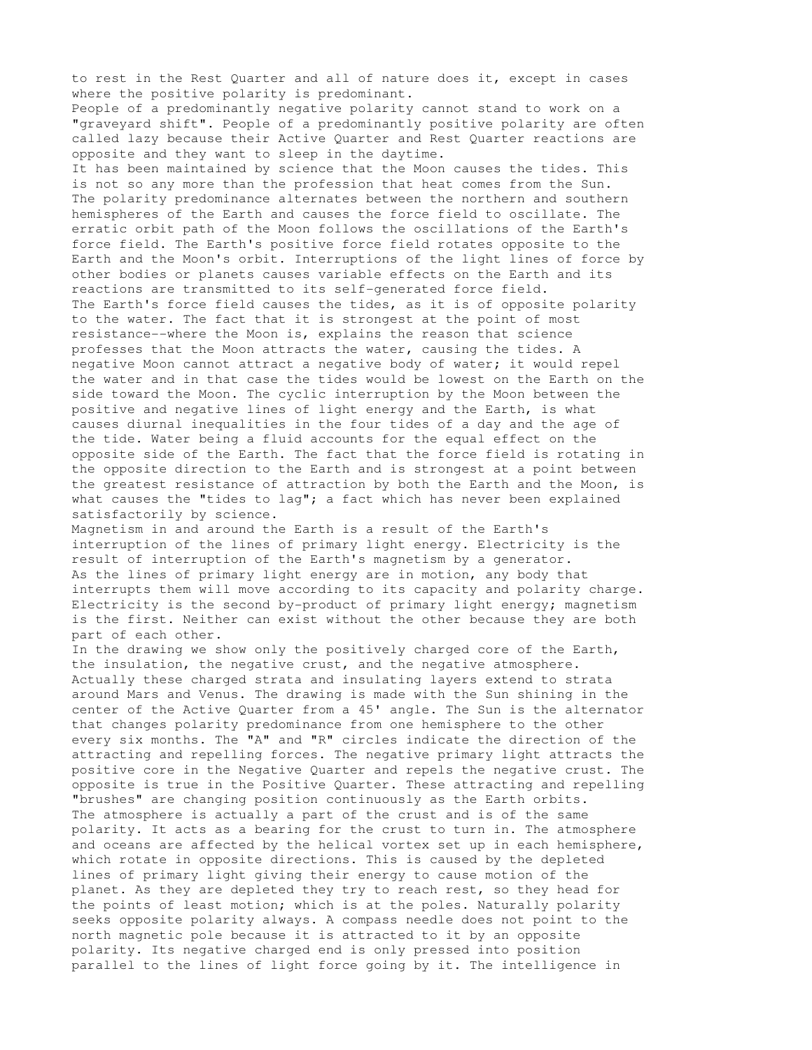to rest in the Rest Quarter and all of nature does it, except in cases where the positive polarity is predominant.

People of a predominantly negative polarity cannot stand to work on a "graveyard shift". People of a predominantly positive polarity are often called lazy because their Active Quarter and Rest Quarter reactions are opposite and they want to sleep in the daytime.

It has been maintained by science that the Moon causes the tides. This is not so any more than the profession that heat comes from the Sun. The polarity predominance alternates between the northern and southern hemispheres of the Earth and causes the force field to oscillate. The erratic orbit path of the Moon follows the oscillations of the Earth's force field. The Earth's positive force field rotates opposite to the Earth and the Moon's orbit. Interruptions of the light lines of force by other bodies or planets causes variable effects on the Earth and its reactions are transmitted to its self-generated force field.

The Earth's force field causes the tides, as it is of opposite polarity to the water. The fact that it is strongest at the point of most resistance--where the Moon is, explains the reason that science professes that the Moon attracts the water, causing the tides. A negative Moon cannot attract a negative body of water; it would repel the water and in that case the tides would be lowest on the Earth on the side toward the Moon. The cyclic interruption by the Moon between the positive and negative lines of light energy and the Earth, is what causes diurnal inequalities in the four tides of a day and the age of the tide. Water being a fluid accounts for the equal effect on the opposite side of the Earth. The fact that the force field is rotating in the opposite direction to the Earth and is strongest at a point between the greatest resistance of attraction by both the Earth and the Moon, is what causes the "tides to lag"; a fact which has never been explained satisfactorily by science.

Magnetism in and around the Earth is a result of the Earth's interruption of the lines of primary light energy. Electricity is the result of interruption of the Earth's magnetism by a generator.

As the lines of primary light energy are in motion, any body that interrupts them will move according to its capacity and polarity charge. Electricity is the second by-product of primary light energy; magnetism is the first. Neither can exist without the other because they are both part of each other.

In the drawing we show only the positively charged core of the Earth, the insulation, the negative crust, and the negative atmosphere. Actually these charged strata and insulating layers extend to strata around Mars and Venus. The drawing is made with the Sun shining in the center of the Active Quarter from a 45' angle. The Sun is the alternator that changes polarity predominance from one hemisphere to the other every six months. The "A" and "R" circles indicate the direction of the attracting and repelling forces. The negative primary light attracts the positive core in the Negative Quarter and repels the negative crust. The opposite is true in the Positive Quarter. These attracting and repelling "brushes" are changing position continuously as the Earth orbits.

The atmosphere is actually a part of the crust and is of the same polarity. It acts as a bearing for the crust to turn in. The atmosphere and oceans are affected by the helical vortex set up in each hemisphere, which rotate in opposite directions. This is caused by the depleted lines of primary light giving their energy to cause motion of the planet. As they are depleted they try to reach rest, so they head for the points of least motion; which is at the poles. Naturally polarity seeks opposite polarity always. A compass needle does not point to the north magnetic pole because it is attracted to it by an opposite polarity. Its negative charged end is only pressed into position parallel to the lines of light force going by it. The intelligence in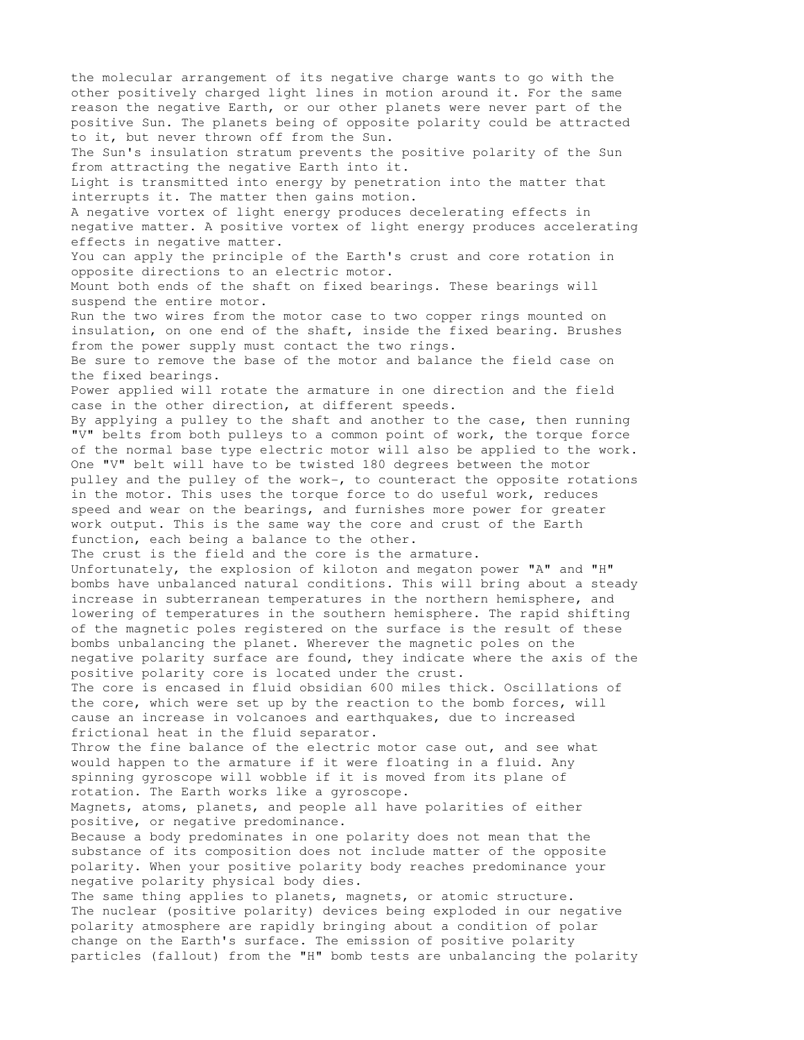the molecular arrangement of its negative charge wants to go with the other positively charged light lines in motion around it. For the same reason the negative Earth, or our other planets were never part of the positive Sun. The planets being of opposite polarity could be attracted to it, but never thrown off from the Sun.

The Sun's insulation stratum prevents the positive polarity of the Sun from attracting the negative Earth into it.

Light is transmitted into energy by penetration into the matter that interrupts it. The matter then gains motion.

A negative vortex of light energy produces decelerating effects in negative matter. A positive vortex of light energy produces accelerating effects in negative matter.

You can apply the principle of the Earth's crust and core rotation in opposite directions to an electric motor.

Mount both ends of the shaft on fixed bearings. These bearings will suspend the entire motor.

Run the two wires from the motor case to two copper rings mounted on insulation, on one end of the shaft, inside the fixed bearing. Brushes from the power supply must contact the two rings.

Be sure to remove the base of the motor and balance the field case on the fixed bearings.

Power applied will rotate the armature in one direction and the field case in the other direction, at different speeds.

By applying a pulley to the shaft and another to the case, then running "V" belts from both pulleys to a common point of work, the torque force of the normal base type electric motor will also be applied to the work. One "V" belt will have to be twisted 180 degrees between the motor pulley and the pulley of the work-, to counteract the opposite rotations in the motor. This uses the torque force to do useful work, reduces speed and wear on the bearings, and furnishes more power for greater work output. This is the same way the core and crust of the Earth function, each being a balance to the other.

The crust is the field and the core is the armature.

Unfortunately, the explosion of kiloton and megaton power "A" and "H" bombs have unbalanced natural conditions. This will bring about a steady increase in subterranean temperatures in the northern hemisphere, and lowering of temperatures in the southern hemisphere. The rapid shifting of the magnetic poles registered on the surface is the result of these bombs unbalancing the planet. Wherever the magnetic poles on the negative polarity surface are found, they indicate where the axis of the positive polarity core is located under the crust.

The core is encased in fluid obsidian 600 miles thick. Oscillations of the core, which were set up by the reaction to the bomb forces, will cause an increase in volcanoes and earthquakes, due to increased frictional heat in the fluid separator.

Throw the fine balance of the electric motor case out, and see what would happen to the armature if it were floating in a fluid. Any spinning gyroscope will wobble if it is moved from its plane of rotation. The Earth works like a gyroscope.

Magnets, atoms, planets, and people all have polarities of either positive, or negative predominance.

Because a body predominates in one polarity does not mean that the substance of its composition does not include matter of the opposite polarity. When your positive polarity body reaches predominance your negative polarity physical body dies.

The same thing applies to planets, magnets, or atomic structure.

The nuclear (positive polarity) devices being exploded in our negative polarity atmosphere are rapidly bringing about a condition of polar change on the Earth's surface. The emission of positive polarity particles (fallout) from the "H" bomb tests are unbalancing the polarity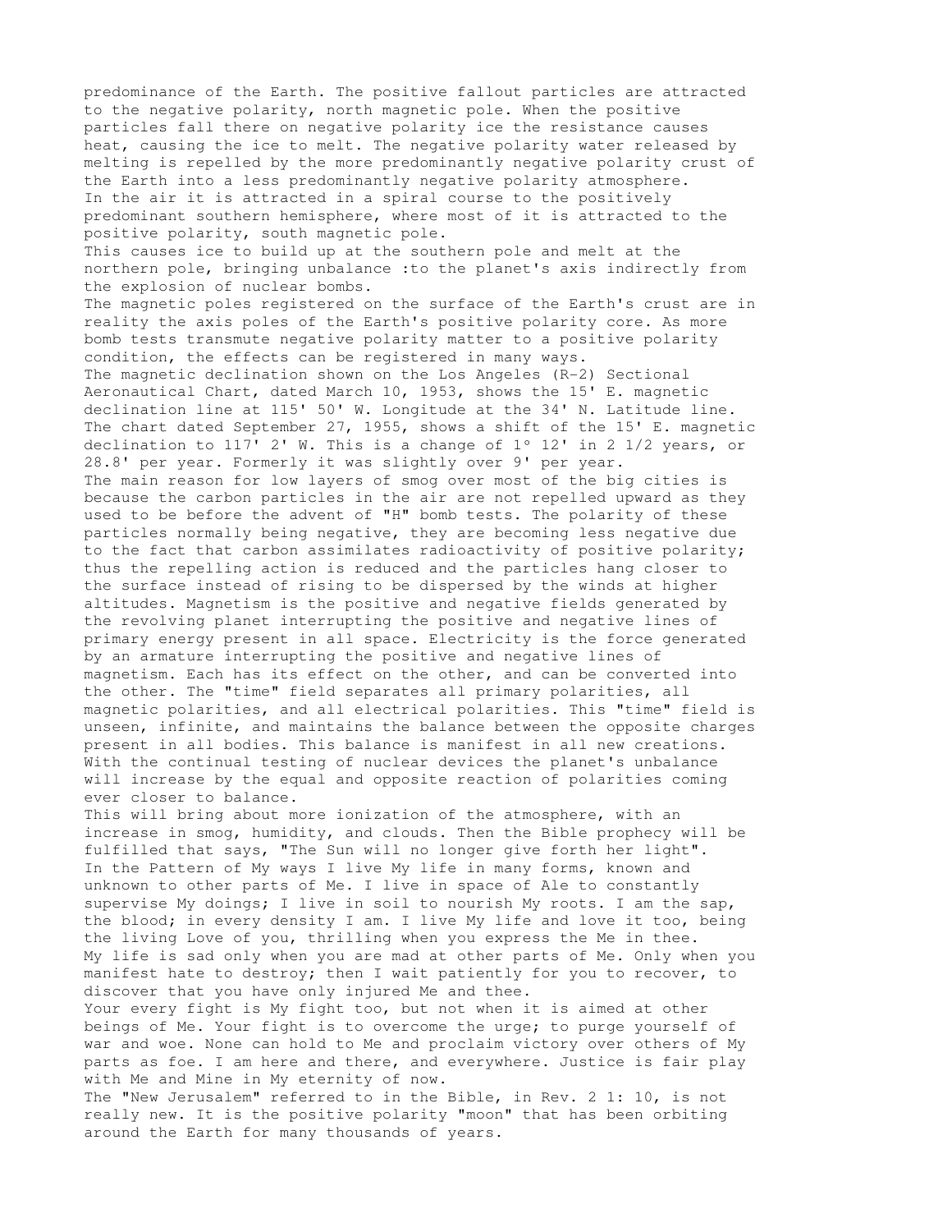predominance of the Earth. The positive fallout particles are attracted to the negative polarity, north magnetic pole. When the positive particles fall there on negative polarity ice the resistance causes heat, causing the ice to melt. The negative polarity water released by melting is repelled by the more predominantly negative polarity crust of the Earth into a less predominantly negative polarity atmosphere.

In the air it is attracted in a spiral course to the positively predominant southern hemisphere, where most of it is attracted to the positive polarity, south magnetic pole.

This causes ice to build up at the southern pole and melt at the northern pole, bringing unbalance :to the planet's axis indirectly from the explosion of nuclear bombs.

The magnetic poles registered on the surface of the Earth's crust are in reality the axis poles of the Earth's positive polarity core. As more bomb tests transmute negative polarity matter to a positive polarity condition, the effects can be registered in many ways.

The magnetic declination shown on the Los Angeles (R-2) Sectional Aeronautical Chart, dated March 10, 1953, shows the 15' E. magnetic declination line at 115' 50' W. Longitude at the 34' N. Latitude line. The chart dated September 27, 1955, shows a shift of the 15' E. magnetic declination to 117' 2' W. This is a change of 1° 12' in 2 1/2 years, or 28.8' per year. Formerly it was slightly over 9' per year.

The main reason for low layers of smog over most of the big cities is because the carbon particles in the air are not repelled upward as they used to be before the advent of "H" bomb tests. The polarity of these particles normally being negative, they are becoming less negative due to the fact that carbon assimilates radioactivity of positive polarity; thus the repelling action is reduced and the particles hang closer to the surface instead of rising to be dispersed by the winds at higher altitudes. Magnetism is the positive and negative fields generated by the revolving planet interrupting the positive and negative lines of primary energy present in all space. Electricity is the force generated by an armature interrupting the positive and negative lines of magnetism. Each has its effect on the other, and can be converted into the other. The "time" field separates all primary polarities, all magnetic polarities, and all electrical polarities. This "time" field is unseen, infinite, and maintains the balance between the opposite charges present in all bodies. This balance is manifest in all new creations. With the continual testing of nuclear devices the planet's unbalance will increase by the equal and opposite reaction of polarities coming ever closer to balance.

This will bring about more ionization of the atmosphere, with an increase in smog, humidity, and clouds. Then the Bible prophecy will be fulfilled that says, "The Sun will no longer give forth her light".

In the Pattern of My ways I live My life in many forms, known and unknown to other parts of Me. I live in space of Ale to constantly supervise My doings; I live in soil to nourish My roots. I am the sap, the blood; in every density I am. I live My life and love it too, being the living Love of you, thrilling when you express the Me in thee.

My life is sad only when you are mad at other parts of Me. Only when you manifest hate to destroy; then I wait patiently for you to recover, to discover that you have only injured Me and thee.

Your every fight is My fight too, but not when it is aimed at other beings of Me. Your fight is to overcome the urge; to purge yourself of war and woe. None can hold to Me and proclaim victory over others of My parts as foe. I am here and there, and everywhere. Justice is fair play with Me and Mine in My eternity of now.

The "New Jerusalem" referred to in the Bible, in Rev. 2 1: 10, is not really new. It is the positive polarity "moon" that has been orbiting around the Earth for many thousands of years.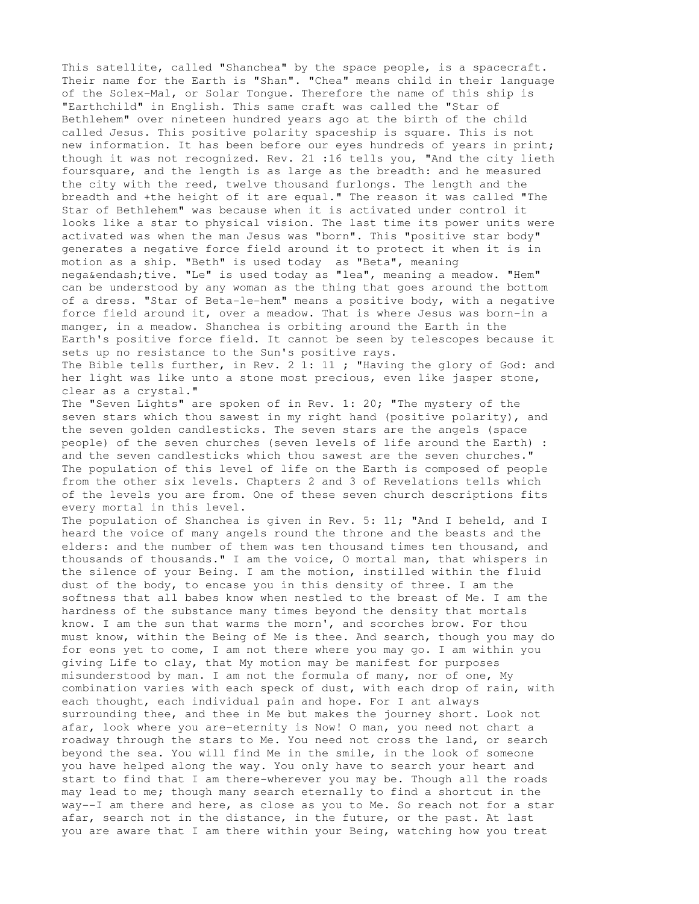This satellite, called "Shanchea" by the space people, is a spacecraft. Their name for the Earth is "Shan". "Chea" means child in their language of the Solex-Mal, or Solar Tongue. Therefore the name of this ship is "Earthchild" in English. This same craft was called the "Star of Bethlehem" over nineteen hundred years ago at the birth of the child called Jesus. This positive polarity spaceship is square. This is not new information. It has been before our eyes hundreds of years in print; though it was not recognized. Rev. 21 :16 tells you, "And the city lieth foursquare, and the length is as large as the breadth: and he measured the city with the reed, twelve thousand furlongs. The length and the breadth and +the height of it are equal." The reason it was called "The Star of Bethlehem" was because when it is activated under control it looks like a star to physical vision. The last time its power units were activated was when the man Jesus was "born". This "positive star body" generates a negative force field around it to protect it when it is in motion as a ship. "Beth" is used today as "Beta", meaning nega&endash;tive. "Le" is used today as "lea", meaning a meadow. "Hem" can be understood by any woman as the thing that goes around the bottom of a dress. "Star of Beta-le-hem" means a positive body, with a negative force field around it, over a meadow. That is where Jesus was born-in a manger, in a meadow. Shanchea is orbiting around the Earth in the Earth's positive force field. It cannot be seen by telescopes because it sets up no resistance to the Sun's positive rays.

The Bible tells further, in Rev. 2 1: 11 ; "Having the glory of God: and her light was like unto a stone most precious, even like jasper stone, clear as a crystal."

The "Seven Lights" are spoken of in Rev. 1: 20; "The mystery of the seven stars which thou sawest in my right hand (positive polarity), and the seven golden candlesticks. The seven stars are the angels (space people) of the seven churches (seven levels of life around the Earth) : and the seven candlesticks which thou sawest are the seven churches." The population of this level of life on the Earth is composed of people from the other six levels. Chapters 2 and 3 of Revelations tells which of the levels you are from. One of these seven church descriptions fits every mortal in this level.

The population of Shanchea is given in Rev. 5: 11; "And I beheld, and I heard the voice of many angels round the throne and the beasts and the elders: and the number of them was ten thousand times ten thousand, and thousands of thousands." I am the voice, O mortal man, that whispers in the silence of your Being. I am the motion, instilled within the fluid dust of the body, to encase you in this density of three. I am the softness that all babes know when nestled to the breast of Me. I am the hardness of the substance many times beyond the density that mortals know. I am the sun that warms the morn', and scorches brow. For thou must know, within the Being of Me is thee. And search, though you may do for eons yet to come, I am not there where you may go. I am within you giving Life to clay, that My motion may be manifest for purposes misunderstood by man. I am not the formula of many, nor of one, My combination varies with each speck of dust, with each drop of rain, with each thought, each individual pain and hope. For I ant always surrounding thee, and thee in Me but makes the journey short. Look not afar, look where you are-eternity is Now! O man, you need not chart a roadway through the stars to Me. You need not cross the land, or search beyond the sea. You will find Me in the smile, in the look of someone you have helped along the way. You only have to search your heart and start to find that I am there-wherever you may be. Though all the roads may lead to me; though many search eternally to find a shortcut in the way--I am there and here, as close as you to Me. So reach not for a star afar, search not in the distance, in the future, or the past. At last you are aware that I am there within your Being, watching how you treat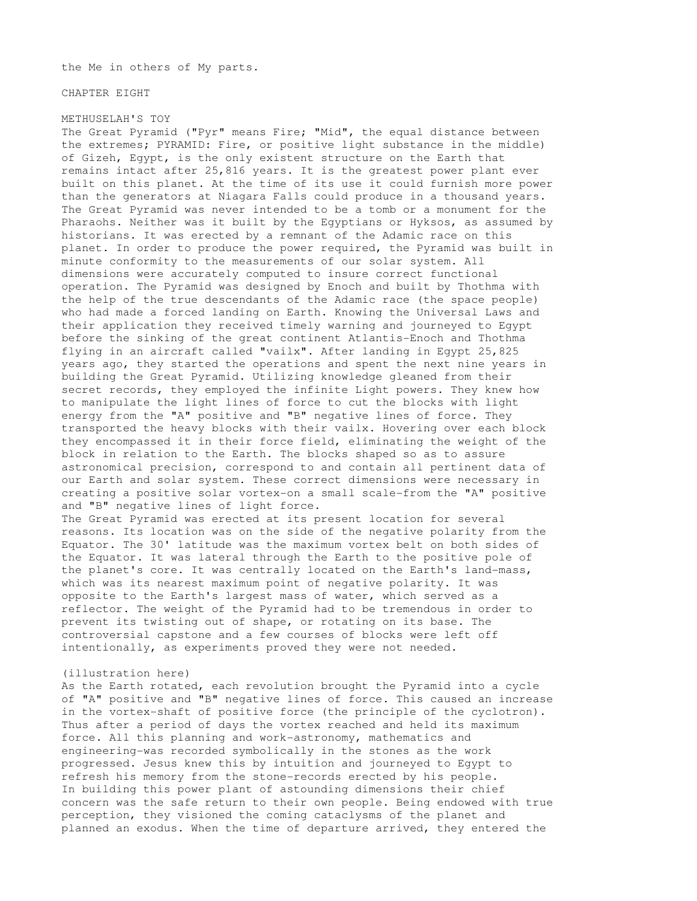the Me in others of My parts.

## CHAPTER EIGHT

### METHUSELAH'S TOY

The Great Pyramid ("Pyr" means Fire; "Mid", the equal distance between the extremes; PYRAMID: Fire, or positive light substance in the middle) of Gizeh, Egypt, is the only existent structure on the Earth that remains intact after 25,816 years. It is the greatest power plant ever built on this planet. At the time of its use it could furnish more power than the generators at Niagara Falls could produce in a thousand years. The Great Pyramid was never intended to be a tomb or a monument for the Pharaohs. Neither was it built by the Egyptians or Hyksos, as assumed by historians. It was erected by a remnant of the Adamic race on this planet. In order to produce the power required, the Pyramid was built in minute conformity to the measurements of our solar system. All dimensions were accurately computed to insure correct functional operation. The Pyramid was designed by Enoch and built by Thothma with the help of the true descendants of the Adamic race (the space people) who had made a forced landing on Earth. Knowing the Universal Laws and their application they received timely warning and journeyed to Egypt before the sinking of the great continent Atlantis-Enoch and Thothma flying in an aircraft called "vailx". After landing in Egypt 25,825 years ago, they started the operations and spent the next nine years in building the Great Pyramid. Utilizing knowledge gleaned from their secret records, they employed the infinite Light powers. They knew how to manipulate the light lines of force to cut the blocks with light energy from the "A" positive and "B" negative lines of force. They transported the heavy blocks with their vailx. Hovering over each block they encompassed it in their force field, eliminating the weight of the block in relation to the Earth. The blocks shaped so as to assure astronomical precision, correspond to and contain all pertinent data of our Earth and solar system. These correct dimensions were necessary in creating a positive solar vortex-on a small scale-from the "A" positive and "B" negative lines of light force.

The Great Pyramid was erected at its present location for several reasons. Its location was on the side of the negative polarity from the Equator. The 30' latitude was the maximum vortex belt on both sides of the Equator. It was lateral through the Earth to the positive pole of the planet's core. It was centrally located on the Earth's land-mass, which was its nearest maximum point of negative polarity. It was opposite to the Earth's largest mass of water, which served as a reflector. The weight of the Pyramid had to be tremendous in order to prevent its twisting out of shape, or rotating on its base. The controversial capstone and a few courses of blocks were left off intentionally, as experiments proved they were not needed.

(illustration here)

As the Earth rotated, each revolution brought the Pyramid into a cycle of "A" positive and "B" negative lines of force. This caused an increase in the vortex-shaft of positive force (the principle of the cyclotron). Thus after a period of days the vortex reached and held its maximum force. All this planning and work-astronomy, mathematics and engineering-was recorded symbolically in the stones as the work progressed. Jesus knew this by intuition and journeyed to Egypt to refresh his memory from the stone-records erected by his people.

In building this power plant of astounding dimensions their chief concern was the safe return to their own people. Being endowed with true perception, they visioned the coming cataclysms of the planet and planned an exodus. When the time of departure arrived, they entered the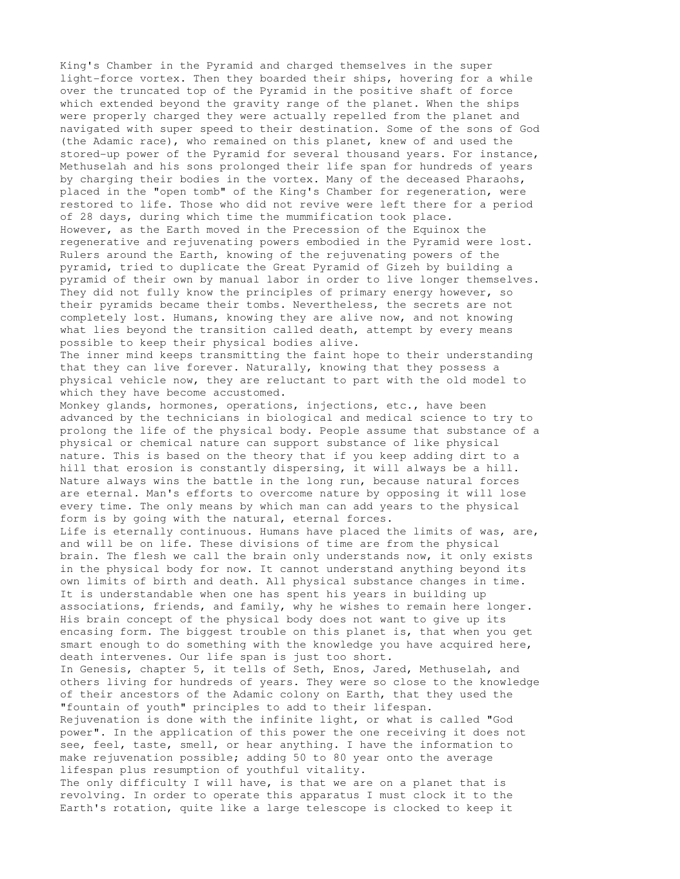King's Chamber in the Pyramid and charged themselves in the super light-force vortex. Then they boarded their ships, hovering for a while over the truncated top of the Pyramid in the positive shaft of force which extended beyond the gravity range of the planet. When the ships were properly charged they were actually repelled from the planet and navigated with super speed to their destination. Some of the sons of God (the Adamic race), who remained on this planet, knew of and used the stored-up power of the Pyramid for several thousand years. For instance, Methuselah and his sons prolonged their life span for hundreds of years by charging their bodies in the vortex. Many of the deceased Pharaohs, placed in the "open tomb" of the King's Chamber for regeneration, were restored to life. Those who did not revive were left there for a period of 28 days, during which time the mummification took place.

However, as the Earth moved in the Precession of the Equinox the regenerative and rejuvenating powers embodied in the Pyramid were lost. Rulers around the Earth, knowing of the rejuvenating powers of the pyramid, tried to duplicate the Great Pyramid of Gizeh by building a pyramid of their own by manual labor in order to live longer themselves. They did not fully know the principles of primary energy however, so their pyramids became their tombs. Nevertheless, the secrets are not completely lost. Humans, knowing they are alive now, and not knowing what lies beyond the transition called death, attempt by every means possible to keep their physical bodies alive.

The inner mind keeps transmitting the faint hope to their understanding that they can live forever. Naturally, knowing that they possess a physical vehicle now, they are reluctant to part with the old model to which they have become accustomed.

Monkey glands, hormones, operations, injections, etc., have been advanced by the technicians in biological and medical science to try to prolong the life of the physical body. People assume that substance of a physical or chemical nature can support substance of like physical nature. This is based on the theory that if you keep adding dirt to a hill that erosion is constantly dispersing, it will always be a hill. Nature always wins the battle in the long run, because natural forces are eternal. Man's efforts to overcome nature by opposing it will lose every time. The only means by which man can add years to the physical form is by going with the natural, eternal forces.

Life is eternally continuous. Humans have placed the limits of was, are, and will be on life. These divisions of time are from the physical brain. The flesh we call the brain only understands now, it only exists in the physical body for now. It cannot understand anything beyond its own limits of birth and death. All physical substance changes in time. It is understandable when one has spent his years in building up associations, friends, and family, why he wishes to remain here longer. His brain concept of the physical body does not want to give up its encasing form. The biggest trouble on this planet is, that when you get smart enough to do something with the knowledge you have acquired here, death intervenes. Our life span is just too short.

In Genesis, chapter 5, it tells of Seth, Enos, Jared, Methuselah, and others living for hundreds of years. They were so close to the knowledge of their ancestors of the Adamic colony on Earth, that they used the "fountain of youth" principles to add to their lifespan.

Rejuvenation is done with the infinite light, or what is called "God power". In the application of this power the one receiving it does not see, feel, taste, smell, or hear anything. I have the information to make rejuvenation possible; adding 50 to 80 year onto the average lifespan plus resumption of youthful vitality.

The only difficulty I will have, is that we are on a planet that is revolving. In order to operate this apparatus I must clock it to the Earth's rotation, quite like a large telescope is clocked to keep it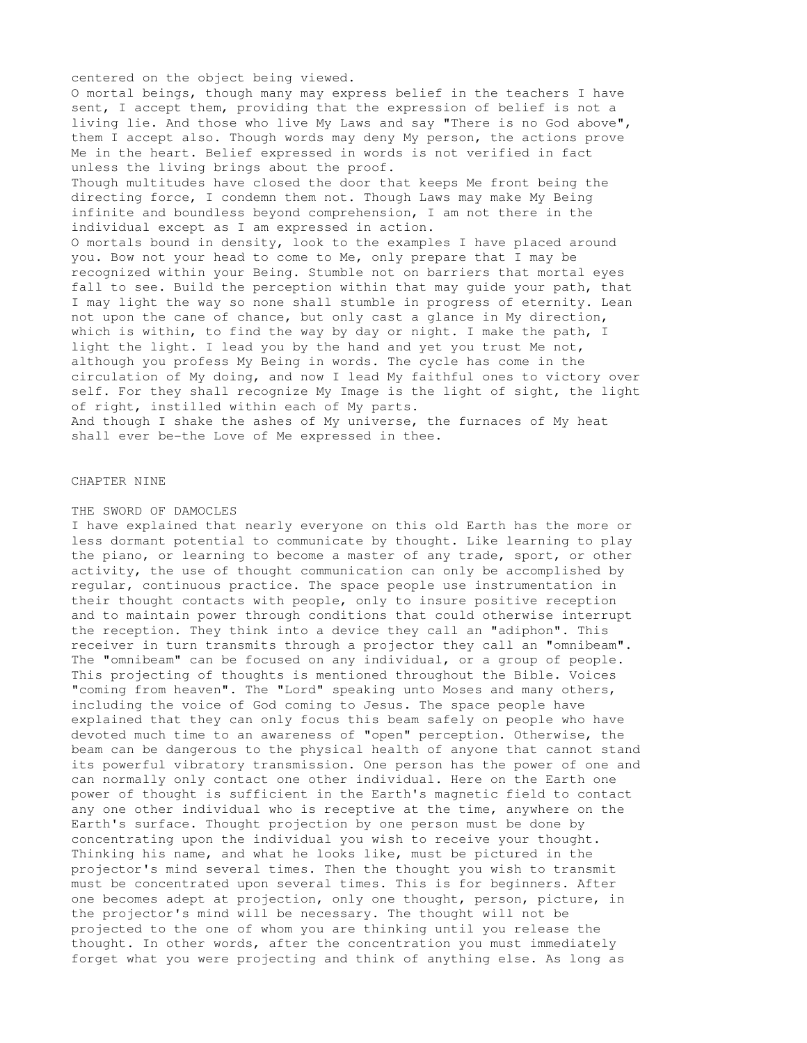centered on the object being viewed.

O mortal beings, though many may express belief in the teachers I have sent, I accept them, providing that the expression of belief is not a living lie. And those who live My Laws and say "There is no God above", them I accept also. Though words may deny My person, the actions prove Me in the heart. Belief expressed in words is not verified in fact unless the living brings about the proof.

Though multitudes have closed the door that keeps Me front being the directing force, I condemn them not. Though Laws may make My Being infinite and boundless beyond comprehension, I am not there in the individual except as I am expressed in action.

O mortals bound in density, look to the examples I have placed around you. Bow not your head to come to Me, only prepare that I may be recognized within your Being. Stumble not on barriers that mortal eyes fall to see. Build the perception within that may guide your path, that I may light the way so none shall stumble in progress of eternity. Lean not upon the cane of chance, but only cast a glance in My direction, which is within, to find the way by day or night. I make the path, I light the light. I lead you by the hand and yet you trust Me not, although you profess My Being in words. The cycle has come in the circulation of My doing, and now I lead My faithful ones to victory over self. For they shall recognize My Image is the light of sight, the light of right, instilled within each of My parts.

And though I shake the ashes of My universe, the furnaces of My heat shall ever be-the Love of Me expressed in thee.

# CHAPTER NINE

## THE SWORD OF DAMOCLES

I have explained that nearly everyone on this old Earth has the more or less dormant potential to communicate by thought. Like learning to play the piano, or learning to become a master of any trade, sport, or other activity, the use of thought communication can only be accomplished by regular, continuous practice. The space people use instrumentation in their thought contacts with people, only to insure positive reception and to maintain power through conditions that could otherwise interrupt the reception. They think into a device they call an "adiphon". This receiver in turn transmits through a projector they call an "omnibeam". The "omnibeam" can be focused on any individual, or a group of people. This projecting of thoughts is mentioned throughout the Bible. Voices "coming from heaven". The "Lord" speaking unto Moses and many others, including the voice of God coming to Jesus. The space people have explained that they can only focus this beam safely on people who have devoted much time to an awareness of "open" perception. Otherwise, the beam can be dangerous to the physical health of anyone that cannot stand its powerful vibratory transmission. One person has the power of one and can normally only contact one other individual. Here on the Earth one power of thought is sufficient in the Earth's magnetic field to contact any one other individual who is receptive at the time, anywhere on the Earth's surface. Thought projection by one person must be done by concentrating upon the individual you wish to receive your thought. Thinking his name, and what he looks like, must be pictured in the projector's mind several times. Then the thought you wish to transmit must be concentrated upon several times. This is for beginners. After one becomes adept at projection, only one thought, person, picture, in the projector's mind will be necessary. The thought will not be projected to the one of whom you are thinking until you release the thought. In other words, after the concentration you must immediately forget what you were projecting and think of anything else. As long as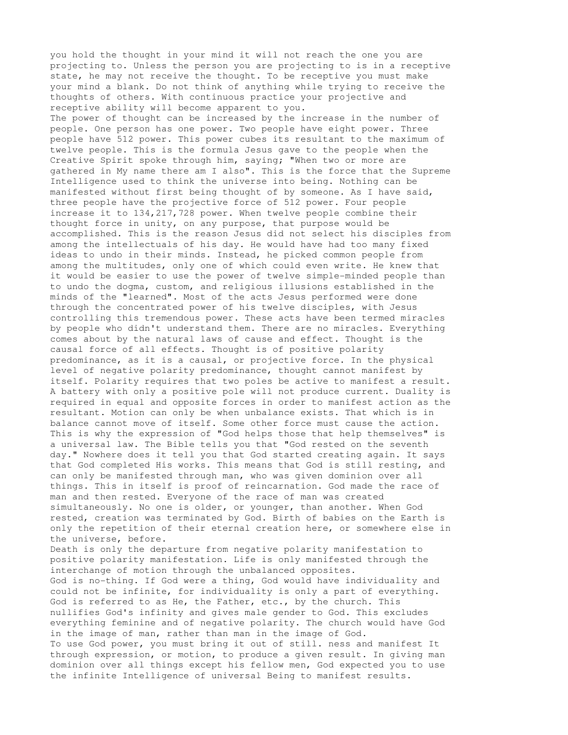you hold the thought in your mind it will not reach the one you are projecting to. Unless the person you are projecting to is in a receptive state, he may not receive the thought. To be receptive you must make your mind a blank. Do not think of anything while trying to receive the thoughts of others. With continuous practice your projective and receptive ability will become apparent to you.

The power of thought can be increased by the increase in the number of people. One person has one power. Two people have eight power. Three people have 512 power. This power cubes its resultant to the maximum of twelve people. This is the formula Jesus gave to the people when the Creative Spirit spoke through him, saying; "When two or more are gathered in My name there am I also". This is the force that the Supreme Intelligence used to think the universe into being. Nothing can be manifested without first being thought of by someone. As I have said, three people have the projective force of 512 power. Four people increase it to 134,217,728 power. When twelve people combine their thought force in unity, on any purpose, that purpose would be accomplished. This is the reason Jesus did not select his disciples from among the intellectuals of his day. He would have had too many fixed ideas to undo in their minds. Instead, he picked common people from among the multitudes, only one of which could even write. He knew that it would be easier to use the power of twelve simple-minded people than to undo the dogma, custom, and religious illusions established in the minds of the "learned". Most of the acts Jesus performed were done through the concentrated power of his twelve disciples, with Jesus controlling this tremendous power. These acts have been termed miracles by people who didn't understand them. There are no miracles. Everything comes about by the natural laws of cause and effect. Thought is the causal force of all effects. Thought is of positive polarity predominance, as it is a causal, or projective force. In the physical level of negative polarity predominance, thought cannot manifest by itself. Polarity requires that two poles be active to manifest a result. A battery with only a positive pole will not produce current. Duality is required in equal and opposite forces in order to manifest action as the resultant. Motion can only be when unbalance exists. That which is in balance cannot move of itself. Some other force must cause the action. This is why the expression of "God helps those that help themselves" is a universal law. The Bible tells you that "God rested on the seventh day." Nowhere does it tell you that God started creating again. It says that God completed His works. This means that God is still resting, and can only be manifested through man, who was given dominion over all things. This in itself is proof of reincarnation. God made the race of man and then rested. Everyone of the race of man was created simultaneously. No one is older, or younger, than another. When God rested, creation was terminated by God. Birth of babies on the Earth is only the repetition of their eternal creation here, or somewhere else in the universe, before.

Death is only the departure from negative polarity manifestation to positive polarity manifestation. Life is only manifested through the interchange of motion through the unbalanced opposites.

God is no-thing. If God were a thing, God would have individuality and could not be infinite, for individuality is only a part of everything. God is referred to as He, the Father, etc., by the church. This nullifies God's infinity and gives male gender to God. This excludes everything feminine and of negative polarity. The church would have God in the image of man, rather than man in the image of God.

To use God power, you must bring it out of still. ness and manifest It through expression, or motion, to produce a given result. In giving man dominion over all things except his fellow men, God expected you to use the infinite Intelligence of universal Being to manifest results.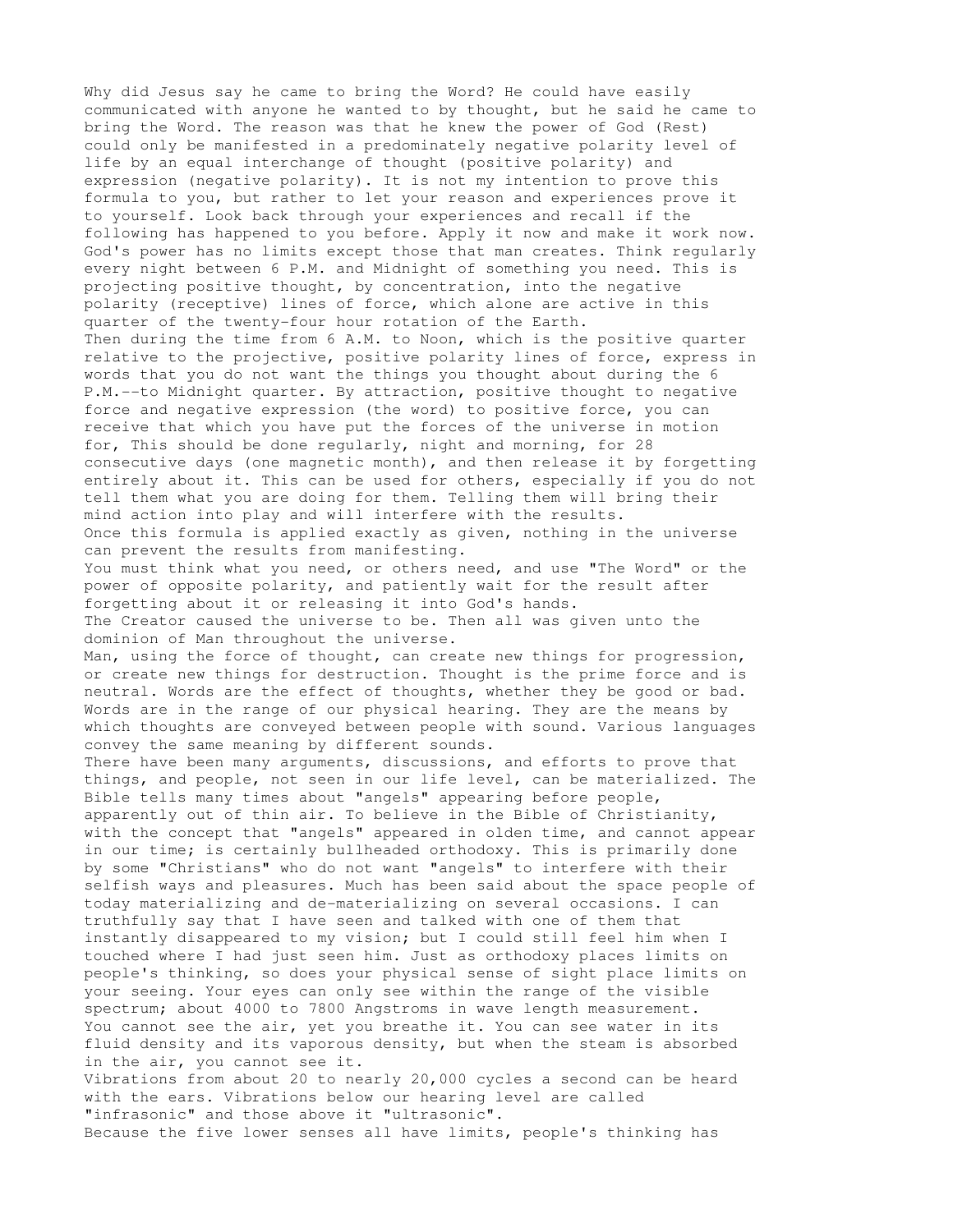Why did Jesus say he came to bring the Word? He could have easily communicated with anyone he wanted to by thought, but he said he came to bring the Word. The reason was that he knew the power of God (Rest) could only be manifested in a predominately negative polarity level of life by an equal interchange of thought (positive polarity) and expression (negative polarity). It is not my intention to prove this formula to you, but rather to let your reason and experiences prove it to yourself. Look back through your experiences and recall if the following has happened to you before. Apply it now and make it work now. God's power has no limits except those that man creates. Think regularly every night between 6 P.M. and Midnight of something you need. This is projecting positive thought, by concentration, into the negative polarity (receptive) lines of force, which alone are active in this quarter of the twenty-four hour rotation of the Earth.

Then during the time from 6 A.M. to Noon, which is the positive quarter relative to the projective, positive polarity lines of force, express in words that you do not want the things you thought about during the 6 P.M.--to Midnight quarter. By attraction, positive thought to negative force and negative expression (the word) to positive force, you can receive that which you have put the forces of the universe in motion for, This should be done regularly, night and morning, for 28 consecutive days (one magnetic month), and then release it by forgetting entirely about it. This can be used for others, especially if you do not tell them what you are doing for them. Telling them will bring their mind action into play and will interfere with the results.

Once this formula is applied exactly as given, nothing in the universe can prevent the results from manifesting.

You must think what you need, or others need, and use "The Word" or the power of opposite polarity, and patiently wait for the result after forgetting about it or releasing it into God's hands.

The Creator caused the universe to be. Then all was given unto the dominion of Man throughout the universe.

Man, using the force of thought, can create new things for progression, or create new things for destruction. Thought is the prime force and is neutral. Words are the effect of thoughts, whether they be good or bad. Words are in the range of our physical hearing. They are the means by which thoughts are conveyed between people with sound. Various languages convey the same meaning by different sounds.

There have been many arguments, discussions, and efforts to prove that things, and people, not seen in our life level, can be materialized. The Bible tells many times about "angels" appearing before people, apparently out of thin air. To believe in the Bible of Christianity, with the concept that "angels" appeared in olden time, and cannot appear in our time; is certainly bullheaded orthodoxy. This is primarily done by some "Christians" who do not want "angels" to interfere with their selfish ways and pleasures. Much has been said about the space people of today materializing and de-materializing on several occasions. I can truthfully say that I have seen and talked with one of them that instantly disappeared to my vision; but I could still feel him when I touched where I had just seen him. Just as orthodoxy places limits on people's thinking, so does your physical sense of sight place limits on your seeing. Your eyes can only see within the range of the visible spectrum; about 4000 to 7800 Angstroms in wave length measurement.

You cannot see the air, yet you breathe it. You can see water in its fluid density and its vaporous density, but when the steam is absorbed in the air, you cannot see it.

Vibrations from about 20 to nearly 20,000 cycles a second can be heard with the ears. Vibrations below our hearing level are called "infrasonic" and those above it "ultrasonic".

Because the five lower senses all have limits, people's thinking has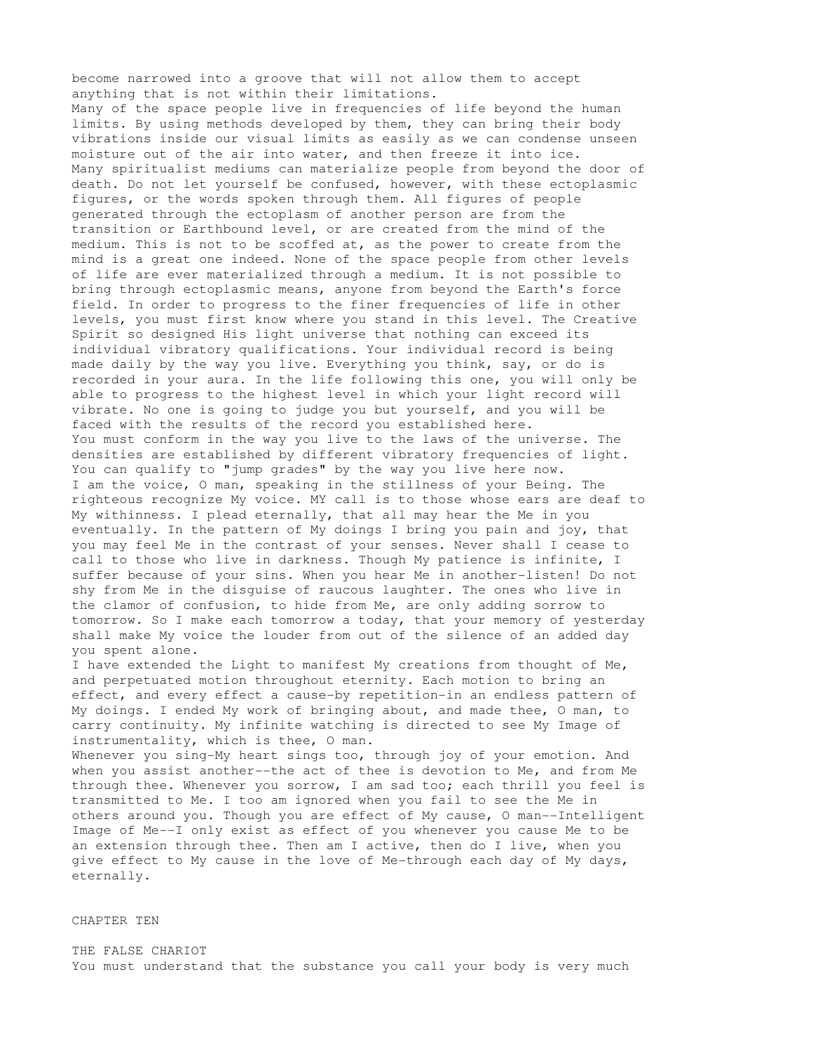become narrowed into a groove that will not allow them to accept anything that is not within their limitations.

Many of the space people live in frequencies of life beyond the human limits. By using methods developed by them, they can bring their body vibrations inside our visual limits as easily as we can condense unseen moisture out of the air into water, and then freeze it into ice.

Many spiritualist mediums can materialize people from beyond the door of death. Do not let yourself be confused, however, with these ectoplasmic figures, or the words spoken through them. All figures of people generated through the ectoplasm of another person are from the transition or Earthbound level, or are created from the mind of the medium. This is not to be scoffed at, as the power to create from the mind is a great one indeed. None of the space people from other levels of life are ever materialized through a medium. It is not possible to bring through ectoplasmic means, anyone from beyond the Earth's force field. In order to progress to the finer frequencies of life in other levels, you must first know where you stand in this level. The Creative Spirit so designed His light universe that nothing can exceed its individual vibratory qualifications. Your individual record is being made daily by the way you live. Everything you think, say, or do is recorded in your aura. In the life following this one, you will only be able to progress to the highest level in which your light record will vibrate. No one is going to judge you but yourself, and you will be faced with the results of the record you established here.

You must conform in the way you live to the laws of the universe. The densities are established by different vibratory frequencies of light. You can qualify to "jump grades" by the way you live here now.

I am the voice, O man, speaking in the stillness of your Being. The righteous recognize My voice. MY call is to those whose ears are deaf to My withinness. I plead eternally, that all may hear the Me in you eventually. In the pattern of My doings I bring you pain and joy, that you may feel Me in the contrast of your senses. Never shall I cease to call to those who live in darkness. Though My patience is infinite, I suffer because of your sins. When you hear Me in another-listen! Do not shy from Me in the disguise of raucous laughter. The ones who live in the clamor of confusion, to hide from Me, are only adding sorrow to tomorrow. So I make each tomorrow a today, that your memory of yesterday shall make My voice the louder from out of the silence of an added day you spent alone.

I have extended the Light to manifest My creations from thought of Me, and perpetuated motion throughout eternity. Each motion to bring an effect, and every effect a cause-by repetition-in an endless pattern of My doings. I ended My work of bringing about, and made thee, O man, to carry continuity. My infinite watching is directed to see My Image of instrumentality, which is thee, O man.

Whenever you sing-My heart sings too, through joy of your emotion. And when you assist another--the act of thee is devotion to Me, and from Me through thee. Whenever you sorrow, I am sad too; each thrill you feel is transmitted to Me. I too am ignored when you fail to see the Me in others around you. Though you are effect of My cause, O man--Intelligent Image of Me--I only exist as effect of you whenever you cause Me to be an extension through thee. Then am I active, then do I live, when you give effect to My cause in the love of Me-through each day of My days, eternally.

## CHAPTER TEN

### THE FALSE CHARIOT

You must understand that the substance you call your body is very much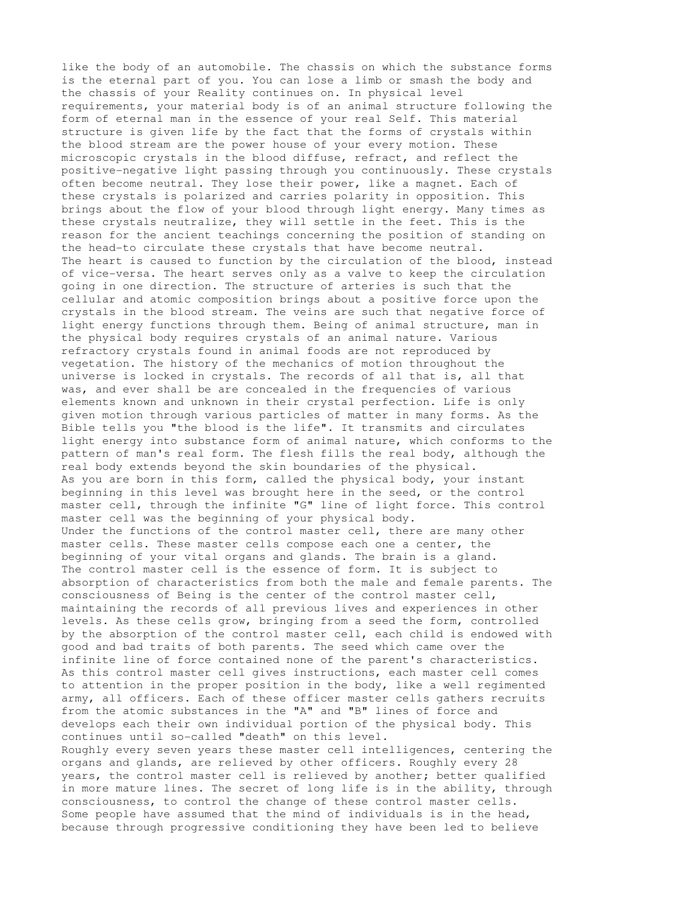like the body of an automobile. The chassis on which the substance forms is the eternal part of you. You can lose a limb or smash the body and the chassis of your Reality continues on. In physical level requirements, your material body is of an animal structure following the form of eternal man in the essence of your real Self. This material structure is given life by the fact that the forms of crystals within the blood stream are the power house of your every motion. These microscopic crystals in the blood diffuse, refract, and reflect the positive-negative light passing through you continuously. These crystals often become neutral. They lose their power, like a magnet. Each of these crystals is polarized and carries polarity in opposition. This brings about the flow of your blood through light energy. Many times as these crystals neutralize, they will settle in the feet. This is the reason for the ancient teachings concerning the position of standing on the head-to circulate these crystals that have become neutral.

The heart is caused to function by the circulation of the blood, instead of vice-versa. The heart serves only as a valve to keep the circulation going in one direction. The structure of arteries is such that the cellular and atomic composition brings about a positive force upon the crystals in the blood stream. The veins are such that negative force of light energy functions through them. Being of animal structure, man in the physical body requires crystals of an animal nature. Various refractory crystals found in animal foods are not reproduced by vegetation. The history of the mechanics of motion throughout the universe is locked in crystals. The records of all that is, all that was, and ever shall be are concealed in the frequencies of various elements known and unknown in their crystal perfection. Life is only given motion through various particles of matter in many forms. As the Bible tells you "the blood is the life". It transmits and circulates light energy into substance form of animal nature, which conforms to the pattern of man's real form. The flesh fills the real body, although the real body extends beyond the skin boundaries of the physical.

As you are born in this form, called the physical body, your instant beginning in this level was brought here in the seed, or the control master cell, through the infinite "G" line of light force. This control master cell was the beginning of your physical body.

Under the functions of the control master cell, there are many other master cells. These master cells compose each one a center, the beginning of your vital organs and glands. The brain is a gland.

The control master cell is the essence of form. It is subject to absorption of characteristics from both the male and female parents. The consciousness of Being is the center of the control master cell, maintaining the records of all previous lives and experiences in other levels. As these cells grow, bringing from a seed the form, controlled by the absorption of the control master cell, each child is endowed with good and bad traits of both parents. The seed which came over the infinite line of force contained none of the parent's characteristics. As this control master cell gives instructions, each master cell comes to attention in the proper position in the body, like a well regimented army, all officers. Each of these officer master cells gathers recruits from the atomic substances in the "A" and "B" lines of force and develops each their own individual portion of the physical body. This continues until so-called "death" on this level.

Roughly every seven years these master cell intelligences, centering the organs and glands, are relieved by other officers. Roughly every 28 years, the control master cell is relieved by another; better qualified in more mature lines. The secret of long life is in the ability, through consciousness, to control the change of these control master cells.

Some people have assumed that the mind of individuals is in the head, because through progressive conditioning they have been led to believe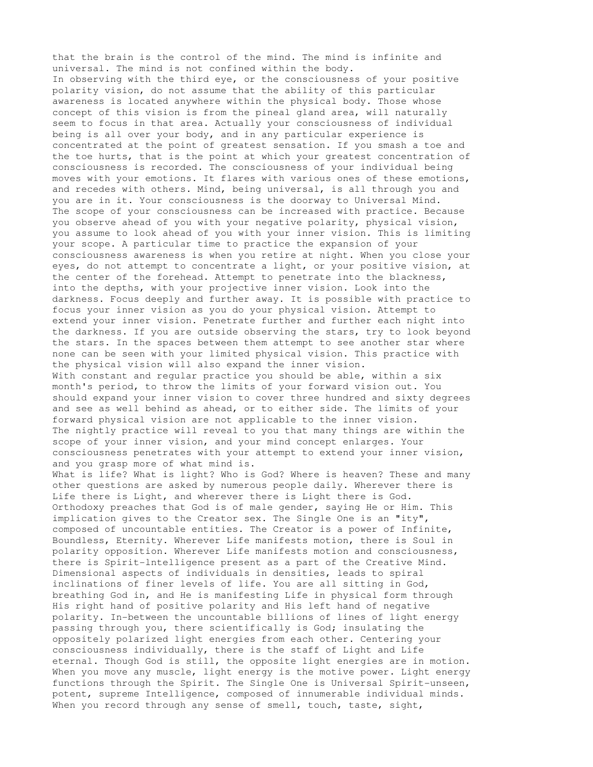that the brain is the control of the mind. The mind is infinite and universal. The mind is not confined within the body.

In observing with the third eye, or the consciousness of your positive polarity vision, do not assume that the ability of this particular awareness is located anywhere within the physical body. Those whose concept of this vision is from the pineal gland area, will naturally seem to focus in that area. Actually your consciousness of individual being is all over your body, and in any particular experience is concentrated at the point of greatest sensation. If you smash a toe and the toe hurts, that is the point at which your greatest concentration of consciousness is recorded. The consciousness of your individual being moves with your emotions. It flares with various ones of these emotions, and recedes with others. Mind, being universal, is all through you and you are in it. Your consciousness is the doorway to Universal Mind.

The scope of your consciousness can be increased with practice. Because you observe ahead of you with your negative polarity, physical vision, you assume to look ahead of you with your inner vision. This is limiting your scope. A particular time to practice the expansion of your consciousness awareness is when you retire at night. When you close your eyes, do not attempt to concentrate a light, or your positive vision, at the center of the forehead. Attempt to penetrate into the blackness, into the depths, with your projective inner vision. Look into the darkness. Focus deeply and further away. It is possible with practice to focus your inner vision as you do your physical vision. Attempt to extend your inner vision. Penetrate further and further each night into the darkness. If you are outside observing the stars, try to look beyond the stars. In the spaces between them attempt to see another star where none can be seen with your limited physical vision. This practice with the physical vision will also expand the inner vision.

With constant and regular practice you should be able, within a six month's period, to throw the limits of your forward vision out. You should expand your inner vision to cover three hundred and sixty degrees and see as well behind as ahead, or to either side. The limits of your forward physical vision are not applicable to the inner vision.

The nightly practice will reveal to you that many things are within the scope of your inner vision, and your mind concept enlarges. Your consciousness penetrates with your attempt to extend your inner vision, and you grasp more of what mind is.

What is life? What is light? Who is God? Where is heaven? These and many other questions are asked by numerous people daily. Wherever there is Life there is Light, and wherever there is Light there is God. Orthodoxy preaches that God is of male gender, saying He or Him. This implication gives to the Creator sex. The Single One is an "ity", composed of uncountable entities. The Creator is a power of Infinite, Boundless, Eternity. Wherever Life manifests motion, there is Soul in polarity opposition. Wherever Life manifests motion and consciousness, there is Spirit-lntelligence present as a part of the Creative Mind. Dimensional aspects of individuals in densities, leads to spiral inclinations of finer levels of life. You are all sitting in God, breathing God in, and He is manifesting Life in physical form through His right hand of positive polarity and His left hand of negative polarity. In-between the uncountable billions of lines of light energy passing through you, there scientifically is God; insulating the oppositely polarized light energies from each other. Centering your consciousness individually, there is the staff of Light and Life eternal. Though God is still, the opposite light energies are in motion. When you move any muscle, light energy is the motive power. Light energy functions through the Spirit. The Single One is Universal Spirit-unseen, potent, supreme Intelligence, composed of innumerable individual minds. When you record through any sense of smell, touch, taste, sight,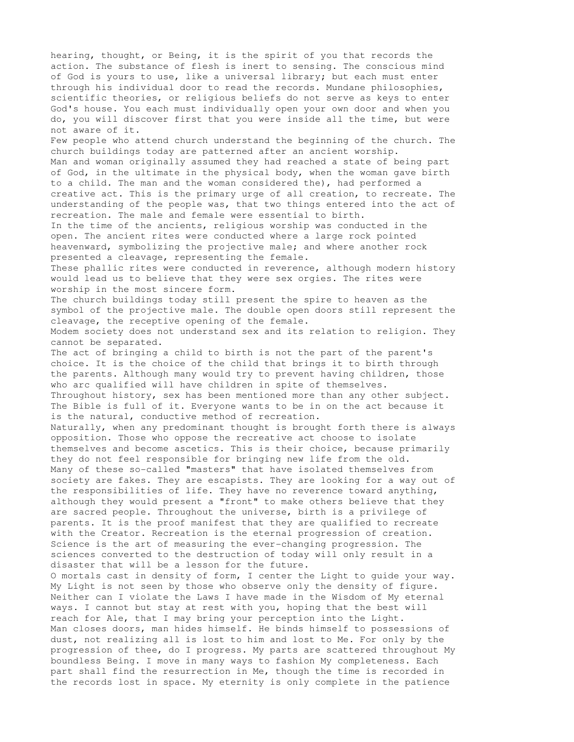hearing, thought, or Being, it is the spirit of you that records the action. The substance of flesh is inert to sensing. The conscious mind of God is yours to use, like a universal library; but each must enter through his individual door to read the records. Mundane philosophies, scientific theories, or religious beliefs do not serve as keys to enter God's house. You each must individually open your own door and when you do, you will discover first that you were inside all the time, but were not aware of it.

Few people who attend church understand the beginning of the church. The church buildings today are patterned after an ancient worship.

Man and woman originally assumed they had reached a state of being part of God, in the ultimate in the physical body, when the woman gave birth to a child. The man and the woman considered the), had performed a creative act. This is the primary urge of all creation, to recreate. The understanding of the people was, that two things entered into the act of recreation. The male and female were essential to birth.

In the time of the ancients, religious worship was conducted in the open. The ancient rites were conducted where a large rock pointed heavenward, symbolizing the projective male; and where another rock presented a cleavage, representing the female.

These phallic rites were conducted in reverence, although modern history would lead us to believe that they were sex orgies. The rites were worship in the most sincere form.

The church buildings today still present the spire to heaven as the symbol of the projective male. The double open doors still represent the cleavage, the receptive opening of the female.

Modem society does not understand sex and its relation to religion. They cannot be separated.

The act of bringing a child to birth is not the part of the parent's choice. It is the choice of the child that brings it to birth through the parents. Although many would try to prevent having children, those who arc qualified will have children in spite of themselves.

Throughout history, sex has been mentioned more than any other subject. The Bible is full of it. Everyone wants to be in on the act because it is the natural, conductive method of recreation.

Naturally, when any predominant thought is brought forth there is always opposition. Those who oppose the recreative act choose to isolate themselves and become ascetics. This is their choice, because primarily they do not feel responsible for bringing new life from the old.

Many of these so-called "masters" that have isolated themselves from society are fakes. They are escapists. They are looking for a way out of the responsibilities of life. They have no reverence toward anything, although they would present a "front" to make others believe that they are sacred people. Throughout the universe, birth is a privilege of parents. It is the proof manifest that they are qualified to recreate with the Creator. Recreation is the eternal progression of creation. Science is the art of measuring the ever-changing progression. The sciences converted to the destruction of today will only result in a disaster that will be a lesson for the future.

O mortals cast in density of form, I center the Light to guide your way. My Light is not seen by those who observe only the density of figure. Neither can I violate the Laws I have made in the Wisdom of My eternal ways. I cannot but stay at rest with you, hoping that the best will reach for Ale, that I may bring your perception into the Light.

Man closes doors, man hides himself. He binds himself to possessions of dust, not realizing all is lost to him and lost to Me. For only by the progression of thee, do I progress. My parts are scattered throughout My boundless Being. I move in many ways to fashion My completeness. Each part shall find the resurrection in Me, though the time is recorded in the records lost in space. My eternity is only complete in the patience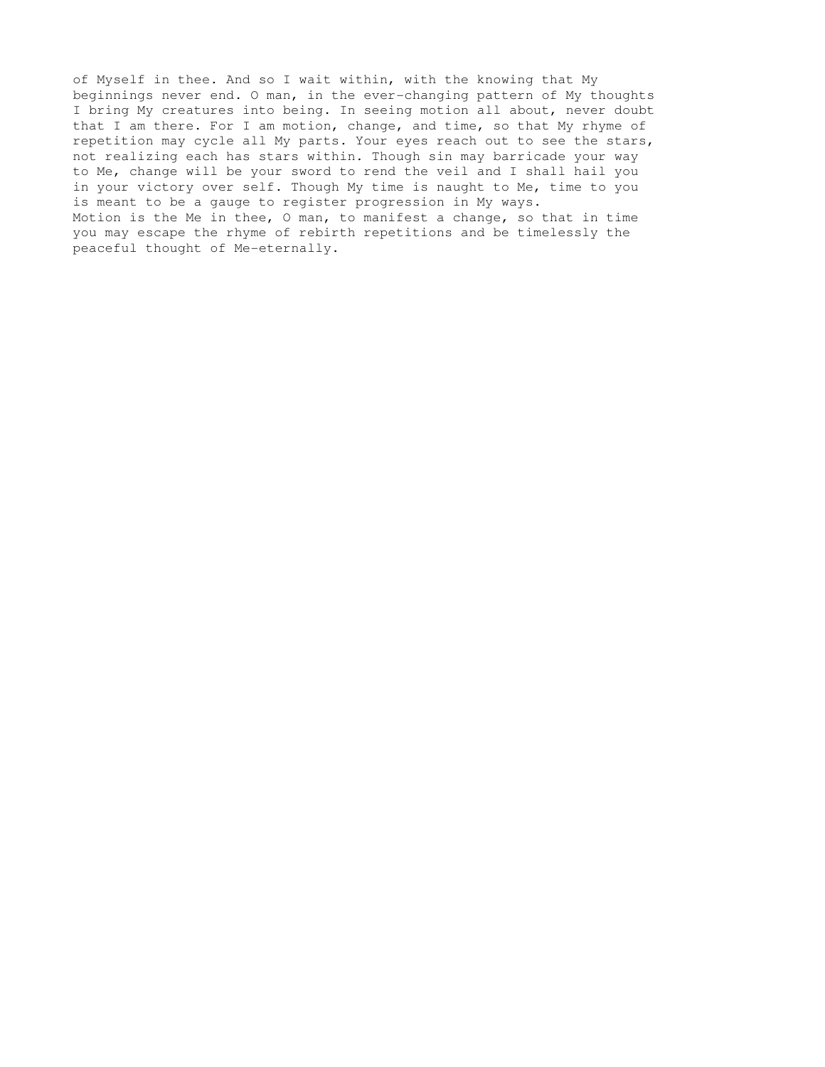of Myself in thee. And so I wait within, with the knowing that My beginnings never end. O man, in the ever-changing pattern of My thoughts I bring My creatures into being. In seeing motion all about, never doubt that I am there. For I am motion, change, and time, so that My rhyme of repetition may cycle all My parts. Your eyes reach out to see the stars, not realizing each has stars within. Though sin may barricade your way to Me, change will be your sword to rend the veil and I shall hail you in your victory over self. Though My time is naught to Me, time to you is meant to be a gauge to register progression in My ways.

Motion is the Me in thee, O man, to manifest a change, so that in time you may escape the rhyme of rebirth repetitions and be timelessly the peaceful thought of Me-eternally.